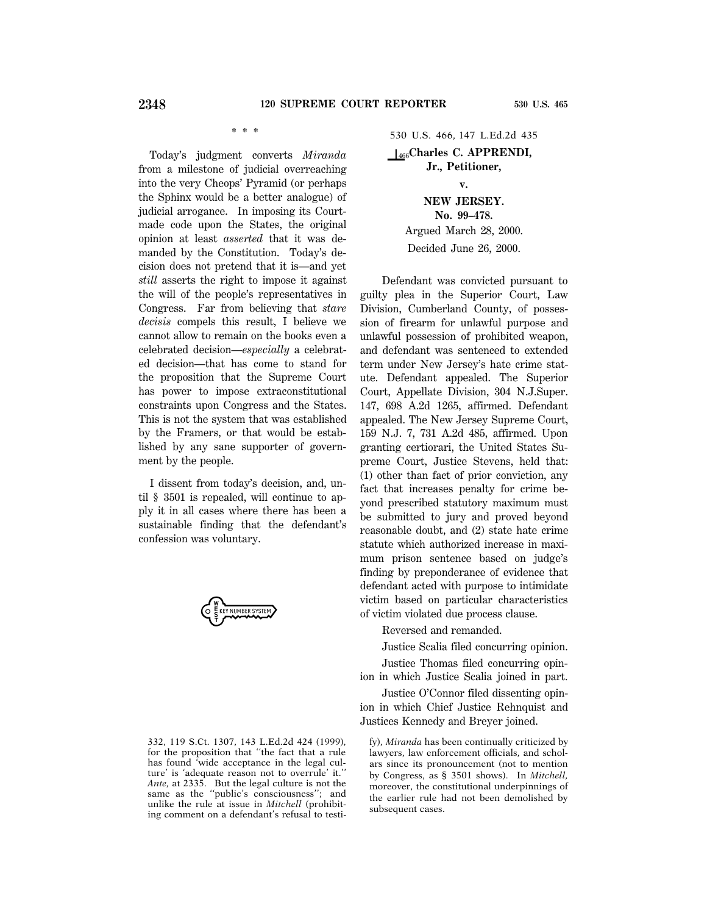\* \* \*

Today's judgment converts *Miranda* from a milestone of judicial overreaching into the very Cheops' Pyramid (or perhaps the Sphinx would be a better analogue) of judicial arrogance. In imposing its Court-made code upon the States, the original opinion at least *asserted* that it was demanded by the Constitution. Today's decision does not pretend that it is—and yet *still* asserts the right to impose it against the will of the people's representatives in Congress. Far from believing that *stare decisis* compels this result, I believe we cannot allow to remain on the books even a celebrated decision—*especially* a celebrated decision—that has come to stand for the proposition that the Supreme Court has power to impose extraconstitutional constraints upon Congress and the States. This is not the system that was established by the Framers, or that would be established by any sane supporter of government by the people.

I dissent from today's decision, and, until § 3501 is repealed, will continue to apply it in all cases where there has been a sustainable finding that the defendant's confession was voluntary.

332, 119 S.Ct. 1307, 143 L.Ed.2d 424 (1999), for the proposition that "the fact that a rule has found 'wide acceptance in the legal culture' is 'adequate reason not to overrule' it." *Ante*, at 2335. But the legal culture is not the same as the "public's consciousness"; and unlike the rule at issue in *Mitchell* (prohibiting comment on a defendant's refusal to testify), *Miranda* has been continually criticized by lawyers, law enforcement officials, and scholars since its pronouncement (not to mention by Congress, as § 3501 shows). In *Mitchell*, moreover, the constitutional underpinnings of the earlier rule had not been demolished by subsequent cases.

530 U.S. 466, 147 L.Ed.2d 435

## [466]Charles C. APPRENDI, Jr., Petitioner,

**v.**

## NEW JERSEY.

**No. 99–478.**

Argued March 28, 2000.

Decided June 26, 2000.

Defendant was convicted pursuant to guilty plea in the Superior Court, Law Division, Cumberland County, of possession of firearm for unlawful purpose and unlawful possession of prohibited weapon, and defendant was sentenced to extended term under New Jersey's hate crime statute. Defendant appealed. The Superior Court, Appellate Division, 304 N.J.Super. 147, 698 A.2d 1265, affirmed. Defendant appealed. The New Jersey Supreme Court, 159 N.J. 7, 731 A.2d 485, affirmed. Upon granting certiorari, the United States Supreme Court, Justice Stevens, held that: (1) other than fact of prior conviction, any fact that increases penalty for crime beyond prescribed statutory maximum must be submitted to jury and proved beyond reasonable doubt, and (2) state hate crime statute which authorized increase in maximum prison sentence based on judge's finding by preponderance of evidence that defendant acted with purpose to intimidate victim based on particular characteristics of victim violated due process clause.

Reversed and remanded.

Justice Scalia filed concurring opinion.

Justice Thomas filed concurring opinion in which Justice Scalia joined in part.

Justice O'Connor filed dissenting opinion in which Chief Justice Rehnquist and Justices Kennedy and Breyer joined.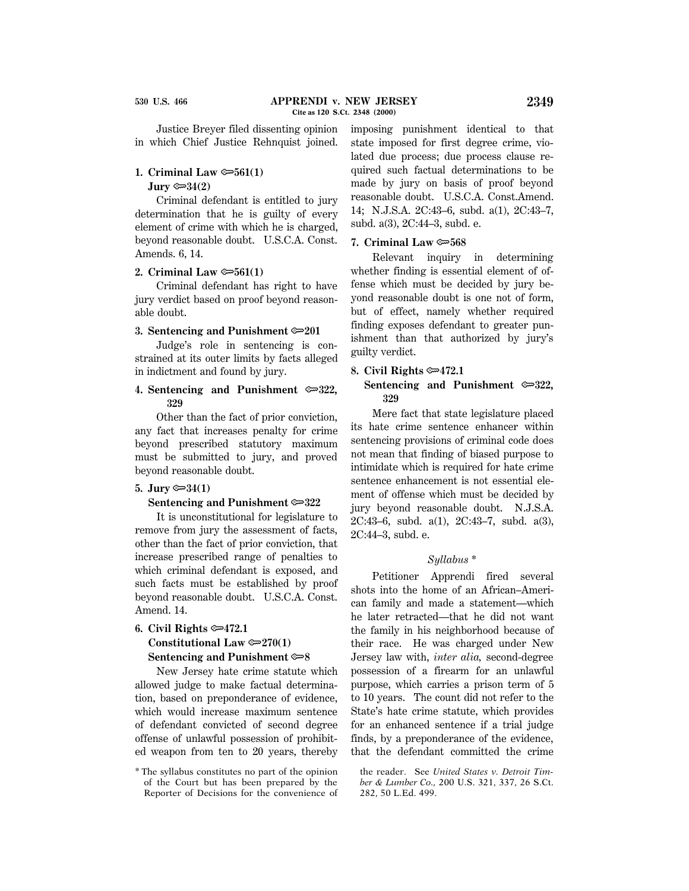Justice Breyer filed dissenting opinion in which Chief Justice Rehnquist joined.

**1. Criminal Law ⇐561(1)**
**Jury ⇐34(2)**

Criminal defendant is entitled to jury determination that he is guilty of every element of crime with which he is charged, beyond reasonable doubt. U.S.C.A. Const. Amends. 6, 14.

**2. Criminal Law ⇐561(1)**

Criminal defendant has right to have jury verdict based on proof beyond reasonable doubt.

**3. Sentencing and Punishment ⇐201**

Judge's role in sentencing is constrained at its outer limits by facts alleged in indictment and found by jury.

**4. Sentencing and Punishment ⇐322, 329**

Other than the fact of prior conviction, any fact that increases penalty for crime beyond prescribed statutory maximum must be submitted to jury, and proved beyond reasonable doubt.

**5. Jury ⇐34(1)**
**Sentencing and Punishment ⇐322**

It is unconstitutional for legislature to remove from jury the assessment of facts, other than the fact of prior conviction, that increase prescribed range of penalties to which criminal defendant is exposed, and such facts must be established by proof beyond reasonable doubt. U.S.C.A. Const. Amend. 14.

**6. Civil Rights ⇐472.1**
**Constitutional Law ⇐270(1)**
**Sentencing and Punishment ⇐8**

New Jersey hate crime statute which allowed judge to make factual determination, based on preponderance of evidence, which would increase maximum sentence of defendant convicted of second degree offense of unlawful possession of prohibited weapon from ten to 20 years, thereby imposing punishment identical to that state imposed for first degree crime, violated due process; due process clause required such factual determinations to be made by jury on basis of proof beyond reasonable doubt. U.S.C.A. Const.Amend. 14; N.J.S.A. 2C:43–6, subd. a(1), 2C:43–7, subd. a(3), 2C:44–3, subd. e.

**7. Criminal Law ⇐568**

Relevant inquiry in determining whether finding is essential element of offense which must be decided by jury beyond reasonable doubt is one not of form, but of effect, namely whether required finding exposes defendant to greater punishment than that authorized by jury's guilty verdict.

**8. Civil Rights ⇐472.1**
**Sentencing and Punishment ⇐322, 329**

Mere fact that state legislature placed its hate crime sentence enhancer within sentencing provisions of criminal code does not mean that finding of biased purpose to intimidate which is required for hate crime sentence enhancement is not essential element of offense which must be decided by jury beyond reasonable doubt. N.J.S.A. 2C:43–6, subd. a(1), 2C:43–7, subd. a(3), 2C:44–3, subd. e.

*Syllabus* *

Petitioner Apprendi fired several shots into the home of an African–American family and made a statement—which he later retracted—that he did not want the family in his neighborhood because of their race. He was charged under New Jersey law with, *inter alia,* second-degree possession of a firearm for an unlawful purpose, which carries a prison term of 5 to 10 years. The count did not refer to the State's hate crime statute, which provides for an enhanced sentence if a trial judge finds, by a preponderance of the evidence, that the defendant committed the crime

\* The syllabus constitutes no part of the opinion of the Court but has been prepared by the Reporter of Decisions for the convenience of the reader. See *United States v. Detroit Timber & Lumber Co.,* 200 U.S. 321, 337, 26 S.Ct. 282, 50 L.Ed. 499.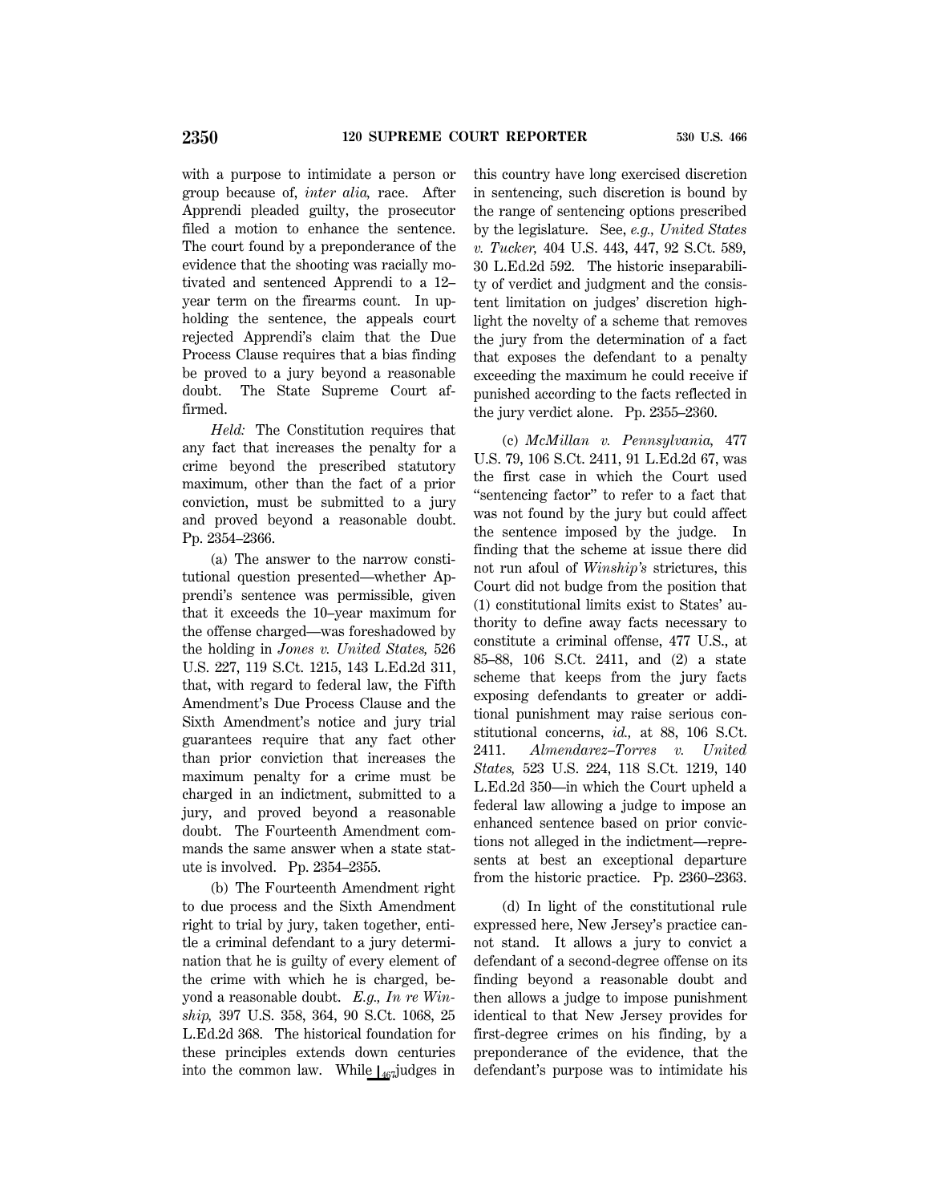with a purpose to intimidate a person or group because of, *inter alia,* race. After Apprendi pleaded guilty, the prosecutor filed a motion to enhance the sentence. The court found by a preponderance of the evidence that the shooting was racially motivated and sentenced Apprendi to a 12–year term on the firearms count. In upholding the sentence, the appeals court rejected Apprendi's claim that the Due Process Clause requires that a bias finding be proved to a jury beyond a reasonable doubt. The State Supreme Court affirmed.

*Held:* The Constitution requires that any fact that increases the penalty for a crime beyond the prescribed statutory maximum, other than the fact of a prior conviction, must be submitted to a jury and proved beyond a reasonable doubt. Pp. 2354–2366.

(a) The answer to the narrow constitutional question presented—whether Apprendi's sentence was permissible, given that it exceeds the 10–year maximum for the offense charged—was foreshadowed by the holding in *Jones v. United States,* 526 U.S. 227, 119 S.Ct. 1215, 143 L.Ed.2d 311, that, with regard to federal law, the Fifth Amendment's Due Process Clause and the Sixth Amendment's notice and jury trial guarantees require that any fact other than prior conviction that increases the maximum penalty for a crime must be charged in an indictment, submitted to a jury, and proved beyond a reasonable doubt. The Fourteenth Amendment commands the same answer when a state statute is involved. Pp. 2354–2355.

(b) The Fourteenth Amendment right to due process and the Sixth Amendment right to trial by jury, taken together, entitle a criminal defendant to a jury determination that he is guilty of every element of the crime with which he is charged, beyond a reasonable doubt. *E.g., In re Winship,* 397 U.S. 358, 364, 90 S.Ct. 1068, 25 L.Ed.2d 368. The historical foundation for these principles extends down centuries into the common law. While judges in this country have long exercised discretion in sentencing, such discretion is bound by the range of sentencing options prescribed by the legislature. See, *e.g., United States v. Tucker,* 404 U.S. 443, 447, 92 S.Ct. 589, 30 L.Ed.2d 592. The historic inseparability of verdict and judgment and the consistent limitation on judges' discretion highlight the novelty of a scheme that removes the jury from the determination of a fact that exposes the defendant to a penalty exceeding the maximum he could receive if punished according to the facts reflected in the jury verdict alone. Pp. 2355–2360.

(c) *McMillan v. Pennsylvania,* 477 U.S. 79, 106 S.Ct. 2411, 91 L.Ed.2d 67, was the first case in which the Court used "sentencing factor" to refer to a fact that was not found by the jury but could affect the sentence imposed by the judge. In finding that the scheme at issue there did not run afoul of *Winship's* strictures, this Court did not budge from the position that (1) constitutional limits exist to States' authority to define away facts necessary to constitute a criminal offense, 477 U.S., at 85–88, 106 S.Ct. 2411, and (2) a state scheme that keeps from the jury facts exposing defendants to greater or additional punishment may raise serious constitutional concerns, *id.,* at 88, 106 S.Ct. 2411. *Almendarez–Torres v. United States,* 523 U.S. 224, 118 S.Ct. 1219, 140 L.Ed.2d 350—in which the Court upheld a federal law allowing a judge to impose an enhanced sentence based on prior convictions not alleged in the indictment—represents at best an exceptional departure from the historic practice. Pp. 2360–2363.

(d) In light of the constitutional rule expressed here, New Jersey's practice cannot stand. It allows a jury to convict a defendant of a second-degree offense on its finding beyond a reasonable doubt and then allows a judge to impose punishment identical to that New Jersey provides for first-degree crimes on his finding, by a preponderance of the evidence, that the defendant's purpose was to intimidate his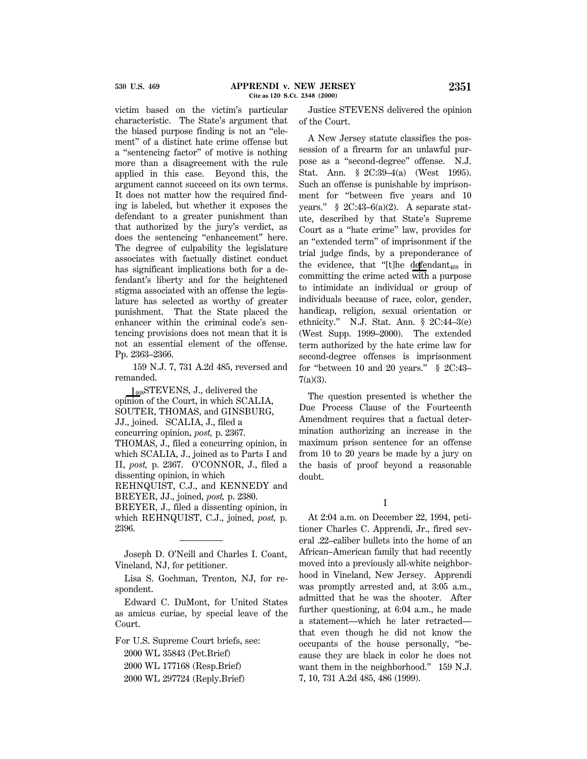victim based on the victim's particular characteristic. The State's argument that the biased purpose finding is not an "element" of a distinct hate crime offense but a "sentencing factor" of motive is nothing more than a disagreement with the rule applied in this case. Beyond this, the argument cannot succeed on its own terms. It does not matter how the required finding is labeled, but whether it exposes the defendant to a greater punishment than that authorized by the jury's verdict, as does the sentencing "enhancement" here. The degree of culpability the legislature associates with factually distinct conduct has significant implications both for a defendant's liberty and for the heightened stigma associated with an offense the legislature has selected as worthy of greater punishment. That the State placed the enhancer within the criminal code's sentencing provisions does not mean that it is not an essential element of the offense. Pp. 2363–2366.

159 N.J. 7, 731 A.2d 485, reversed and remanded.

[468]STEVENS, J., delivered the opinion of the Court, in which SCALIA, SOUTER, THOMAS, and GINSBURG, JJ., joined. SCALIA, J., filed a concurring opinion, *post,* p. 2367. THOMAS, J., filed a concurring opinion, in which SCALIA, J., joined as to Parts I and II, *post,* p. 2367. O'CONNOR, J., filed a dissenting opinion, in which REHNQUIST, C.J., and KENNEDY and BREYER, JJ., joined, *post,* p. 2380. BREYER, J., filed a dissenting opinion, in which REHNQUIST, C.J., joined, *post,* p. 2396.

---

Joseph D. O'Neill and Charles I. Coant, Vineland, NJ, for petitioner.

Lisa S. Gochman, Trenton, NJ, for respondent.

Edward C. DuMont, for United States as amicus curiae, by special leave of the Court.

For U.S. Supreme Court briefs, see:

2000 WL 35843 (Pet.Brief)

2000 WL 177168 (Resp.Brief)

2000 WL 297724 (Reply.Brief)

Justice STEVENS delivered the opinion of the Court.

A New Jersey statute classifies the possession of a firearm for an unlawful purpose as a "second-degree" offense. N.J. Stat. Ann. § 2C:39–4(a) (West 1995). Such an offense is punishable by imprisonment for "between five years and 10 years." § 2C:43–6(a)(2). A separate statute, described by that State's Supreme Court as a "hate crime" law, provides for an "extended term" of imprisonment if the trial judge finds, by a preponderance of the evidence, that "[t]he de[469]fendant in committing the crime acted with a purpose to intimidate an individual or group of individuals because of race, color, gender, handicap, religion, sexual orientation or ethnicity." N.J. Stat. Ann. § 2C:44–3(e) (West Supp. 1999–2000). The extended term authorized by the hate crime law for second-degree offenses is imprisonment for "between 10 and 20 years." § 2C:43–7(a)(3).

The question presented is whether the Due Process Clause of the Fourteenth Amendment requires that a factual determination authorizing an increase in the maximum prison sentence for an offense from 10 to 20 years be made by a jury on the basis of proof beyond a reasonable doubt.

## I

At 2:04 a.m. on December 22, 1994, petitioner Charles C. Apprendi, Jr., fired several .22–caliber bullets into the home of an African–American family that had recently moved into a previously all-white neighborhood in Vineland, New Jersey. Apprendi was promptly arrested and, at 3:05 a.m., admitted that he was the shooter. After further questioning, at 6:04 a.m., he made a statement—which he later retracted—that even though he did not know the occupants of the house personally, "because they are black in color he does not want them in the neighborhood." 159 N.J. 7, 10, 731 A.2d 485, 486 (1999).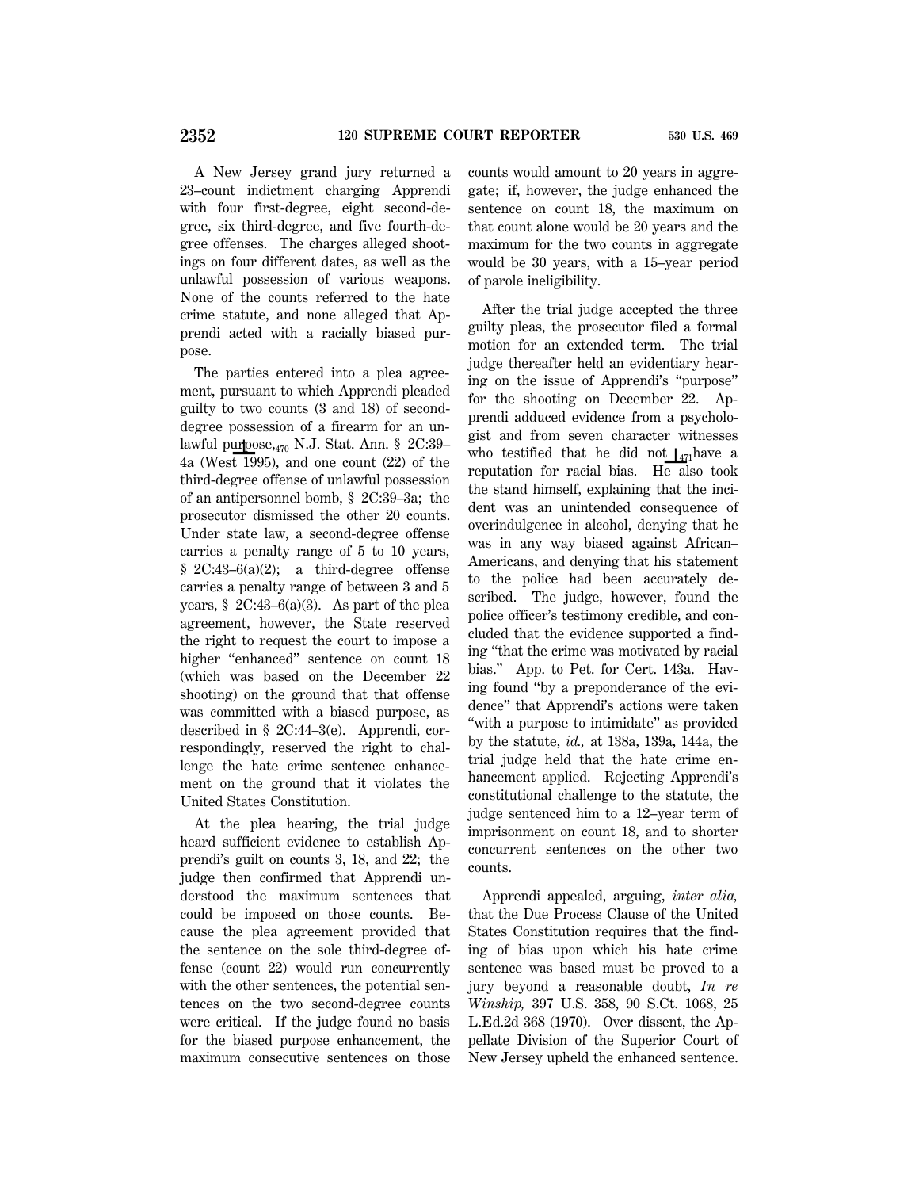A New Jersey grand jury returned a 23–count indictment charging Apprendi with four first-degree, eight second-degree, six third-degree, and five fourth-degree offenses. The charges alleged shootings on four different dates, as well as the unlawful possession of various weapons. None of the counts referred to the hate crime statute, and none alleged that Apprendi acted with a racially biased purpose.

The parties entered into a plea agreement, pursuant to which Apprendi pleaded guilty to two counts (3 and 18) of second-degree possession of a firearm for an unlawful pur⌊470pose, N.J. Stat. Ann. § 2C:39–4a (West 1995), and one count (22) of the third-degree offense of unlawful possession of an antipersonnel bomb, § 2C:39–3a; the prosecutor dismissed the other 20 counts. Under state law, a second-degree offense carries a penalty range of 5 to 10 years, § 2C:43–6(a)(2); a third-degree offense carries a penalty range of between 3 and 5 years, § 2C:43–6(a)(3). As part of the plea agreement, however, the State reserved the right to request the court to impose a higher "enhanced" sentence on count 18 (which was based on the December 22 shooting) on the ground that that offense was committed with a biased purpose, as described in § 2C:44–3(e). Apprendi, correspondingly, reserved the right to challenge the hate crime sentence enhancement on the ground that it violates the United States Constitution.

At the plea hearing, the trial judge heard sufficient evidence to establish Apprendi's guilt on counts 3, 18, and 22; the judge then confirmed that Apprendi understood the maximum sentences that could be imposed on those counts. Because the plea agreement provided that the sentence on the sole third-degree offense (count 22) would run concurrently with the other sentences, the potential sentences on the two second-degree counts were critical. If the judge found no basis for the biased purpose enhancement, the maximum consecutive sentences on those counts would amount to 20 years in aggregate; if, however, the judge enhanced the sentence on count 18, the maximum on that count alone would be 20 years and the maximum for the two counts in aggregate would be 30 years, with a 15–year period of parole ineligibility.

After the trial judge accepted the three guilty pleas, the prosecutor filed a formal motion for an extended term. The trial judge thereafter held an evidentiary hearing on the issue of Apprendi's "purpose" for the shooting on December 22. Apprendi adduced evidence from a psychologist and from seven character witnesses who testified that he did not ⌊471have a reputation for racial bias. He also took the stand himself, explaining that the incident was an unintended consequence of overindulgence in alcohol, denying that he was in any way biased against African–Americans, and denying that his statement to the police had been accurately described. The judge, however, found the police officer's testimony credible, and concluded that the evidence supported a finding "that the crime was motivated by racial bias." App. to Pet. for Cert. 143a. Having found "by a preponderance of the evidence" that Apprendi's actions were taken "with a purpose to intimidate" as provided by the statute, *id.,* at 138a, 139a, 144a, the trial judge held that the hate crime enhancement applied. Rejecting Apprendi's constitutional challenge to the statute, the judge sentenced him to a 12–year term of imprisonment on count 18, and to shorter concurrent sentences on the other two counts.

Apprendi appealed, arguing, *inter alia,* that the Due Process Clause of the United States Constitution requires that the finding of bias upon which his hate crime sentence was based must be proved to a jury beyond a reasonable doubt, *In re Winship,* 397 U.S. 358, 90 S.Ct. 1068, 25 L.Ed.2d 368 (1970). Over dissent, the Appellate Division of the Superior Court of New Jersey upheld the enhanced sentence.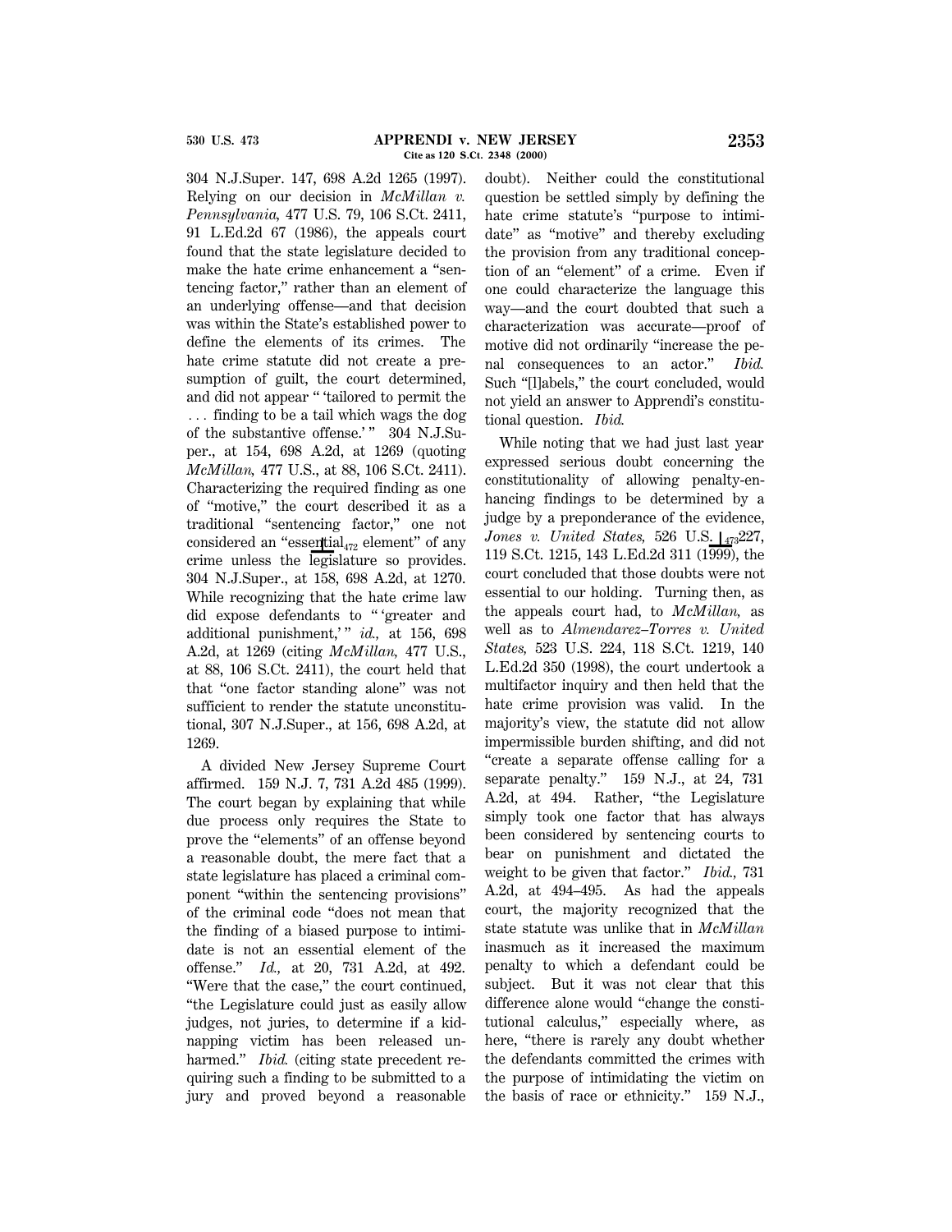304 N.J.Super. 147, 698 A.2d 1265 (1997). Relying on our decision in *McMillan v. Pennsylvania,* 477 U.S. 79, 106 S.Ct. 2411, 91 L.Ed.2d 67 (1986), the appeals court found that the state legislature decided to make the hate crime enhancement a "sentencing factor," rather than an element of an underlying offense—and that decision was within the State's established power to define the elements of its crimes. The hate crime statute did not create a presumption of guilt, the court determined, and did not appear " 'tailored to permit the ... finding to be a tail which wags the dog of the substantive offense.' " 304 N.J.Super., at 154, 698 A.2d, at 1269 (quoting *McMillan,* 477 U.S., at 88, 106 S.Ct. 2411). Characterizing the required finding as one of "motive," the court described it as a traditional "sentencing factor," one not considered an "essen|tial472 element" of any crime unless the legislature so provides. 304 N.J.Super., at 158, 698 A.2d, at 1270. While recognizing that the hate crime law did expose defendants to " 'greater and additional punishment,' " *id.,* at 156, 698 A.2d, at 1269 (citing *McMillan,* 477 U.S., at 88, 106 S.Ct. 2411), the court held that that "one factor standing alone" was not sufficient to render the statute unconstitutional, 307 N.J.Super., at 156, 698 A.2d, at 1269.

A divided New Jersey Supreme Court affirmed. 159 N.J. 7, 731 A.2d 485 (1999). The court began by explaining that while due process only requires the State to prove the "elements" of an offense beyond a reasonable doubt, the mere fact that a state legislature has placed a criminal component "within the sentencing provisions" of the criminal code "does not mean that the finding of a biased purpose to intimidate is not an essential element of the offense." *Id.,* at 20, 731 A.2d, at 492. "Were that the case," the court continued, "the Legislature could just as easily allow judges, not juries, to determine if a kidnapping victim has been released unharmed." *Ibid.* (citing state precedent requiring such a finding to be submitted to a jury and proved beyond a reasonable doubt). Neither could the constitutional question be settled simply by defining the hate crime statute's "purpose to intimidate" as "motive" and thereby excluding the provision from any traditional conception of an "element" of a crime. Even if one could characterize the language this way—and the court doubted that such a characterization was accurate—proof of motive did not ordinarily "increase the penal consequences to an actor." *Ibid.* Such "[l]abels," the court concluded, would not yield an answer to Apprendi's constitutional question. *Ibid.*

While noting that we had just last year expressed serious doubt concerning the constitutionality of allowing penalty-enhancing findings to be determined by a judge by a preponderance of the evidence, *Jones v. United States,* 526 U.S. |473227, 119 S.Ct. 1215, 143 L.Ed.2d 311 (1999), the court concluded that those doubts were not essential to our holding. Turning then, as the appeals court had, to *McMillan,* as well as to *Almendarez–Torres v. United States,* 523 U.S. 224, 118 S.Ct. 1219, 140 L.Ed.2d 350 (1998), the court undertook a multifactor inquiry and then held that the hate crime provision was valid. In the majority's view, the statute did not allow impermissible burden shifting, and did not "create a separate offense calling for a separate penalty." 159 N.J., at 24, 731 A.2d, at 494. Rather, "the Legislature simply took one factor that has always been considered by sentencing courts to bear on punishment and dictated the weight to be given that factor." *Ibid.,* 731 A.2d, at 494–495. As had the appeals court, the majority recognized that the state statute was unlike that in *McMillan* inasmuch as it increased the maximum penalty to which a defendant could be subject. But it was not clear that this difference alone would "change the constitutional calculus," especially where, as here, "there is rarely any doubt whether the defendants committed the crimes with the purpose of intimidating the victim on the basis of race or ethnicity." 159 N.J.,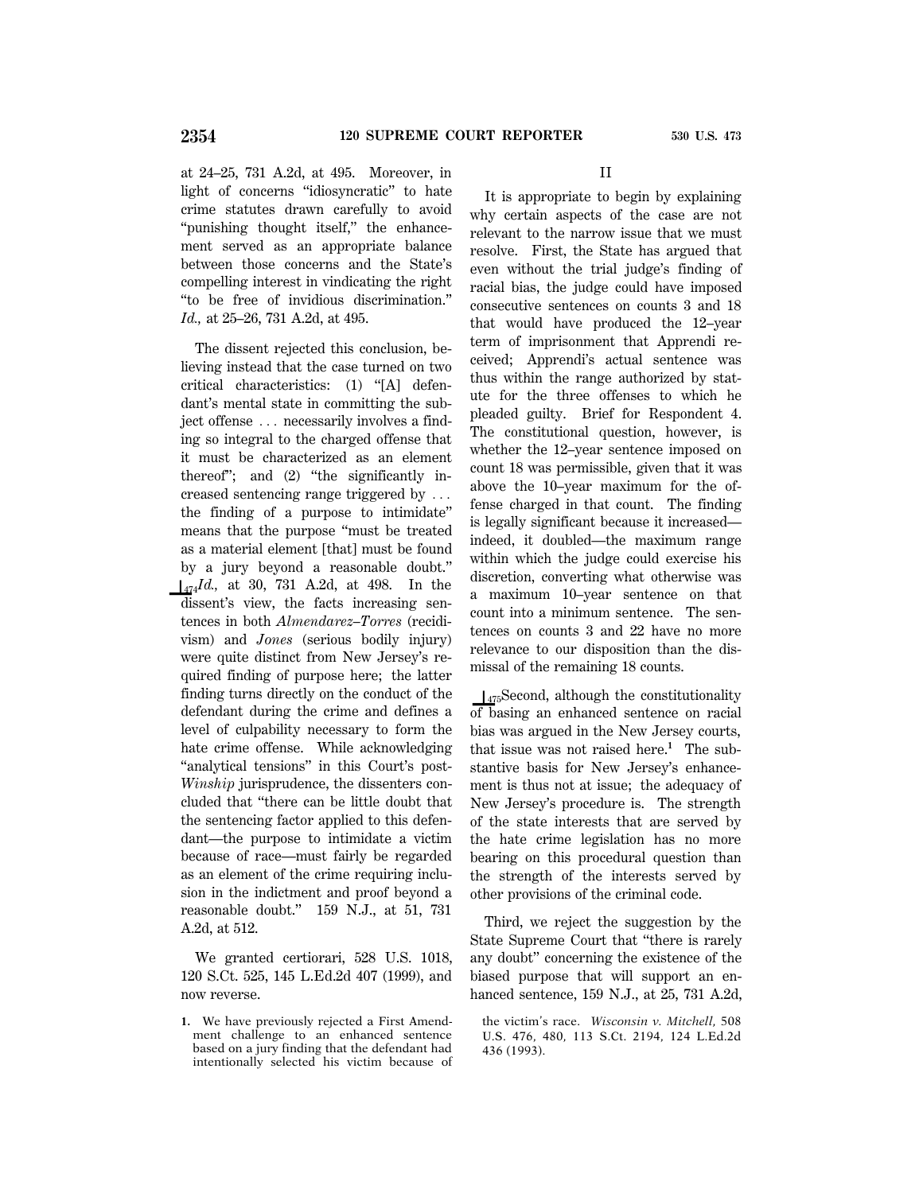at 24–25, 731 A.2d, at 495. Moreover, in light of concerns "idiosyncratic" to hate crime statutes drawn carefully to avoid "punishing thought itself," the enhancement served as an appropriate balance between those concerns and the State's compelling interest in vindicating the right "to be free of invidious discrimination." *Id.,* at 25–26, 731 A.2d, at 495.

The dissent rejected this conclusion, believing instead that the case turned on two critical characteristics: (1) "[A] defendant's mental state in committing the subject offense . . . necessarily involves a finding so integral to the charged offense that it must be characterized as an element thereof"; and (2) "the significantly increased sentencing range triggered by . . . the finding of a purpose to intimidate" means that the purpose "must be treated as a material element [that] must be found by a jury beyond a reasonable doubt." ⌊474*Id.,* at 30, 731 A.2d, at 498. In the dissent's view, the facts increasing sentences in both *Almendarez–Torres* (recidivism) and *Jones* (serious bodily injury) were quite distinct from New Jersey's required finding of purpose here; the latter finding turns directly on the conduct of the defendant during the crime and defines a level of culpability necessary to form the hate crime offense. While acknowledging "analytical tensions" in this Court's post-*Winship* jurisprudence, the dissenters concluded that "there can be little doubt that the sentencing factor applied to this defendant—the purpose to intimidate a victim because of race—must fairly be regarded as an element of the crime requiring inclusion in the indictment and proof beyond a reasonable doubt." 159 N.J., at 51, 731 A.2d, at 512.

We granted certiorari, 528 U.S. 1018, 120 S.Ct. 525, 145 L.Ed.2d 407 (1999), and now reverse.

## II

It is appropriate to begin by explaining why certain aspects of the case are not relevant to the narrow issue that we must resolve. First, the State has argued that even without the trial judge's finding of racial bias, the judge could have imposed consecutive sentences on counts 3 and 18 that would have produced the 12–year term of imprisonment that Apprendi received; Apprendi's actual sentence was thus within the range authorized by statute for the three offenses to which he pleaded guilty. Brief for Respondent 4. The constitutional question, however, is whether the 12–year sentence imposed on count 18 was permissible, given that it was above the 10–year maximum for the offense charged in that count. The finding is legally significant because it increased—indeed, it doubled—the maximum range within which the judge could exercise his discretion, converting what otherwise was a maximum 10–year sentence on that count into a minimum sentence. The sentences on counts 3 and 22 have no more relevance to our disposition than the dismissal of the remaining 18 counts.

⌊475Second, although the constitutionality of basing an enhanced sentence on racial bias was argued in the New Jersey courts, that issue was not raised here.[1] The substantive basis for New Jersey's enhancement is thus not at issue; the adequacy of New Jersey's procedure is. The strength of the state interests that are served by the hate crime legislation has no more bearing on this procedural question than the strength of the interests served by other provisions of the criminal code.

Third, we reject the suggestion by the State Supreme Court that "there is rarely any doubt" concerning the existence of the biased purpose that will support an enhanced sentence, 159 N.J., at 25, 731 A.2d,

1. We have previously rejected a First Amendment challenge to an enhanced sentence based on a jury finding that the defendant had intentionally selected his victim because of the victim's race. *Wisconsin v. Mitchell,* 508 U.S. 476, 480, 113 S.Ct. 2194, 124 L.Ed.2d 436 (1993).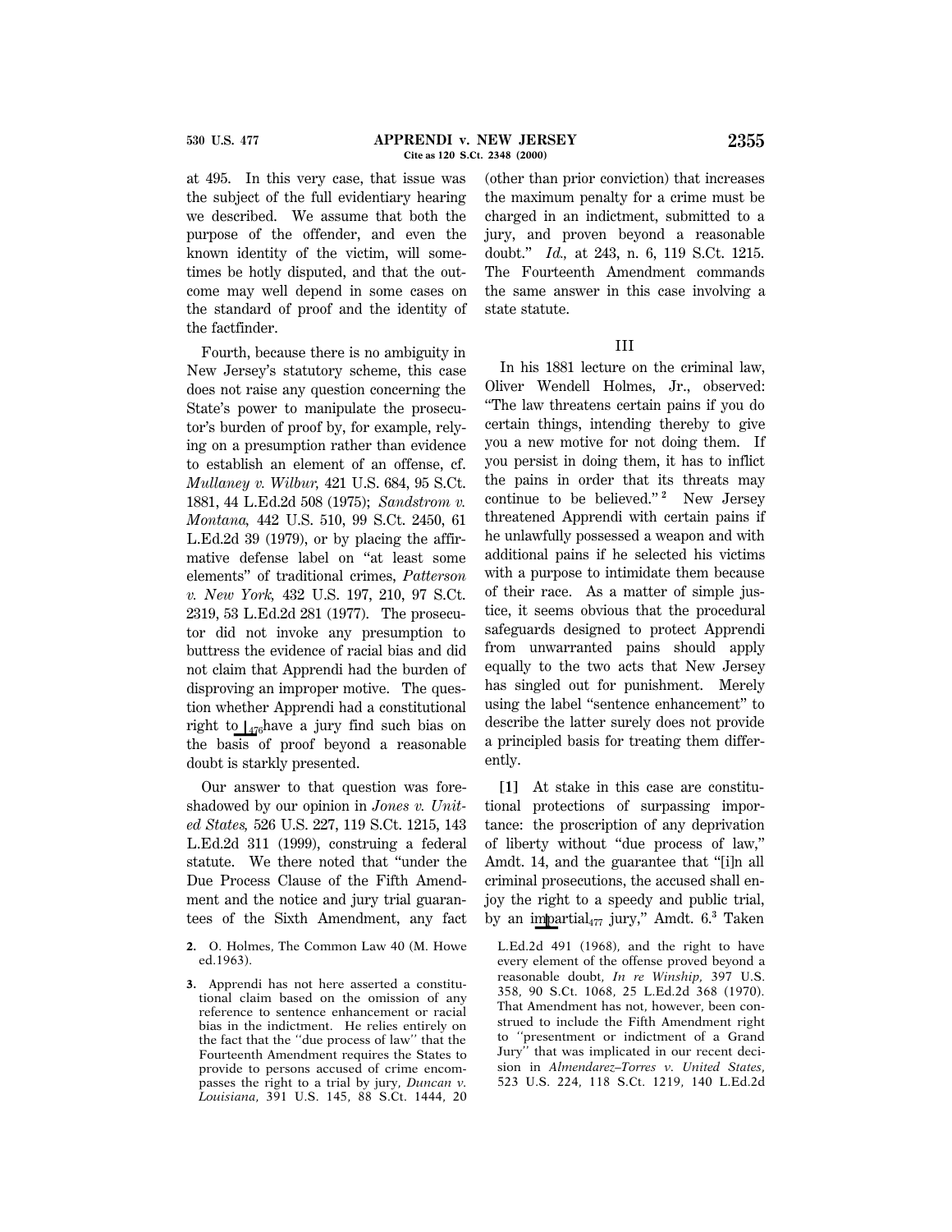at 495. In this very case, that issue was the subject of the full evidentiary hearing we described. We assume that both the purpose of the offender, and even the known identity of the victim, will sometimes be hotly disputed, and that the outcome may well depend in some cases on the standard of proof and the identity of the factfinder.

Fourth, because there is no ambiguity in New Jersey's statutory scheme, this case does not raise any question concerning the State's power to manipulate the prosecutor's burden of proof by, for example, relying on a presumption rather than evidence to establish an element of an offense, cf. *Mullaney v. Wilbur,* 421 U.S. 684, 95 S.Ct. 1881, 44 L.Ed.2d 508 (1975); *Sandstrom v. Montana,* 442 U.S. 510, 99 S.Ct. 2450, 61 L.Ed.2d 39 (1979), or by placing the affirmative defense label on "at least some elements" of traditional crimes, *Patterson v. New York,* 432 U.S. 197, 210, 97 S.Ct. 2319, 53 L.Ed.2d 281 (1977). The prosecutor did not invoke any presumption to buttress the evidence of racial bias and did not claim that Apprendi had the burden of disproving an improper motive. The question whether Apprendi had a constitutional right to ⌊476 have a jury find such bias on the basis of proof beyond a reasonable doubt is starkly presented.

Our answer to that question was foreshadowed by our opinion in *Jones v. United States,* 526 U.S. 227, 119 S.Ct. 1215, 143 L.Ed.2d 311 (1999), construing a federal statute. We there noted that "under the Due Process Clause of the Fifth Amendment and the notice and jury trial guarantees of the Sixth Amendment, any fact (other than prior conviction) that increases the maximum penalty for a crime must be charged in an indictment, submitted to a jury, and proven beyond a reasonable doubt." *Id.,* at 243, n. 6, 119 S.Ct. 1215. The Fourteenth Amendment commands the same answer in this case involving a state statute.

## III

In his 1881 lecture on the criminal law, Oliver Wendell Holmes, Jr., observed: "The law threatens certain pains if you do certain things, intending thereby to give you a new motive for not doing them. If you persist in doing them, it has to inflict the pains in order that its threats may continue to be believed."[2] New Jersey threatened Apprendi with certain pains if he unlawfully possessed a weapon and with additional pains if he selected his victims with a purpose to intimidate them because of their race. As a matter of simple justice, it seems obvious that the procedural safeguards designed to protect Apprendi from unwarranted pains should apply equally to the two acts that New Jersey has singled out for punishment. Merely using the label "sentence enhancement" to describe the latter surely does not provide a principled basis for treating them differently.

**[1]** At stake in this case are constitutional protections of surpassing importance: the proscription of any deprivation of liberty without "due process of law," Amdt. 14, and the guarantee that "[i]n all criminal prosecutions, the accused shall enjoy the right to a speedy and public trial, by an im⌊477 partial jury," Amdt. 6.[3] Taken

---

2. O. Holmes, The Common Law 40 (M. Howe ed.1963).

3. Apprendi has not here asserted a constitutional claim based on the omission of any reference to sentence enhancement or racial bias in the indictment. He relies entirely on the fact that the "due process of law" that the Fourteenth Amendment requires the States to provide to persons accused of crime encompasses the right to a trial by jury, *Duncan v. Louisiana,* 391 U.S. 145, 88 S.Ct. 1444, 20 L.Ed.2d 491 (1968), and the right to have every element of the offense proved beyond a reasonable doubt, *In re Winship,* 397 U.S. 358, 90 S.Ct. 1068, 25 L.Ed.2d 368 (1970). That Amendment has not, however, been construed to include the Fifth Amendment right to "presentment or indictment of a Grand Jury" that was implicated in our recent decision in *Almendarez–Torres v. United States,* 523 U.S. 224, 118 S.Ct. 1219, 140 L.Ed.2d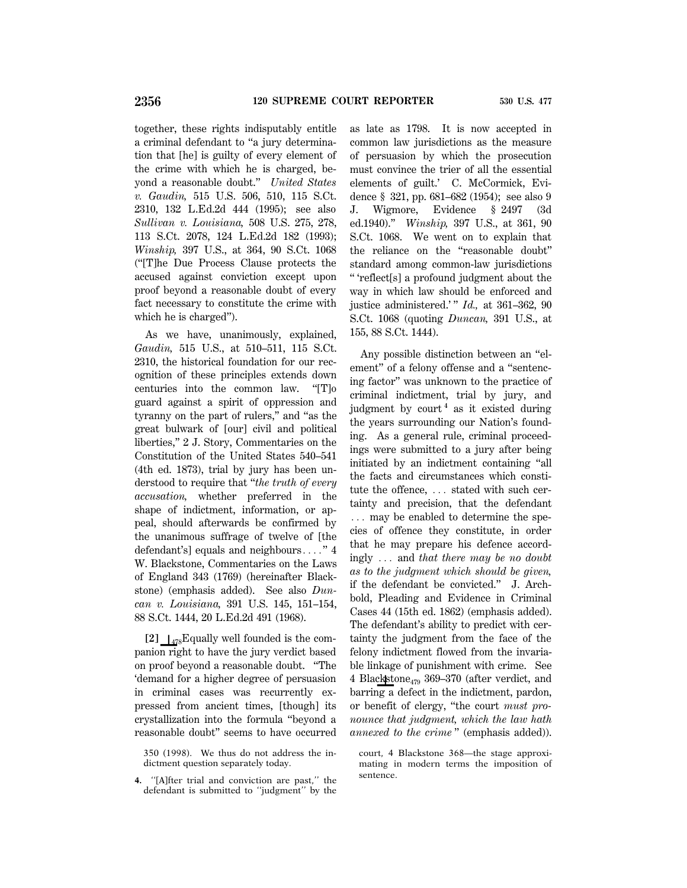together, these rights indisputably entitle a criminal defendant to "a jury determination that [he] is guilty of every element of the crime with which he is charged, beyond a reasonable doubt." *United States v. Gaudin,* 515 U.S. 506, 510, 115 S.Ct. 2310, 132 L.Ed.2d 444 (1995); see also *Sullivan v. Louisiana,* 508 U.S. 275, 278, 113 S.Ct. 2078, 124 L.Ed.2d 182 (1993); *Winship,* 397 U.S., at 364, 90 S.Ct. 1068 ("[T]he Due Process Clause protects the accused against conviction except upon proof beyond a reasonable doubt of every fact necessary to constitute the crime with which he is charged").

As we have, unanimously, explained, *Gaudin,* 515 U.S., at 510–511, 115 S.Ct. 2310, the historical foundation for our recognition of these principles extends down centuries into the common law. "[T]o guard against a spirit of oppression and tyranny on the part of rulers," and "as the great bulwark of [our] civil and political liberties," 2 J. Story, Commentaries on the Constitution of the United States 540–541 (4th ed. 1873), trial by jury has been understood to require that "*the truth of every accusation,* whether preferred in the shape of indictment, information, or appeal, should afterwards be confirmed by the unanimous suffrage of twelve of [the defendant's] equals and neighbours...." 4 W. Blackstone, Commentaries on the Laws of England 343 (1769) (hereinafter Blackstone) (emphasis added). See also *Duncan v. Louisiana,* 391 U.S. 145, 151–154, 88 S.Ct. 1444, 20 L.Ed.2d 491 (1968).

**[2]** ⌊478 Equally well founded is the companion right to have the jury verdict based on proof beyond a reasonable doubt. "The 'demand for a higher degree of persuasion in criminal cases was recurrently expressed from ancient times, [though] its crystallization into the formula "beyond a reasonable doubt" seems to have occurred as late as 1798. It is now accepted in common law jurisdictions as the measure of persuasion by which the prosecution must convince the trier of all the essential elements of guilt.' C. McCormick, Evidence § 321, pp. 681–682 (1954); see also 9 J. Wigmore, Evidence § 2497 (3d ed.1940)." *Winship,* 397 U.S., at 361, 90 S.Ct. 1068. We went on to explain that the reliance on the "reasonable doubt" standard among common-law jurisdictions " 'reflect[s] a profound judgment about the way in which law should be enforced and justice administered.' " *Id.,* at 361–362, 90 S.Ct. 1068 (quoting *Duncan,* 391 U.S., at 155, 88 S.Ct. 1444).

Any possible distinction between an "element" of a felony offense and a "sentencing factor" was unknown to the practice of criminal indictment, trial by jury, and judgment by court[4] as it existed during the years surrounding our Nation's founding. As a general rule, criminal proceedings were submitted to a jury after being initiated by an indictment containing "all the facts and circumstances which constitute the offence, ... stated with such certainty and precision, that the defendant ... may be enabled to determine the species of offence they constitute, in order that he may prepare his defence accordingly ... and *that there may be no doubt as to the judgment which should be given,* if the defendant be convicted." J. Archbold, Pleading and Evidence in Criminal Cases 44 (15th ed. 1862) (emphasis added). The defendant's ability to predict with certainty the judgment from the face of the felony indictment flowed from the invariable linkage of punishment with crime. See 4 Blackstone ⌊479 369–370 (after verdict, and barring a defect in the indictment, pardon, or benefit of clergy, "the court *must pronounce that judgment, which the law hath annexed to the crime*" (emphasis added)).

350 (1998). We thus do not address the indictment question separately today.

4. "[A]fter trial and conviction are past," the defendant is submitted to "judgment" by the court, 4 Blackstone 368—the stage approximating in modern terms the imposition of sentence.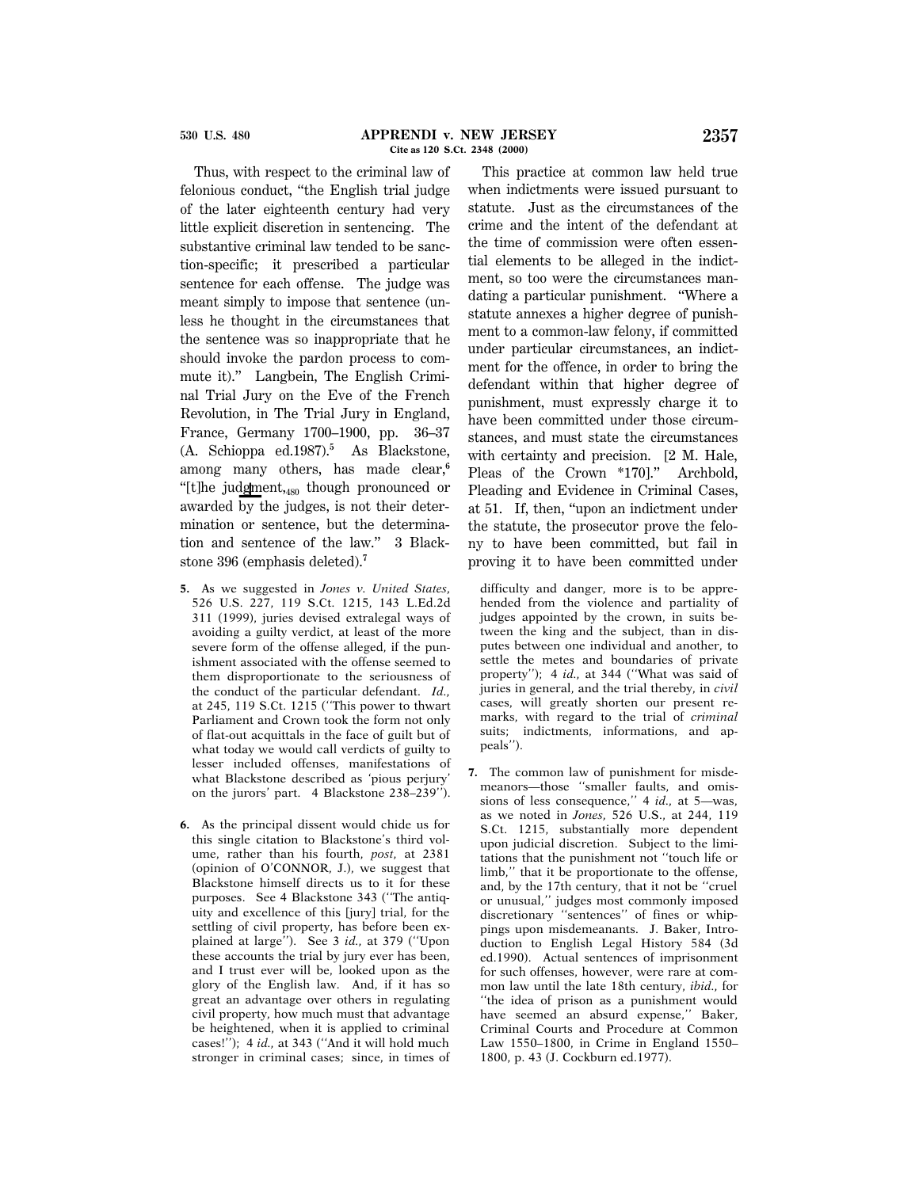Thus, with respect to the criminal law of felonious conduct, "the English trial judge of the later eighteenth century had very little explicit discretion in sentencing. The substantive criminal law tended to be sanction-specific; it prescribed a particular sentence for each offense. The judge was meant simply to impose that sentence (unless he thought in the circumstances that the sentence was so inappropriate that he should invoke the pardon process to commute it)." Langbein, The English Criminal Trial Jury on the Eve of the French Revolution, in The Trial Jury in England, France, Germany 1700–1900, pp. 36–37 (A. Schioppa ed.1987).[5] As Blackstone, among many others, has made clear,[6] "[t]he judgment, 480 though pronounced or awarded by the judges, is not their determination or sentence, but the determination and sentence of the law." 3 Blackstone 396 (emphasis deleted).[7]

This practice at common law held true when indictments were issued pursuant to statute. Just as the circumstances of the crime and the intent of the defendant at the time of commission were often essential elements to be alleged in the indictment, so too were the circumstances mandating a particular punishment. "Where a statute annexes a higher degree of punishment to a common-law felony, if committed under particular circumstances, an indictment for the offence, in order to bring the defendant within that higher degree of punishment, must expressly charge it to have been committed under those circumstances, and must state the circumstances with certainty and precision. [2 M. Hale, Pleas of the Crown *170]." Archbold, Pleading and Evidence in Criminal Cases, at 51. If, then, "upon an indictment under the statute, the prosecutor prove the felony to have been committed, but fail in proving it to have been committed under

---

**5.** As we suggested in *Jones v. United States*, 526 U.S. 227, 119 S.Ct. 1215, 143 L.Ed.2d 311 (1999), juries devised extralegal ways of avoiding a guilty verdict, at least of the more severe form of the offense alleged, if the punishment associated with the offense seemed to them disproportionate to the seriousness of the conduct of the particular defendant. *Id.*, at 245, 119 S.Ct. 1215 ("This power to thwart Parliament and Crown took the form not only of flat-out acquittals in the face of guilt but of what today we would call verdicts of guilty to lesser included offenses, manifestations of what Blackstone described as 'pious perjury' on the jurors' part. 4 Blackstone 238–239").

**6.** As the principal dissent would chide us for this single citation to Blackstone's third volume, rather than his fourth, *post*, at 2381 (opinion of O'CONNOR, J.), we suggest that Blackstone himself directs us to it for these purposes. See 4 Blackstone 343 ("The antiquity and excellence of this [jury] trial, for the settling of civil property, has before been explained at large"). See 3 *id.*, at 379 ("Upon these accounts the trial by jury ever has been, and I trust ever will be, looked upon as the glory of the English law. And, if it has so great an advantage over others in regulating civil property, how much must that advantage be heightened, when it is applied to criminal cases!"); 4 *id.*, at 343 ("And it will hold much stronger in criminal cases; since, in times of difficulty and danger, more is to be apprehended from the violence and partiality of judges appointed by the crown, in suits between the king and the subject, than in disputes between one individual and another, to settle the metes and boundaries of private property"); 4 *id.*, at 344 ("What was said of juries in general, and the trial thereby, in *civil* cases, will greatly shorten our present remarks, with regard to the trial of *criminal* suits; indictments, informations, and appeals").

**7.** The common law of punishment for misdemeanors—those "smaller faults, and omissions of less consequence," 4 *id.*, at 5—was, as we noted in *Jones*, 526 U.S., at 244, 119 S.Ct. 1215, substantially more dependent upon judicial discretion. Subject to the limitations that the punishment not "touch life or limb," that it be proportionate to the offense, and, by the 17th century, that it not be "cruel or unusual," judges most commonly imposed discretionary "sentences" of fines or whippings upon misdemeanants. J. Baker, Introduction to English Legal History 584 (3d ed.1990). Actual sentences of imprisonment for such offenses, however, were rare at common law until the late 18th century, *ibid.*, for "the idea of prison as a punishment would have seemed an absurd expense," Baker, Criminal Courts and Procedure at Common Law 1550–1800, in Crime in England 1550–1800, p. 43 (J. Cockburn ed.1977).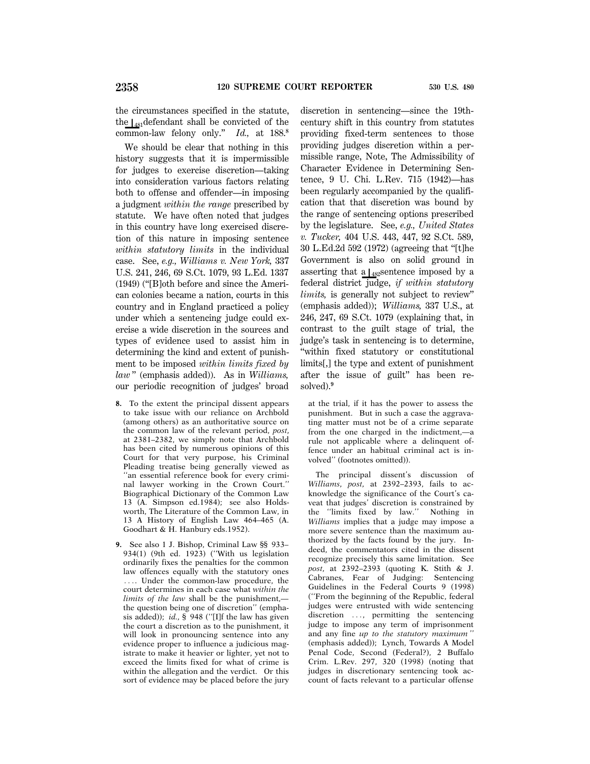the circumstances specified in the statute, the ⌊481defendant shall be convicted of the common-law felony only." *Id.*, at 188.[8]

We should be clear that nothing in this history suggests that it is impermissible for judges to exercise discretion—taking into consideration various factors relating both to offense and offender—in imposing a judgment *within the range* prescribed by statute. We have often noted that judges in this country have long exercised discretion of this nature in imposing sentence *within statutory limits* in the individual case. See, *e.g., Williams v. New York,* 337 U.S. 241, 246, 69 S.Ct. 1079, 93 L.Ed. 1337 (1949) ("[B]oth before and since the American colonies became a nation, courts in this country and in England practiced a policy under which a sentencing judge could exercise a wide discretion in the sources and types of evidence used to assist him in determining the kind and extent of punishment to be imposed *within limits fixed by law*" (emphasis added)). As in *Williams,* our periodic recognition of judges' broad discretion in sentencing—since the 19th-century shift in this country from statutes providing fixed-term sentences to those providing judges discretion within a permissible range, Note, The Admissibility of Character Evidence in Determining Sentence, 9 U. Chi. L.Rev. 715 (1942)—has been regularly accompanied by the qualification that that discretion was bound by the range of sentencing options prescribed by the legislature. See, *e.g., United States v. Tucker,* 404 U.S. 443, 447, 92 S.Ct. 589, 30 L.Ed.2d 592 (1972) (agreeing that "[t]he Government is also on solid ground in asserting that a ⌊482sentence imposed by a federal district judge, *if within statutory limits,* is generally not subject to review" (emphasis added)); *Williams,* 337 U.S., at 246, 247, 69 S.Ct. 1079 (explaining that, in contrast to the guilt stage of trial, the judge's task in sentencing is to determine, "within fixed statutory or constitutional limits[,] the type and extent of punishment after the issue of guilt" has been resolved).[9]

8. To the extent the principal dissent appears to take issue with our reliance on Archbold (among others) as an authoritative source on the common law of the relevant period, *post,* at 2381–2382, we simply note that Archbold has been cited by numerous opinions of this Court for that very purpose, his Criminal Pleading treatise being generally viewed as "an essential reference book for every criminal lawyer working in the Crown Court." Biographical Dictionary of the Common Law 13 (A. Simpson ed.1984); see also Holdsworth, The Literature of the Common Law, in 13 A History of English Law 464–465 (A. Goodhart & H. Hanbury eds.1952).

9. See also 1 J. Bishop, Criminal Law §§ 933–934(1) (9th ed. 1923) ("With us legislation ordinarily fixes the penalties for the common law offences equally with the statutory ones .... Under the common-law procedure, the court determines in each case what *within the limits of the law* shall be the punishment,—the question being one of discretion" (emphasis added)); *id.,* § 948 ("[I]f the law has given the court a discretion as to the punishment, it will look in pronouncing sentence into any evidence proper to influence a judicious magistrate to make it heavier or lighter, yet not to exceed the limits fixed for what of crime is within the allegation and the verdict. Or this sort of evidence may be placed before the jury at the trial, if it has the power to assess the punishment. But in such a case the aggravating matter must not be of a crime separate from the one charged in the indictment,—a rule not applicable where a delinquent offence under an habitual criminal act is involved" (footnotes omitted)).

The principal dissent's discussion of *Williams, post,* at 2392–2393, fails to acknowledge the significance of the Court's caveat that judges' discretion is constrained by the "limits fixed by law." Nothing in *Williams* implies that a judge may impose a more severe sentence than the maximum authorized by the facts found by the jury. Indeed, the commentators cited in the dissent recognize precisely this same limitation. See *post,* at 2392–2393 (quoting K. Stith & J. Cabranes, Fear of Judging: Sentencing Guidelines in the Federal Courts 9 (1998) ("From the beginning of the Republic, federal judges were entrusted with wide sentencing discretion ..., permitting the sentencing judge to impose any term of imprisonment and any fine *up to the statutory maximum*" (emphasis added)); Lynch, Towards A Model Penal Code, Second (Federal?), 2 Buffalo Crim. L.Rev. 297, 320 (1998) (noting that judges in discretionary sentencing took account of facts relevant to a particular offense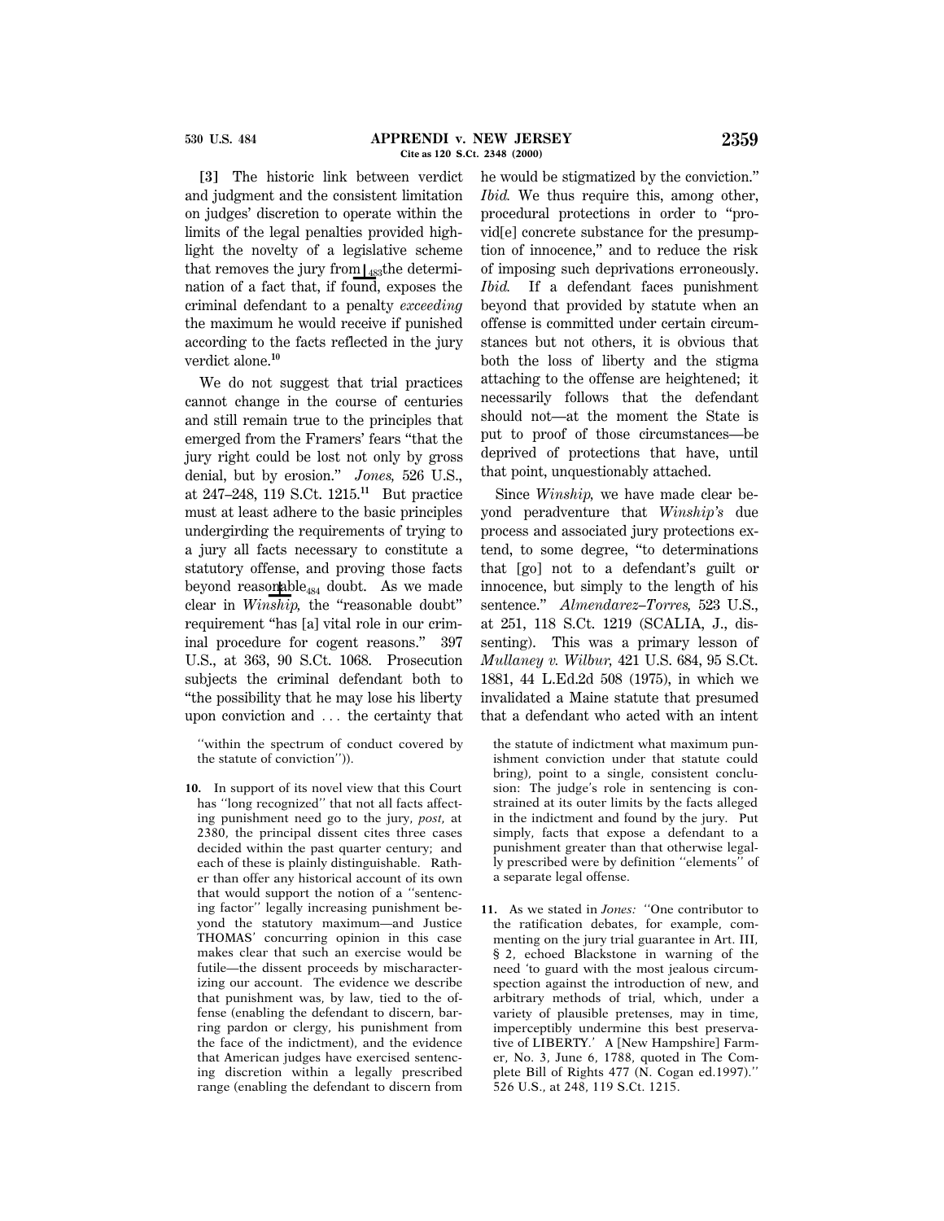**[3]** The historic link between verdict and judgment and the consistent limitation on judges' discretion to operate within the limits of the legal penalties provided highlight the novelty of a legislative scheme that removes the jury from ⊥483 the determination of a fact that, if found, exposes the criminal defendant to a penalty *exceeding* the maximum he would receive if punished according to the facts reflected in the jury verdict alone.[10]

We do not suggest that trial practices cannot change in the course of centuries and still remain true to the principles that emerged from the Framers' fears "that the jury right could be lost not only by gross denial, but by erosion." *Jones,* 526 U.S., at 247–248, 119 S.Ct. 1215.[11] But practice must at least adhere to the basic principles undergirding the requirements of trying to a jury all facts necessary to constitute a statutory offense, and proving those facts beyond reason⊥able484 doubt. As we made clear in *Winship,* the "reasonable doubt" requirement "has [a] vital role in our criminal procedure for cogent reasons." 397 U.S., at 363, 90 S.Ct. 1068. Prosecution subjects the criminal defendant both to "the possibility that he may lose his liberty upon conviction and . . . the certainty that he would be stigmatized by the conviction." *Ibid.* We thus require this, among other, procedural protections in order to "provid[e] concrete substance for the presumption of innocence," and to reduce the risk of imposing such deprivations erroneously. *Ibid.* If a defendant faces punishment beyond that provided by statute when an offense is committed under certain circumstances but not others, it is obvious that both the loss of liberty and the stigma attaching to the offense are heightened; it necessarily follows that the defendant should not—at the moment the State is put to proof of those circumstances—be deprived of protections that have, until that point, unquestionably attached.

Since *Winship,* we have made clear beyond peradventure that *Winship's* due process and associated jury protections extend, to some degree, "to determinations that [go] not to a defendant's guilt or innocence, but simply to the length of his sentence." *Almendarez–Torres,* 523 U.S., at 251, 118 S.Ct. 1219 (SCALIA, J., dissenting). This was a primary lesson of *Mullaney v. Wilbur,* 421 U.S. 684, 95 S.Ct. 1881, 44 L.Ed.2d 508 (1975), in which we invalidated a Maine statute that presumed that a defendant who acted with an intent

"within the spectrum of conduct covered by the statute of conviction")).

**10.** In support of its novel view that this Court has "long recognized" that not all facts affecting punishment need go to the jury, *post,* at 2380, the principal dissent cites three cases decided within the past quarter century; and each of these is plainly distinguishable. Rather than offer any historical account of its own that would support the notion of a "sentencing factor" legally increasing punishment beyond the statutory maximum—and Justice THOMAS' concurring opinion in this case makes clear that such an exercise would be futile—the dissent proceeds by mischaracterizing our account. The evidence we describe that punishment was, by law, tied to the offense (enabling the defendant to discern, barring pardon or clergy, his punishment from the face of the indictment), and the evidence that American judges have exercised sentencing discretion within a legally prescribed range (enabling the defendant to discern from the statute of indictment what maximum punishment conviction under that statute could bring), point to a single, consistent conclusion: The judge's role in sentencing is constrained at its outer limits by the facts alleged in the indictment and found by the jury. Put simply, facts that expose a defendant to a punishment greater than that otherwise legally prescribed were by definition "elements" of a separate legal offense.

**11.** As we stated in *Jones:* "One contributor to the ratification debates, for example, commenting on the jury trial guarantee in Art. III, § 2, echoed Blackstone in warning of the need 'to guard with the most jealous circumspection against the introduction of new, and arbitrary methods of trial, which, under a variety of plausible pretenses, may in time, imperceptibly undermine this best preservative of LIBERTY.' A [New Hampshire] Farmer, No. 3, June 6, 1788, quoted in The Complete Bill of Rights 477 (N. Cogan ed.1997)." 526 U.S., at 248, 119 S.Ct. 1215.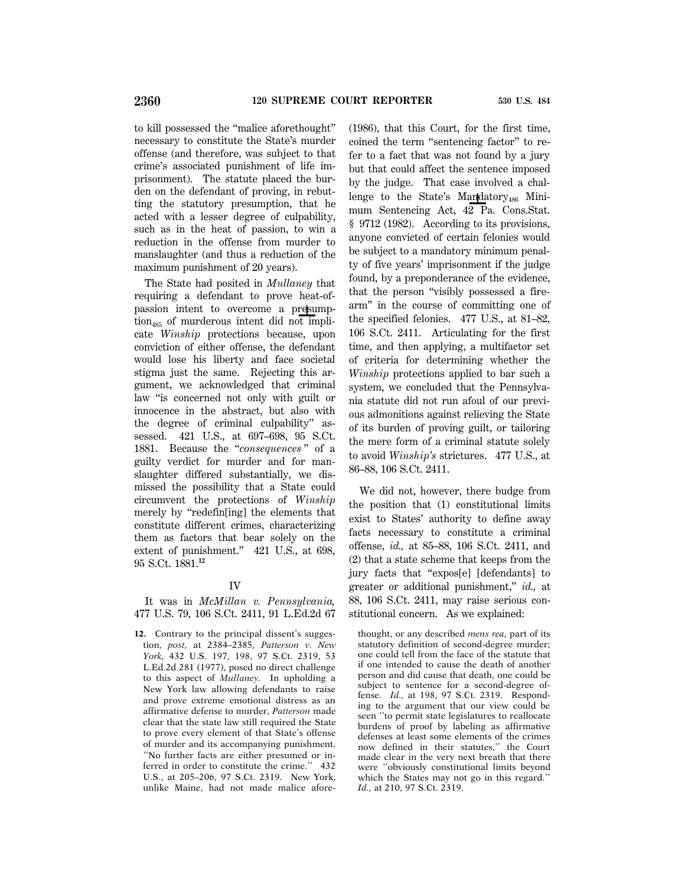to kill possessed the "malice aforethought" necessary to constitute the State's murder offense (and therefore, was subject to that crime's associated punishment of life imprisonment). The statute placed the burden on the defendant of proving, in rebutting the statutory presumption, that he acted with a lesser degree of culpability, such as in the heat of passion, to win a reduction in the offense from murder to manslaughter (and thus a reduction of the maximum punishment of 20 years).

The State had posited in *Mullaney* that requiring a defendant to prove heat-of-passion intent to overcome a presumption of murderous intent did not implicate *Winship* protections because, upon conviction of either offense, the defendant would lose his liberty and face societal stigma just the same. Rejecting this argument, we acknowledged that criminal law "is concerned not only with guilt or innocence in the abstract, but also with the degree of criminal culpability" assessed. 421 U.S., at 697–698, 95 S.Ct. 1881. Because the "*consequences*" of a guilty verdict for murder and for manslaughter differed substantially, we dismissed the possibility that a State could circumvent the protections of *Winship* merely by "redefin[ing] the elements that constitute different crimes, characterizing them as factors that bear solely on the extent of punishment." 421 U.S., at 698, 95 S.Ct. 1881.[12]

## IV

It was in *McMillan v. Pennsylvania,* 477 U.S. 79, 106 S.Ct. 2411, 91 L.Ed.2d 67 (1986), that this Court, for the first time, coined the term "sentencing factor" to refer to a fact that was not found by a jury but that could affect the sentence imposed by the judge. That case involved a challenge to the State's Mandatory Minimum Sentencing Act, 42 Pa. Cons.Stat. § 9712 (1982). According to its provisions, anyone convicted of certain felonies would be subject to a mandatory minimum penalty of five years' imprisonment if the judge found, by a preponderance of the evidence, that the person "visibly possessed a firearm" in the course of committing one of the specified felonies. 477 U.S., at 81–82, 106 S.Ct. 2411. Articulating for the first time, and then applying, a multifactor set of criteria for determining whether the *Winship* protections applied to bar such a system, we concluded that the Pennsylvania statute did not run afoul of our previous admonitions against relieving the State of its burden of proving guilt, or tailoring the mere form of a criminal statute solely to avoid *Winship's* strictures. 477 U.S., at 86–88, 106 S.Ct. 2411.

We did not, however, there budge from the position that (1) constitutional limits exist to States' authority to define away facts necessary to constitute a criminal offense, *id.,* at 85–88, 106 S.Ct. 2411, and (2) that a state scheme that keeps from the jury facts that "expos[e] [defendants] to greater or additional punishment," *id.,* at 88, 106 S.Ct. 2411, may raise serious constitutional concern. As we explained:

12. Contrary to the principal dissent's suggestion, *post,* at 2384–2385, *Patterson v. New York,* 432 U.S. 197, 198, 97 S.Ct. 2319, 53 L.Ed.2d 281 (1977), posed no direct challenge to this aspect of *Mullaney*. In upholding a New York law allowing defendants to raise and prove extreme emotional distress as an affirmative defense to murder, *Patterson* made clear that the state law still required the State to prove every element of that State's offense of murder and its accompanying punishment. "No further facts are either presumed or inferred in order to constitute the crime." 432 U.S., at 205–206, 97 S.Ct. 2319. New York, unlike Maine, had not made malice aforethought, or any described *mens rea,* part of its statutory definition of second-degree murder; one could tell from the face of the statute that if one intended to cause the death of another person and did cause that death, one could be subject to sentence for a second-degree offense. *Id.,* at 198, 97 S.Ct. 2319. Responding to the argument that our view could be seen "to permit state legislatures to reallocate burdens of proof by labeling as affirmative defenses at least some elements of the crimes now defined in their statutes," the Court made clear in the very next breath that there were "obviously constitutional limits beyond which the States may not go in this regard." *Id.,* at 210, 97 S.Ct. 2319.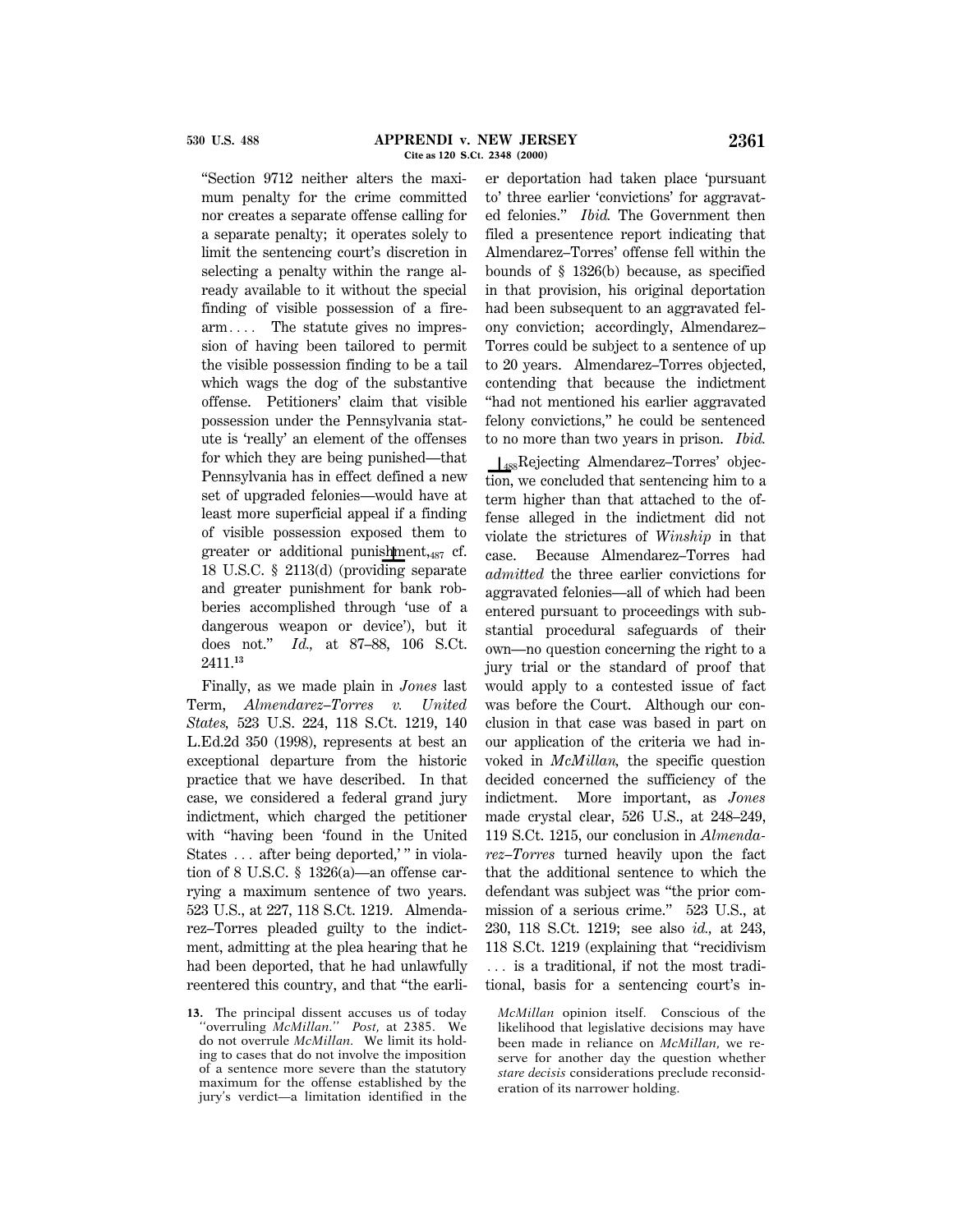"Section 9712 neither alters the maximum penalty for the crime committed nor creates a separate offense calling for a separate penalty; it operates solely to limit the sentencing court's discretion in selecting a penalty within the range already available to it without the special finding of visible possession of a firearm.... The statute gives no impression of having been tailored to permit the visible possession finding to be a tail which wags the dog of the substantive offense. Petitioners' claim that visible possession under the Pennsylvania statute is 'really' an element of the offenses for which they are being punished—that Pennsylvania has in effect defined a new set of upgraded felonies—would have at least more superficial appeal if a finding of visible possession exposed them to greater or additional punishment, [487] cf. 18 U.S.C. § 2113(d) (providing separate and greater punishment for bank robberies accomplished through 'use of a dangerous weapon or device'), but it does not." *Id.,* at 87–88, 106 S.Ct. 2411.[13]

Finally, as we made plain in *Jones* last Term, *Almendarez–Torres v. United States,* 523 U.S. 224, 118 S.Ct. 1219, 140 L.Ed.2d 350 (1998), represents at best an exceptional departure from the historic practice that we have described. In that case, we considered a federal grand jury indictment, which charged the petitioner with "having been 'found in the United States ... after being deported,'" in violation of 8 U.S.C. § 1326(a)—an offense carrying a maximum sentence of two years. 523 U.S., at 227, 118 S.Ct. 1219. Almendarez–Torres pleaded guilty to the indictment, admitting at the plea hearing that he had been deported, that he had unlawfully reentered this country, and that "the earlier deportation had taken place 'pursuant to' three earlier 'convictions' for aggravated felonies." *Ibid.* The Government then filed a presentence report indicating that Almendarez–Torres' offense fell within the bounds of § 1326(b) because, as specified in that provision, his original deportation had been subsequent to an aggravated felony conviction; accordingly, Almendarez–Torres could be subject to a sentence of up to 20 years. Almendarez–Torres objected, contending that because the indictment "had not mentioned his earlier aggravated felony convictions," he could be sentenced to no more than two years in prison. *Ibid.*

[488] Rejecting Almendarez–Torres' objection, we concluded that sentencing him to a term higher than that attached to the offense alleged in the indictment did not violate the strictures of *Winship* in that case. Because Almendarez–Torres had *admitted* the three earlier convictions for aggravated felonies—all of which had been entered pursuant to proceedings with substantial procedural safeguards of their own—no question concerning the right to a jury trial or the standard of proof that would apply to a contested issue of fact was before the Court. Although our conclusion in that case was based in part on our application of the criteria we had invoked in *McMillan,* the specific question decided concerned the sufficiency of the indictment. More important, as *Jones* made crystal clear, 526 U.S., at 248–249, 119 S.Ct. 1215, our conclusion in *Almendarez–Torres* turned heavily upon the fact that the additional sentence to which the defendant was subject was "the prior commission of a serious crime." 523 U.S., at 230, 118 S.Ct. 1219; see also *id.,* at 243, 118 S.Ct. 1219 (explaining that "recidivism ... is a traditional, if not the most traditional, basis for a sentencing court's in-

---

13. The principal dissent accuses us of today "overruling *McMillan.*" *Post,* at 2385. We do not overrule *McMillan.* We limit its holding to cases that do not involve the imposition of a sentence more severe than the statutory maximum for the offense established by the jury's verdict—a limitation identified in the *McMillan* opinion itself. Conscious of the likelihood that legislative decisions may have been made in reliance on *McMillan,* we reserve for another day the question whether *stare decisis* considerations preclude reconsideration of its narrower holding.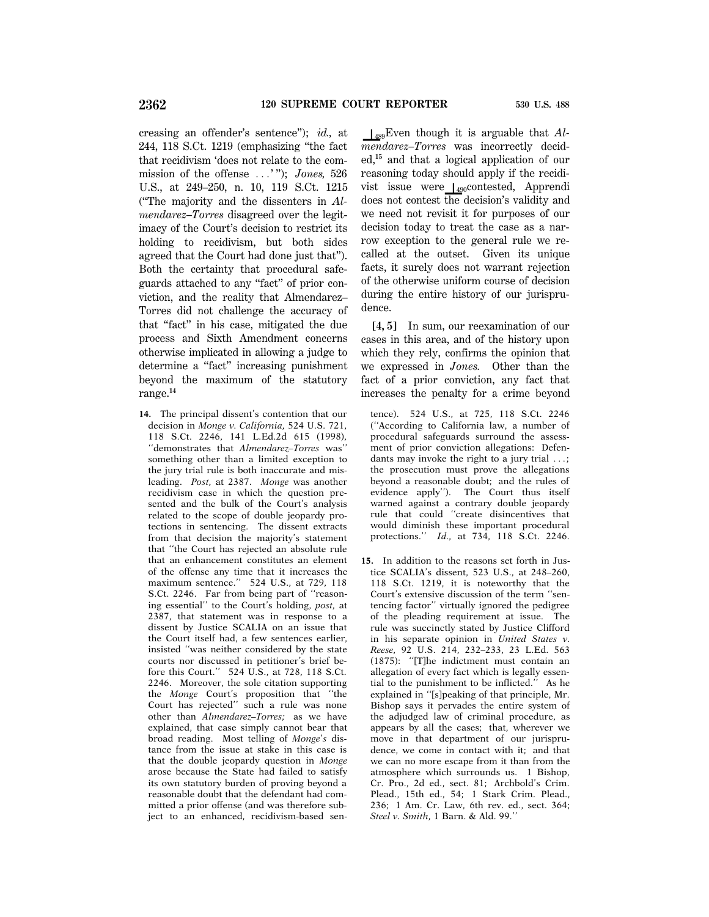creasing an offender's sentence"); *id.*, at 244, 118 S.Ct. 1219 (emphasizing "the fact that recidivism 'does not relate to the commission of the offense . . .' "); *Jones*, 526 U.S., at 249–250, n. 10, 119 S.Ct. 1215 ("The majority and the dissenters in *Almendarez–Torres* disagreed over the legitimacy of the Court's decision to restrict its holding to recidivism, but both sides agreed that the Court had done just that"). Both the certainty that procedural safeguards attached to any "fact" of prior conviction, and the reality that Almendarez–Torres did not challenge the accuracy of that "fact" in his case, mitigated the due process and Sixth Amendment concerns otherwise implicated in allowing a judge to determine a "fact" increasing punishment beyond the maximum of the statutory range.[14]

⌊489Even though it is arguable that *Almendarez–Torres* was incorrectly decided,[15] and that a logical application of our reasoning today should apply if the recidivist issue were ⌊490contested, Apprendi does not contest the decision's validity and we need not revisit it for purposes of our decision today to treat the case as a narrow exception to the general rule we recalled at the outset. Given its unique facts, it surely does not warrant rejection of the otherwise uniform course of decision during the entire history of our jurisprudence.

**[4, 5]** In sum, our reexamination of our cases in this area, and of the history upon which they rely, confirms the opinion that we expressed in *Jones*. Other than the fact of a prior conviction, any fact that increases the penalty for a crime beyond

---

14. The principal dissent's contention that our decision in *Monge v. California*, 524 U.S. 721, 118 S.Ct. 2246, 141 L.Ed.2d 615 (1998), "demonstrates that *Almendarez–Torres* was" something other than a limited exception to the jury trial rule is both inaccurate and misleading. *Post*, at 2387. *Monge* was another recidivism case in which the question presented and the bulk of the Court's analysis related to the scope of double jeopardy protections in sentencing. The dissent extracts from that decision the majority's statement that "the Court has rejected an absolute rule that an enhancement constitutes an element of the offense any time that it increases the maximum sentence." 524 U.S., at 729, 118 S.Ct. 2246. Far from being part of "reasoning essential" to the Court's holding, *post*, at 2387, that statement was in response to a dissent by Justice SCALIA on an issue that the Court itself had, a few sentences earlier, insisted "was neither considered by the state courts nor discussed in petitioner's brief before this Court." 524 U.S., at 728, 118 S.Ct. 2246. Moreover, the sole citation supporting the *Monge* Court's proposition that "the Court has rejected" such a rule was none other than *Almendarez–Torres;* as we have explained, that case simply cannot bear that broad reading. Most telling of *Monge's* distance from the issue at stake in this case is that the double jeopardy question in *Monge* arose because the State had failed to satisfy its own statutory burden of proving beyond a reasonable doubt that the defendant had committed a prior offense (and was therefore subject to an enhanced, recidivism-based sentence). 524 U.S., at 725, 118 S.Ct. 2246 ("According to California law, a number of procedural safeguards surround the assessment of prior conviction allegations: Defendants may invoke the right to a jury trial . . .; the prosecution must prove the allegations beyond a reasonable doubt; and the rules of evidence apply"). The Court thus itself warned against a contrary double jeopardy rule that could "create disincentives that would diminish these important procedural protections." *Id.*, at 734, 118 S.Ct. 2246.

15. In addition to the reasons set forth in Justice SCALIA's dissent, 523 U.S., at 248–260, 118 S.Ct. 1219, it is noteworthy that the Court's extensive discussion of the term "sentencing factor" virtually ignored the pedigree of the pleading requirement at issue. The rule was succinctly stated by Justice Clifford in his separate opinion in *United States v. Reese*, 92 U.S. 214, 232–233, 23 L.Ed. 563 (1875): "[T]he indictment must contain an allegation of every fact which is legally essential to the punishment to be inflicted." As he explained in "[s]peaking of that principle, Mr. Bishop says it pervades the entire system of the adjudged law of criminal procedure, as appears by all the cases; that, wherever we move in that department of our jurisprudence, we come in contact with it; and that we can no more escape from it than from the atmosphere which surrounds us. 1 Bishop, Cr. Pro., 2d ed., sect. 81; Archbold's Crim. Plead., 15th ed., 54; 1 Stark Crim. Plead., 236; 1 Am. Cr. Law, 6th rev. ed., sect. 364; *Steel v. Smith*, 1 Barn. & Ald. 99."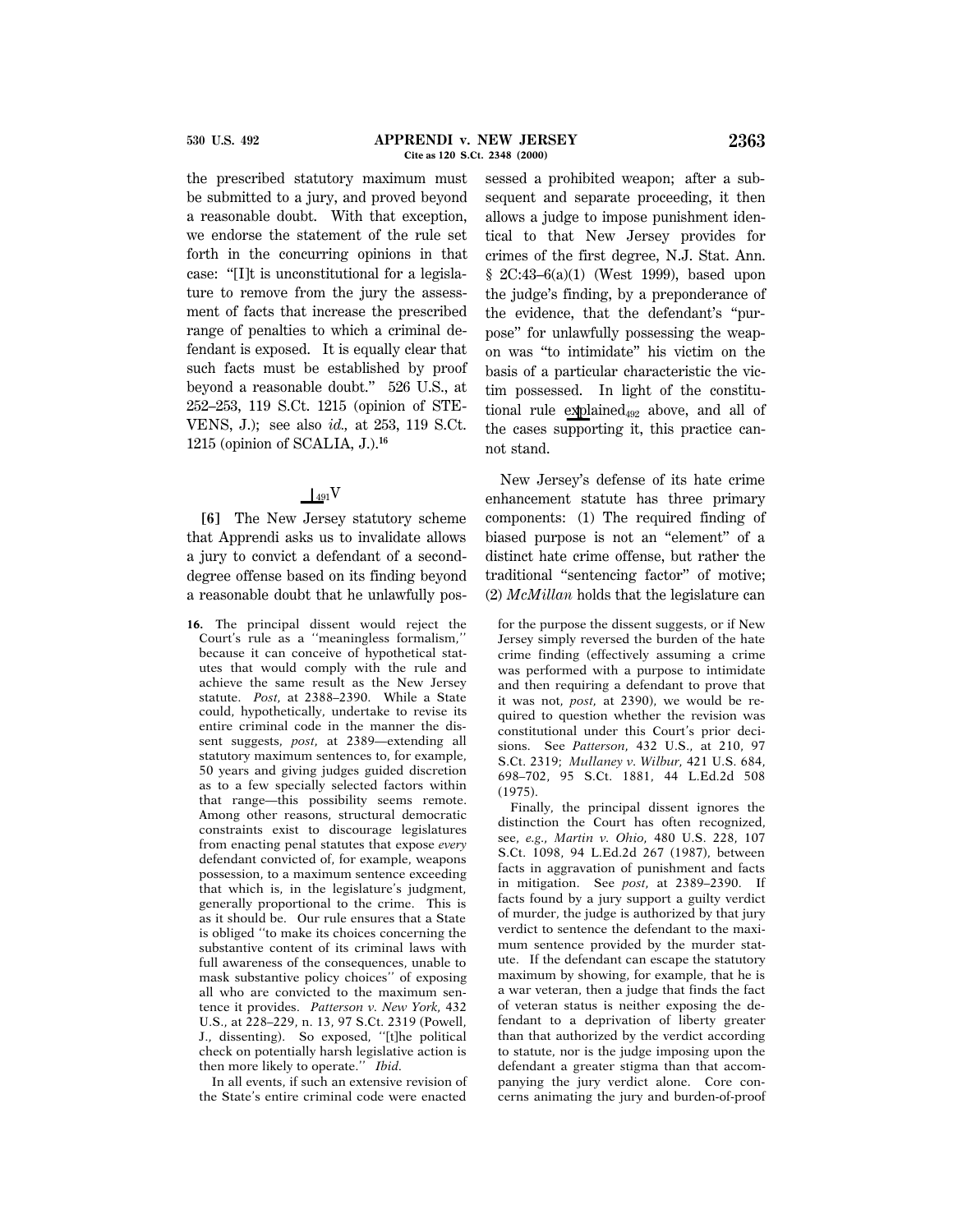the prescribed statutory maximum must be submitted to a jury, and proved beyond a reasonable doubt. With that exception, we endorse the statement of the rule set forth in the concurring opinions in that case: "[I]t is unconstitutional for a legislature to remove from the jury the assessment of facts that increase the prescribed range of penalties to which a criminal defendant is exposed. It is equally clear that such facts must be established by proof beyond a reasonable doubt." 526 U.S., at 252–253, 119 S.Ct. 1215 (opinion of STEVENS, J.); see also *id.,* at 253, 119 S.Ct. 1215 (opinion of SCALIA, J.).[16]

## ⊥491 V

**[6]** The New Jersey statutory scheme that Apprendi asks us to invalidate allows a jury to convict a defendant of a second-degree offense based on its finding beyond a reasonable doubt that he unlawfully possessed a prohibited weapon; after a subsequent and separate proceeding, it then allows a judge to impose punishment identical to that New Jersey provides for crimes of the first degree, N.J. Stat. Ann. § 2C:43–6(a)(1) (West 1999), based upon the judge's finding, by a preponderance of the evidence, that the defendant's "purpose" for unlawfully possessing the weapon was "to intimidate" his victim on the basis of a particular characteristic the victim possessed. In light of the constitutional rule ex⊥492plained above, and all of the cases supporting it, this practice cannot stand.

New Jersey's defense of its hate crime enhancement statute has three primary components: (1) The required finding of biased purpose is not an "element" of a distinct hate crime offense, but rather the traditional "sentencing factor" of motive; (2) *McMillan* holds that the legislature can

---

16. The principal dissent would reject the Court's rule as a "meaningless formalism," because it can conceive of hypothetical statutes that would comply with the rule and achieve the same result as the New Jersey statute. *Post,* at 2388–2390. While a State could, hypothetically, undertake to revise its entire criminal code in the manner the dissent suggests, *post,* at 2389—extending all statutory maximum sentences to, for example, 50 years and giving judges guided discretion as to a few specially selected factors within that range—this possibility seems remote. Among other reasons, structural democratic constraints exist to discourage legislatures from enacting penal statutes that expose *every* defendant convicted of, for example, weapons possession, to a maximum sentence exceeding that which is, in the legislature's judgment, generally proportional to the crime. This is as it should be. Our rule ensures that a State is obliged "to make its choices concerning the substantive content of its criminal laws with full awareness of the consequences, unable to mask substantive policy choices" of exposing all who are convicted to the maximum sentence it provides. *Patterson v. New York,* 432 U.S., at 228–229, n. 13, 97 S.Ct. 2319 (Powell, J., dissenting). So exposed, "[t]he political check on potentially harsh legislative action is then more likely to operate." *Ibid.*

In all events, if such an extensive revision of the State's entire criminal code were enacted for the purpose the dissent suggests, or if New Jersey simply reversed the burden of the hate crime finding (effectively assuming a crime was performed with a purpose to intimidate and then requiring a defendant to prove that it was not, *post,* at 2390), we would be required to question whether the revision was constitutional under this Court's prior decisions. See *Patterson,* 432 U.S., at 210, 97 S.Ct. 2319; *Mullaney v. Wilbur,* 421 U.S. 684, 698–702, 95 S.Ct. 1881, 44 L.Ed.2d 508 (1975).

Finally, the principal dissent ignores the distinction the Court has often recognized, see, *e.g., Martin v. Ohio,* 480 U.S. 228, 107 S.Ct. 1098, 94 L.Ed.2d 267 (1987), between facts in aggravation of punishment and facts in mitigation. See *post,* at 2389–2390. If facts found by a jury support a guilty verdict of murder, the judge is authorized by that jury verdict to sentence the defendant to the maximum sentence provided by the murder statute. If the defendant can escape the statutory maximum by showing, for example, that he is a war veteran, then a judge that finds the fact of veteran status is neither exposing the defendant to a deprivation of liberty greater than that authorized by the verdict according to statute, nor is the judge imposing upon the defendant a greater stigma than that accompanying the jury verdict alone. Core concerns animating the jury and burden-of-proof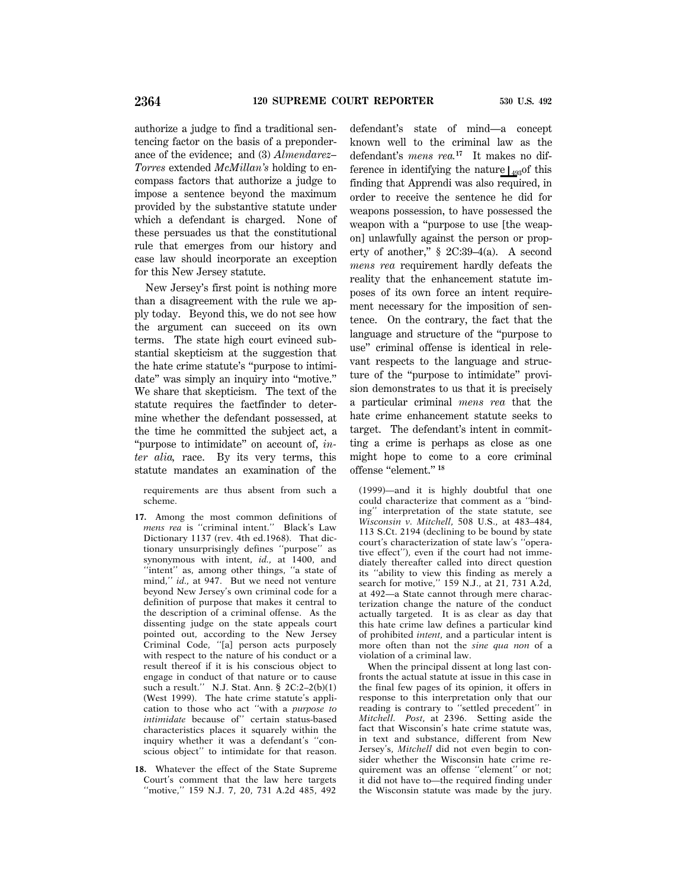authorize a judge to find a traditional sentencing factor on the basis of a preponderance of the evidence; and (3) *Almendarez–Torres* extended *McMillan's* holding to encompass factors that authorize a judge to impose a sentence beyond the maximum provided by the substantive statute under which a defendant is charged. None of these persuades us that the constitutional rule that emerges from our history and case law should incorporate an exception for this New Jersey statute.

New Jersey's first point is nothing more than a disagreement with the rule we apply today. Beyond this, we do not see how the argument can succeed on its own terms. The state high court evinced substantial skepticism at the suggestion that the hate crime statute's "purpose to intimidate" was simply an inquiry into "motive." We share that skepticism. The text of the statute requires the factfinder to determine whether the defendant possessed, at the time he committed the subject act, a "purpose to intimidate" on account of, *inter alia*, race. By its very terms, this statute mandates an examination of the defendant's state of mind—a concept known well to the criminal law as the defendant's *mens rea*.[17] It makes no difference in identifying the nature ⌊493 of this finding that Apprendi was also required, in order to receive the sentence he did for weapons possession, to have possessed the weapon with a "purpose to use [the weapon] unlawfully against the person or property of another," § 2C:39–4(a). A second *mens rea* requirement hardly defeats the reality that the enhancement statute imposes of its own force an intent requirement necessary for the imposition of sentence. On the contrary, the fact that the language and structure of the "purpose to use" criminal offense is identical in relevant respects to the language and structure of the "purpose to intimidate" provision demonstrates to us that it is precisely a particular criminal *mens rea* that the hate crime enhancement statute seeks to target. The defendant's intent in committing a crime is perhaps as close as one might hope to come to a core criminal offense "element."[18]

requirements are thus absent from such a scheme.

17. Among the most common definitions of *mens rea* is "criminal intent." Black's Law Dictionary 1137 (rev. 4th ed.1968). That dictionary unsurprisingly defines "purpose" as synonymous with intent, *id.*, at 1400, and "intent" as, among other things, "a state of mind," *id.*, at 947. But we need not venture beyond New Jersey's own criminal code for a definition of purpose that makes it central to the description of a criminal offense. As the dissenting judge on the state appeals court pointed out, according to the New Jersey Criminal Code, "[a] person acts purposely with respect to the nature of his conduct or a result thereof if it is his conscious object to engage in conduct of that nature or to cause such a result." N.J. Stat. Ann. § 2C:2–2(b)(1) (West 1999). The hate crime statute's application to those who act "with a *purpose to intimidate* because of" certain status-based characteristics places it squarely within the inquiry whether it was a defendant's "conscious object" to intimidate for that reason.

18. Whatever the effect of the State Supreme Court's comment that the law here targets "motive," 159 N.J. 7, 20, 731 A.2d 485, 492 (1999)—and it is highly doubtful that one could characterize that comment as a "binding" interpretation of the state statute, see *Wisconsin v. Mitchell*, 508 U.S., at 483–484, 113 S.Ct. 2194 (declining to be bound by state court's characterization of state law's "operative effect"), even if the court had not immediately thereafter called into direct question its "ability to view this finding as merely a search for motive," 159 N.J., at 21, 731 A.2d, at 492—a State cannot through mere characterization change the nature of the conduct actually targeted. It is as clear as day that this hate crime law defines a particular kind of prohibited *intent*, and a particular intent is more often than not the *sine qua non* of a violation of a criminal law.

When the principal dissent at long last confronts the actual statute at issue in this case in the final few pages of its opinion, it offers in response to this interpretation only that our reading is contrary to "settled precedent" in *Mitchell*. *Post*, at 2396. Setting aside the fact that Wisconsin's hate crime statute was, in text and substance, different from New Jersey's, *Mitchell* did not even begin to consider whether the Wisconsin hate crime requirement was an offense "element" or not; it did not have to—the required finding under the Wisconsin statute was made by the jury.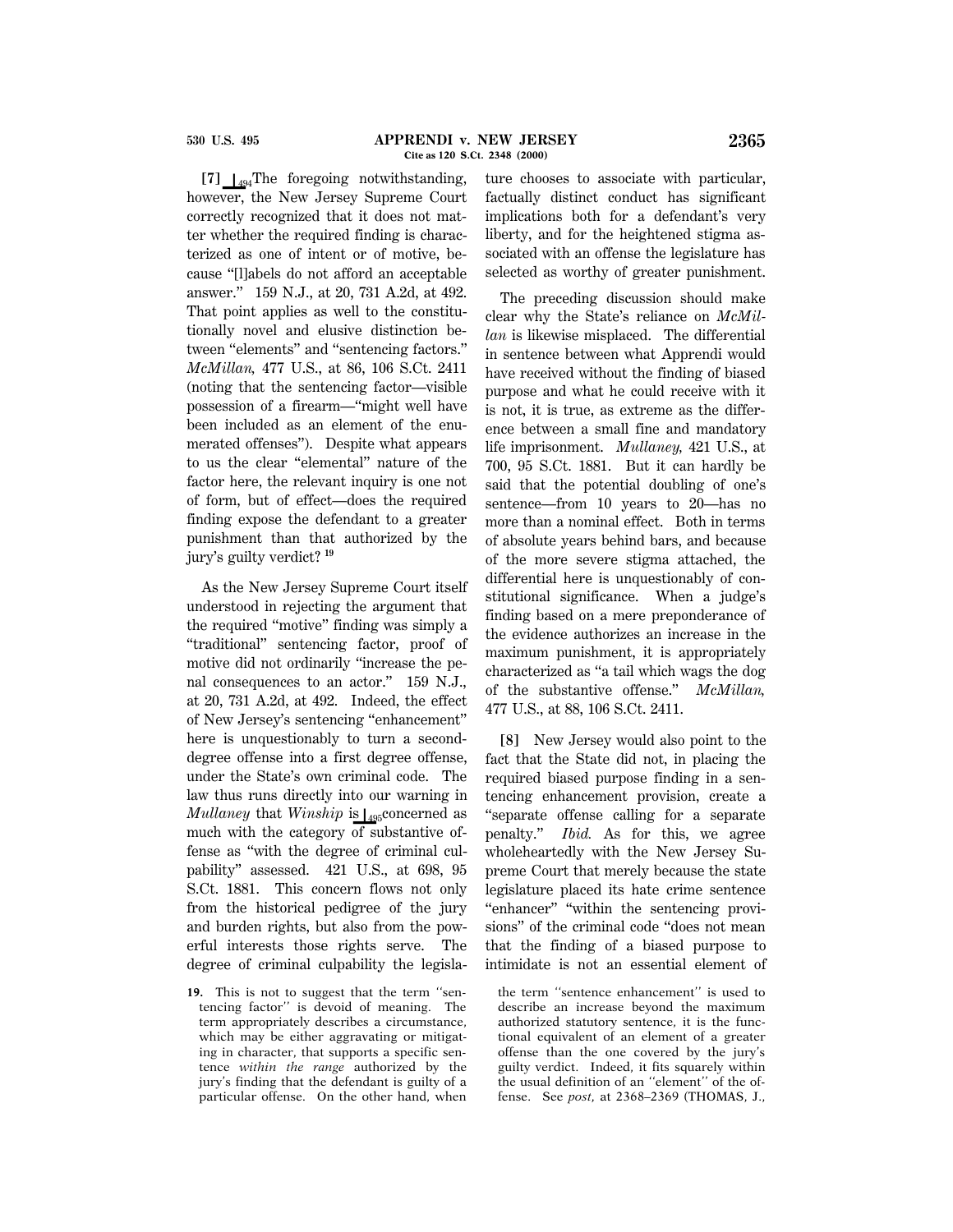**[7]** ⌊494The foregoing notwithstanding, however, the New Jersey Supreme Court correctly recognized that it does not matter whether the required finding is characterized as one of intent or of motive, because "[l]abels do not afford an acceptable answer." 159 N.J., at 20, 731 A.2d, at 492. That point applies as well to the constitutionally novel and elusive distinction between "elements" and "sentencing factors." *McMillan,* 477 U.S., at 86, 106 S.Ct. 2411 (noting that the sentencing factor—visible possession of a firearm—"might well have been included as an element of the enumerated offenses"). Despite what appears to us the clear "elemental" nature of the factor here, the relevant inquiry is one not of form, but of effect—does the required finding expose the defendant to a greater punishment than that authorized by the jury's guilty verdict? [19]

As the New Jersey Supreme Court itself understood in rejecting the argument that the required "motive" finding was simply a "traditional" sentencing factor, proof of motive did not ordinarily "increase the penal consequences to an actor." 159 N.J., at 20, 731 A.2d, at 492. Indeed, the effect of New Jersey's sentencing "enhancement" here is unquestionably to turn a second-degree offense into a first degree offense, under the State's own criminal code. The law thus runs directly into our warning in *Mullaney* that *Winship* is ⌊495concerned as much with the category of substantive offense as "with the degree of criminal culpability" assessed. 421 U.S., at 698, 95 S.Ct. 1881. This concern flows not only from the historical pedigree of the jury and burden rights, but also from the powerful interests those rights serve. The degree of criminal culpability the legislature chooses to associate with particular, factually distinct conduct has significant implications both for a defendant's very liberty, and for the heightened stigma associated with an offense the legislature has selected as worthy of greater punishment.

The preceding discussion should make clear why the State's reliance on *McMillan* is likewise misplaced. The differential in sentence between what Apprendi would have received without the finding of biased purpose and what he could receive with it is not, it is true, as extreme as the difference between a small fine and mandatory life imprisonment. *Mullaney,* 421 U.S., at 700, 95 S.Ct. 1881. But it can hardly be said that the potential doubling of one's sentence—from 10 years to 20—has no more than a nominal effect. Both in terms of absolute years behind bars, and because of the more severe stigma attached, the differential here is unquestionably of constitutional significance. When a judge's finding based on a mere preponderance of the evidence authorizes an increase in the maximum punishment, it is appropriately characterized as "a tail which wags the dog of the substantive offense." *McMillan,* 477 U.S., at 88, 106 S.Ct. 2411.

**[8]** New Jersey would also point to the fact that the State did not, in placing the required biased purpose finding in a sentencing enhancement provision, create a "separate offense calling for a separate penalty." *Ibid.* As for this, we agree wholeheartedly with the New Jersey Supreme Court that merely because the state legislature placed its hate crime sentence "enhancer" "within the sentencing provisions" of the criminal code "does not mean that the finding of a biased purpose to intimidate is not an essential element of

19. This is not to suggest that the term "sentencing factor" is devoid of meaning. The term appropriately describes a circumstance, which may be either aggravating or mitigating in character, that supports a specific sentence *within the range* authorized by the jury's finding that the defendant is guilty of a particular offense. On the other hand, when the term "sentence enhancement" is used to describe an increase beyond the maximum authorized statutory sentence, it is the functional equivalent of an element of a greater offense than the one covered by the jury's guilty verdict. Indeed, it fits squarely within the usual definition of an "element" of the offense. See *post,* at 2368–2369 (THOMAS, J.,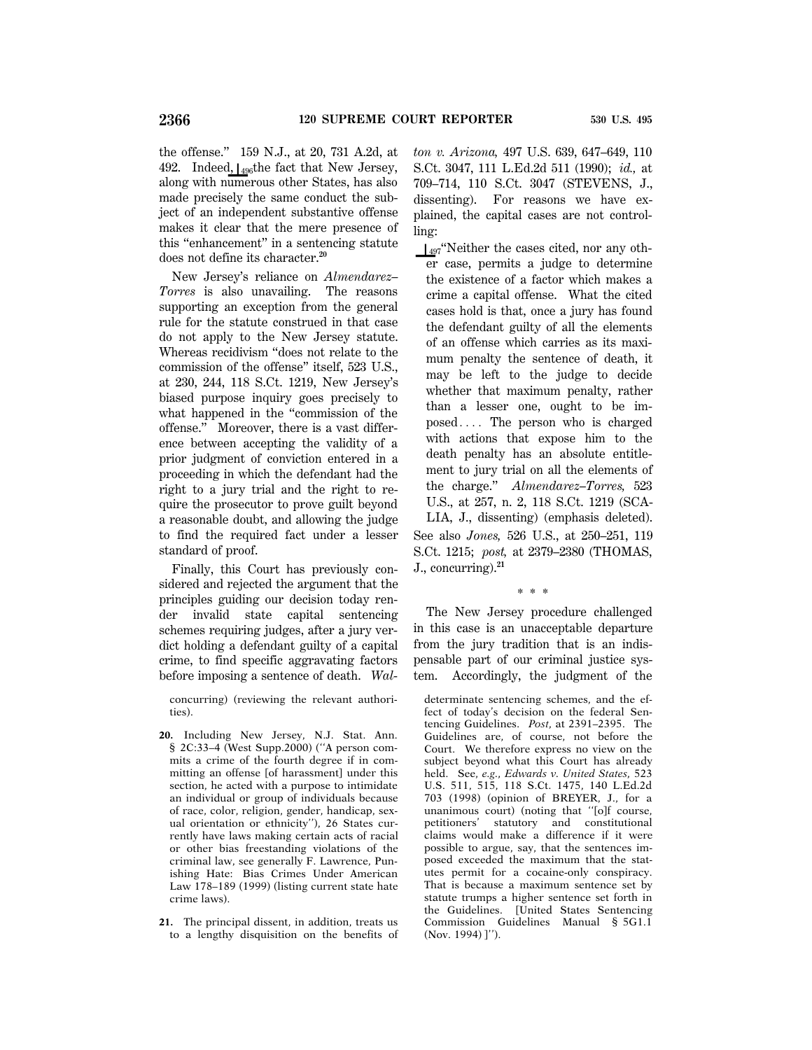the offense." 159 N.J., at 20, 731 A.2d, at 492. Indeed, ⌊496 the fact that New Jersey, along with numerous other States, has also made precisely the same conduct the subject of an independent substantive offense makes it clear that the mere presence of this "enhancement" in a sentencing statute does not define its character.[20]

New Jersey's reliance on *Almendarez–Torres* is also unavailing. The reasons supporting an exception from the general rule for the statute construed in that case do not apply to the New Jersey statute. Whereas recidivism "does not relate to the commission of the offense" itself, 523 U.S., at 230, 244, 118 S.Ct. 1219, New Jersey's biased purpose inquiry goes precisely to what happened in the "commission of the offense." Moreover, there is a vast difference between accepting the validity of a prior judgment of conviction entered in a proceeding in which the defendant had the right to a jury trial and the right to require the prosecutor to prove guilt beyond a reasonable doubt, and allowing the judge to find the required fact under a lesser standard of proof.

Finally, this Court has previously considered and rejected the argument that the principles guiding our decision today render invalid state capital sentencing schemes requiring judges, after a jury verdict holding a defendant guilty of a capital crime, to find specific aggravating factors before imposing a sentence of death. *Walton v. Arizona,* 497 U.S. 639, 647–649, 110 S.Ct. 3047, 111 L.Ed.2d 511 (1990); *id.,* at 709–714, 110 S.Ct. 3047 (STEVENS, J., dissenting). For reasons we have explained, the capital cases are not controlling:

> ⌊497 "Neither the cases cited, nor any other case, permits a judge to determine the existence of a factor which makes a crime a capital offense. What the cited cases hold is that, once a jury has found the defendant guilty of all the elements of an offense which carries as its maximum penalty the sentence of death, it may be left to the judge to decide whether that maximum penalty, rather than a lesser one, ought to be imposed.... The person who is charged with actions that expose him to the death penalty has an absolute entitlement to jury trial on all the elements of the charge." *Almendarez–Torres,* 523 U.S., at 257, n. 2, 118 S.Ct. 1219 (SCALIA, J., dissenting) (emphasis deleted).

See also *Jones,* 526 U.S., at 250–251, 119 S.Ct. 1215; *post,* at 2379–2380 (THOMAS, J., concurring).[21]

\* \* \*

The New Jersey procedure challenged in this case is an unacceptable departure from the jury tradition that is an indispensable part of our criminal justice system. Accordingly, the judgment of the

---

concurring) (reviewing the relevant authorities).

20. Including New Jersey, N.J. Stat. Ann. § 2C:33–4 (West Supp.2000) ("A person commits a crime of the fourth degree if in committing an offense [of harassment] under this section, he acted with a purpose to intimidate an individual or group of individuals because of race, color, religion, gender, handicap, sexual orientation or ethnicity"), 26 States currently have laws making certain acts of racial or other bias freestanding violations of the criminal law, see generally F. Lawrence, Punishing Hate: Bias Crimes Under American Law 178–189 (1999) (listing current state hate crime laws).

21. The principal dissent, in addition, treats us to a lengthy disquisition on the benefits of determinate sentencing schemes, and the effect of today's decision on the federal Sentencing Guidelines. *Post,* at 2391–2395. The Guidelines are, of course, not before the Court. We therefore express no view on the subject beyond what this Court has already held. See, *e.g., Edwards v. United States,* 523 U.S. 511, 515, 118 S.Ct. 1475, 140 L.Ed.2d 703 (1998) (opinion of BREYER, J., for a unanimous court) (noting that "[o]f course, petitioners' statutory and constitutional claims would make a difference if it were possible to argue, say, that the sentences imposed exceeded the maximum that the statutes permit for a cocaine-only conspiracy. That is because a maximum sentence set by statute trumps a higher sentence set forth in the Guidelines. [United States Sentencing Commission Guidelines Manual § 5G1.1 (Nov. 1994) ]").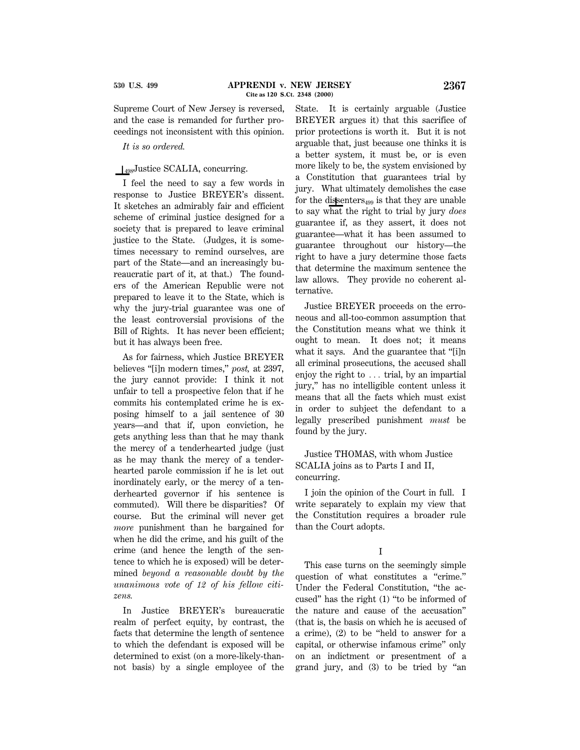Supreme Court of New Jersey is reversed, and the case is remanded for further proceedings not inconsistent with this opinion.

*It is so ordered.*

⌊498Justice SCALIA, concurring.

I feel the need to say a few words in response to Justice BREYER's dissent. It sketches an admirably fair and efficient scheme of criminal justice designed for a society that is prepared to leave criminal justice to the State. (Judges, it is sometimes necessary to remind ourselves, are part of the State—and an increasingly bureaucratic part of it, at that.) The founders of the American Republic were not prepared to leave it to the State, which is why the jury-trial guarantee was one of the least controversial provisions of the Bill of Rights. It has never been efficient; but it has always been free.

As for fairness, which Justice BREYER believes "[i]n modern times," *post,* at 2397, the jury cannot provide: I think it not unfair to tell a prospective felon that if he commits his contemplated crime he is exposing himself to a jail sentence of 30 years—and that if, upon conviction, he gets anything less than that he may thank the mercy of a tenderhearted judge (just as he may thank the mercy of a tenderhearted parole commission if he is let out inordinately early, or the mercy of a tenderhearted governor if his sentence is commuted). Will there be disparities? Of course. But the criminal will never get *more* punishment than he bargained for when he did the crime, and his guilt of the crime (and hence the length of the sentence to which he is exposed) will be determined *beyond a reasonable doubt by the unanimous vote of 12 of his fellow citizens.*

In Justice BREYER's bureaucratic realm of perfect equity, by contrast, the facts that determine the length of sentence to which the defendant is exposed will be determined to exist (on a more-likely-than-not basis) by a single employee of the State. It is certainly arguable (Justice BREYER argues it) that this sacrifice of prior protections is worth it. But it is not arguable that, just because one thinks it is a better system, it must be, or is even more likely to be, the system envisioned by a Constitution that guarantees trial by jury. What ultimately demolishes the case for the dis⌊499senters is that they are unable to say what the right to trial by jury *does* guarantee if, as they assert, it does not guarantee—what it has been assumed to guarantee throughout our history—the right to have a jury determine those facts that determine the maximum sentence the law allows. They provide no coherent alternative.

Justice BREYER proceeds on the erroneous and all-too-common assumption that the Constitution means what we think it ought to mean. It does not; it means what it says. And the guarantee that "[i]n all criminal prosecutions, the accused shall enjoy the right to … trial, by an impartial jury," has no intelligible content unless it means that all the facts which must exist in order to subject the defendant to a legally prescribed punishment *must* be found by the jury.

Justice THOMAS, with whom Justice SCALIA joins as to Parts I and II, concurring.

I join the opinion of the Court in full. I write separately to explain my view that the Constitution requires a broader rule than the Court adopts.

## I

This case turns on the seemingly simple question of what constitutes a "crime." Under the Federal Constitution, "the accused" has the right (1) "to be informed of the nature and cause of the accusation" (that is, the basis on which he is accused of a crime), (2) to be "held to answer for a capital, or otherwise infamous crime" only on an indictment or presentment of a grand jury, and (3) to be tried by "an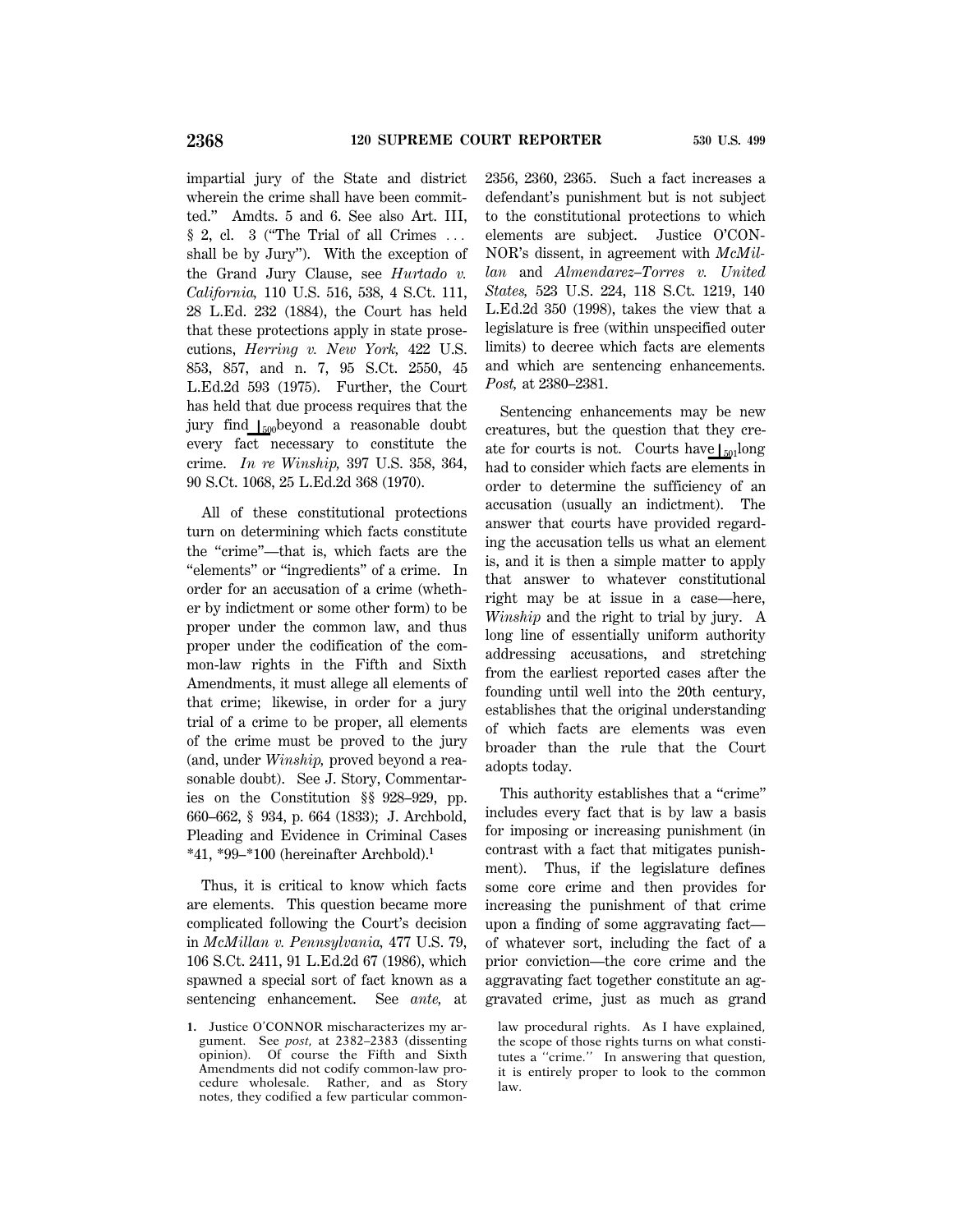impartial jury of the State and district wherein the crime shall have been committed." Amdts. 5 and 6. See also Art. III, § 2, cl. 3 ("The Trial of all Crimes ... shall be by Jury"). With the exception of the Grand Jury Clause, see *Hurtado v. California,* 110 U.S. 516, 538, 4 S.Ct. 111, 28 L.Ed. 232 (1884), the Court has held that these protections apply in state prosecutions, *Herring v. New York,* 422 U.S. 853, 857, and n. 7, 95 S.Ct. 2550, 45 L.Ed.2d 593 (1975). Further, the Court has held that due process requires that the jury find ⌊500beyond a reasonable doubt every fact necessary to constitute the crime. *In re Winship,* 397 U.S. 358, 364, 90 S.Ct. 1068, 25 L.Ed.2d 368 (1970).

All of these constitutional protections turn on determining which facts constitute the "crime"—that is, which facts are the "elements" or "ingredients" of a crime. In order for an accusation of a crime (whether by indictment or some other form) to be proper under the common law, and thus proper under the codification of the common-law rights in the Fifth and Sixth Amendments, it must allege all elements of that crime; likewise, in order for a jury trial of a crime to be proper, all elements of the crime must be proved to the jury (and, under *Winship,* proved beyond a reasonable doubt). See J. Story, Commentaries on the Constitution §§ 928–929, pp. 660–662, § 934, p. 664 (1833); J. Archbold, Pleading and Evidence in Criminal Cases *41, *99–*100 (hereinafter Archbold).[1]

Thus, it is critical to know which facts are elements. This question became more complicated following the Court's decision in *McMillan v. Pennsylvania,* 477 U.S. 79, 106 S.Ct. 2411, 91 L.Ed.2d 67 (1986), which spawned a special sort of fact known as a sentencing enhancement. See *ante,* at 2356, 2360, 2365. Such a fact increases a defendant's punishment but is not subject to the constitutional protections to which elements are subject. Justice O'CONNOR's dissent, in agreement with *McMillan* and *Almendarez–Torres v. United States,* 523 U.S. 224, 118 S.Ct. 1219, 140 L.Ed.2d 350 (1998), takes the view that a legislature is free (within unspecified outer limits) to decree which facts are elements and which are sentencing enhancements. *Post,* at 2380–2381.

Sentencing enhancements may be new creatures, but the question that they create for courts is not. Courts have ⌊501long had to consider which facts are elements in order to determine the sufficiency of an accusation (usually an indictment). The answer that courts have provided regarding the accusation tells us what an element is, and it is then a simple matter to apply that answer to whatever constitutional right may be at issue in a case—here, *Winship* and the right to trial by jury. A long line of essentially uniform authority addressing accusations, and stretching from the earliest reported cases after the founding until well into the 20th century, establishes that the original understanding of which facts are elements was even broader than the rule that the Court adopts today.

This authority establishes that a "crime" includes every fact that is by law a basis for imposing or increasing punishment (in contrast with a fact that mitigates punishment). Thus, if the legislature defines some core crime and then provides for increasing the punishment of that crime upon a finding of some aggravating fact—of whatever sort, including the fact of a prior conviction—the core crime and the aggravating fact together constitute an aggravated crime, just as much as grand

---

1. Justice O'CONNOR mischaracterizes my argument. See *post,* at 2382–2383 (dissenting opinion). Of course the Fifth and Sixth Amendments did not codify common-law procedure wholesale. Rather, and as Story notes, they codified a few particular common-law procedural rights. As I have explained, the scope of those rights turns on what constitutes a "crime." In answering that question, it is entirely proper to look to the common law.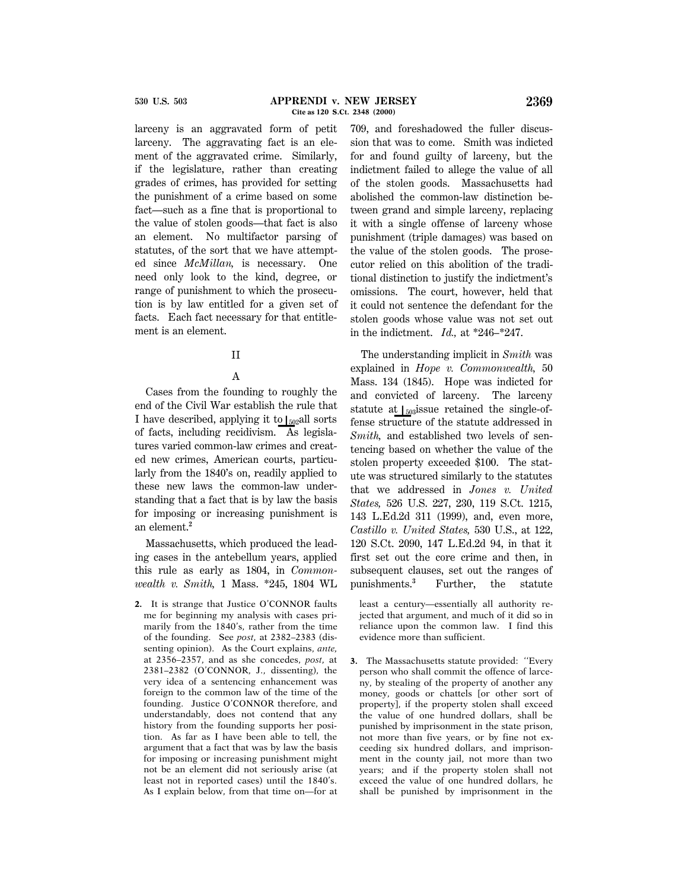larceny is an aggravated form of petit larceny. The aggravating fact is an element of the aggravated crime. Similarly, if the legislature, rather than creating grades of crimes, has provided for setting the punishment of a crime based on some fact—such as a fine that is proportional to the value of stolen goods—that fact is also an element. No multifactor parsing of statutes, of the sort that we have attempted since *McMillan,* is necessary. One need only look to the kind, degree, or range of punishment to which the prosecution is by law entitled for a given set of facts. Each fact necessary for that entitlement is an element.

## II

### A

Cases from the founding to roughly the end of the Civil War establish the rule that I have described, applying it to ⌊502 all sorts of facts, including recidivism. As legislatures varied common-law crimes and created new crimes, American courts, particularly from the 1840's on, readily applied to these new laws the common-law understanding that a fact that is by law the basis for imposing or increasing punishment is an element.[2]

Massachusetts, which produced the leading cases in the antebellum years, applied this rule as early as 1804, in *Commonwealth v. Smith,* 1 Mass. *245, 1804 WL 709, and foreshadowed the fuller discussion that was to come. Smith was indicted for and found guilty of larceny, but the indictment failed to allege the value of all of the stolen goods. Massachusetts had abolished the common-law distinction between grand and simple larceny, replacing it with a single offense of larceny whose punishment (triple damages) was based on the value of the stolen goods. The prosecutor relied on this abolition of the traditional distinction to justify the indictment's omissions. The court, however, held that it could not sentence the defendant for the stolen goods whose value was not set out in the indictment. *Id.,* at *246–*247.

The understanding implicit in *Smith* was explained in *Hope v. Commonwealth,* 50 Mass. 134 (1845). Hope was indicted for and convicted of larceny. The larceny statute at ⌊503 issue retained the single-offense structure of the statute addressed in *Smith,* and established two levels of sentencing based on whether the value of the stolen property exceeded $100. The statute was structured similarly to the statutes that we addressed in *Jones v. United States,* 526 U.S. 227, 230, 119 S.Ct. 1215, 143 L.Ed.2d 311 (1999), and, even more, *Castillo v. United States,* 530 U.S., at 122, 120 S.Ct. 2090, 147 L.Ed.2d 94, in that it first set out the core crime and then, in subsequent clauses, set out the ranges of punishments.[3] Further, the statute

2. It is strange that Justice O'CONNOR faults me for beginning my analysis with cases primarily from the 1840's, rather from the time of the founding. See *post,* at 2382–2383 (dissenting opinion). As the Court explains, *ante,* at 2356–2357, and as she concedes, *post,* at 2381–2382 (O'CONNOR, J., dissenting), the very idea of a sentencing enhancement was foreign to the common law of the time of the founding. Justice O'CONNOR therefore, and understandably, does not contend that any history from the founding supports her position. As far as I have been able to tell, the argument that a fact that was by law the basis for imposing or increasing punishment might not be an element did not seriously arise (at least not in reported cases) until the 1840's. As I explain below, from that time on—for at least a century—essentially all authority rejected that argument, and much of it did so in reliance upon the common law. I find this evidence more than sufficient.

3. The Massachusetts statute provided: "Every person who shall commit the offence of larceny, by stealing of the property of another any money, goods or chattels [or other sort of property], if the property stolen shall exceed the value of one hundred dollars, shall be punished by imprisonment in the state prison, not more than five years, or by fine not exceeding six hundred dollars, and imprisonment in the county jail, not more than two years; and if the property stolen shall not exceed the value of one hundred dollars, he shall be punished by imprisonment in the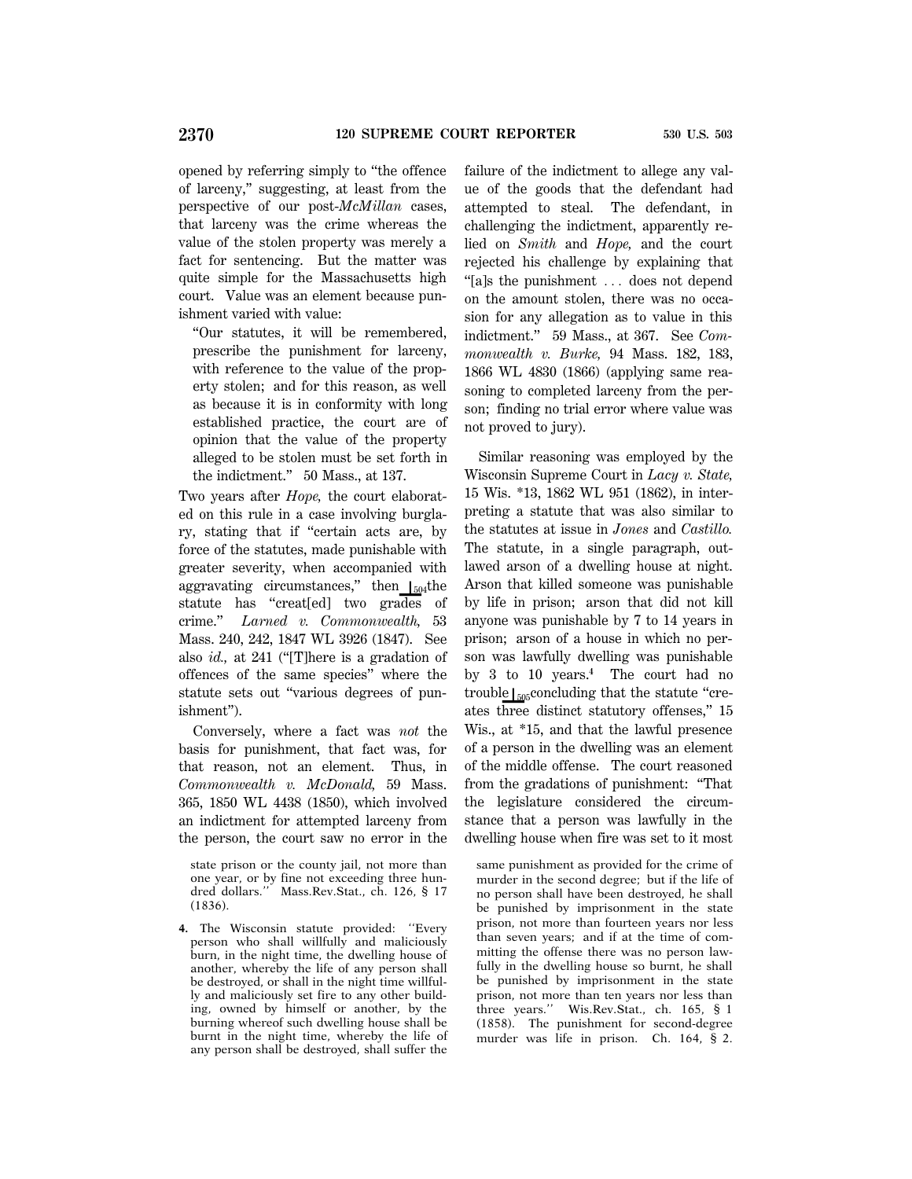opened by referring simply to "the offence of larceny," suggesting, at least from the perspective of our post-*McMillan* cases, that larceny was the crime whereas the value of the stolen property was merely a fact for sentencing. But the matter was quite simple for the Massachusetts high court. Value was an element because punishment varied with value:

> "Our statutes, it will be remembered, prescribe the punishment for larceny, with reference to the value of the property stolen; and for this reason, as well as because it is in conformity with long established practice, the court are of opinion that the value of the property alleged to be stolen must be set forth in the indictment." 50 Mass., at 137.

Two years after *Hope,* the court elaborated on this rule in a case involving burglary, stating that if "certain acts are, by force of the statutes, made punishable with greater severity, when accompanied with aggravating circumstances," then ⌊504the statute has "creat[ed] two grades of crime." *Larned v. Commonwealth,* 53 Mass. 240, 242, 1847 WL 3926 (1847). See also *id.,* at 241 ("[T]here is a gradation of offences of the same species" where the statute sets out "various degrees of punishment").

Conversely, where a fact was *not* the basis for punishment, that fact was, for that reason, not an element. Thus, in *Commonwealth v. McDonald,* 59 Mass. 365, 1850 WL 4438 (1850), which involved an indictment for attempted larceny from the person, the court saw no error in the failure of the indictment to allege any value of the goods that the defendant had attempted to steal. The defendant, in challenging the indictment, apparently relied on *Smith* and *Hope,* and the court rejected his challenge by explaining that "[a]s the punishment ... does not depend on the amount stolen, there was no occasion for any allegation as to value in this indictment." 59 Mass., at 367. See *Commonwealth v. Burke,* 94 Mass. 182, 183, 1866 WL 4830 (1866) (applying same reasoning to completed larceny from the person; finding no trial error where value was not proved to jury).

Similar reasoning was employed by the Wisconsin Supreme Court in *Lacy v. State,* 15 Wis. *13, 1862 WL 951 (1862), in interpreting a statute that was also similar to the statutes at issue in *Jones* and *Castillo.* The statute, in a single paragraph, outlawed arson of a dwelling house at night. Arson that killed someone was punishable by life in prison; arson that did not kill anyone was punishable by 7 to 14 years in prison; arson of a house in which no person was lawfully dwelling was punishable by 3 to 10 years.[4] The court had no trouble⌊505concluding that the statute "creates three distinct statutory offenses," 15 Wis., at *15, and that the lawful presence of a person in the dwelling was an element of the middle offense. The court reasoned from the gradations of punishment: "That the legislature considered the circumstance that a person was lawfully in the dwelling house when fire was set to it most

---

state prison or the county jail, not more than one year, or by fine not exceeding three hundred dollars." Mass.Rev.Stat., ch. 126, § 17 (1836).

4. The Wisconsin statute provided: "Every person who shall willfully and maliciously burn, in the night time, the dwelling house of another, whereby the life of any person shall be destroyed, or shall in the night time willfully and maliciously set fire to any other building, owned by himself or another, by the burning whereof such dwelling house shall be burnt in the night time, whereby the life of any person shall be destroyed, shall suffer the same punishment as provided for the crime of murder in the second degree; but if the life of no person shall have been destroyed, he shall be punished by imprisonment in the state prison, not more than fourteen years nor less than seven years; and if at the time of committing the offense there was no person lawfully in the dwelling house so burnt, he shall be punished by imprisonment in the state prison, not more than ten years nor less than three years." Wis.Rev.Stat., ch. 165, § 1 (1858). The punishment for second-degree murder was life in prison. Ch. 164, § 2.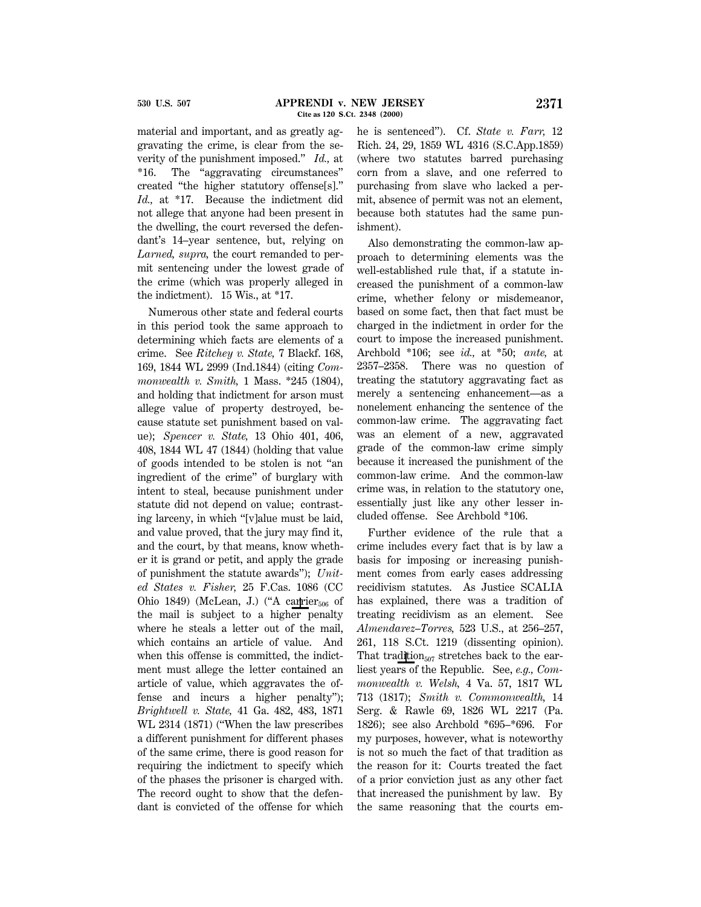material and important, and as greatly aggravating the crime, is clear from the severity of the punishment imposed." *Id.,* at *16. The "aggravating circumstances" created "the higher statutory offense[s]." *Id.,* at *17. Because the indictment did not allege that anyone had been present in the dwelling, the court reversed the defendant's 14–year sentence, but, relying on *Larned, supra,* the court remanded to permit sentencing under the lowest grade of the crime (which was properly alleged in the indictment). 15 Wis., at *17.

Numerous other state and federal courts in this period took the same approach to determining which facts are elements of a crime. See *Ritchey v. State,* 7 Blackf. 168, 169, 1844 WL 2999 (Ind.1844) (citing *Commonwealth v. Smith,* 1 Mass. *245 (1804), and holding that indictment for arson must allege value of property destroyed, because statute set punishment based on value); *Spencer v. State,* 13 Ohio 401, 406, 408, 1844 WL 47 (1844) (holding that value of goods intended to be stolen is not "an ingredient of the crime" of burglary with intent to steal, because punishment under statute did not depend on value; contrasting larceny, in which "[v]alue must be laid, and value proved, that the jury may find it, and the court, by that means, know whether it is grand or petit, and apply the grade of punishment the statute awards"); *United States v. Fisher,* 25 F.Cas. 1086 (CC Ohio 1849) (McLean, J.) ("A carrier of the mail is subject to a higher penalty where he steals a letter out of the mail, which contains an article of value. And when this offense is committed, the indictment must allege the letter contained an article of value, which aggravates the offense and incurs a higher penalty"); *Brightwell v. State,* 41 Ga. 482, 483, 1871 WL 2314 (1871) ("When the law prescribes a different punishment for different phases of the same crime, there is good reason for requiring the indictment to specify which of the phases the prisoner is charged with. The record ought to show that the defendant is convicted of the offense for which he is sentenced"). Cf. *State v. Farr,* 12 Rich. 24, 29, 1859 WL 4316 (S.C.App.1859) (where two statutes barred purchasing corn from a slave, and one referred to purchasing from slave who lacked a permit, absence of permit was not an element, because both statutes had the same punishment).

Also demonstrating the common-law approach to determining elements was the well-established rule that, if a statute increased the punishment of a common-law crime, whether felony or misdemeanor, based on some fact, then that fact must be charged in the indictment in order for the court to impose the increased punishment. Archbold *106; see *id.,* at *50; *ante,* at 2357–2358. There was no question of treating the statutory aggravating fact as merely a sentencing enhancement—as a nonelement enhancing the sentence of the common-law crime. The aggravating fact was an element of a new, aggravated grade of the common-law crime simply because it increased the punishment of the common-law crime. And the common-law crime was, in relation to the statutory one, essentially just like any other lesser included offense. See Archbold *106.

Further evidence of the rule that a crime includes every fact that is by law a basis for imposing or increasing punishment comes from early cases addressing recidivism statutes. As Justice SCALIA has explained, there was a tradition of treating recidivism as an element. See *Almendarez–Torres,* 523 U.S., at 256–257, 261, 118 S.Ct. 1219 (dissenting opinion). That tradition stretches back to the earliest years of the Republic. See, *e.g., Commonwealth v. Welsh,* 4 Va. 57, 1817 WL 713 (1817); *Smith v. Commonwealth,* 14 Serg. & Rawle 69, 1826 WL 2217 (Pa. 1826); see also Archbold *695–*696. For my purposes, however, what is noteworthy is not so much the fact of that tradition as the reason for it: Courts treated the fact of a prior conviction just as any other fact that increased the punishment by law. By the same reasoning that the courts em-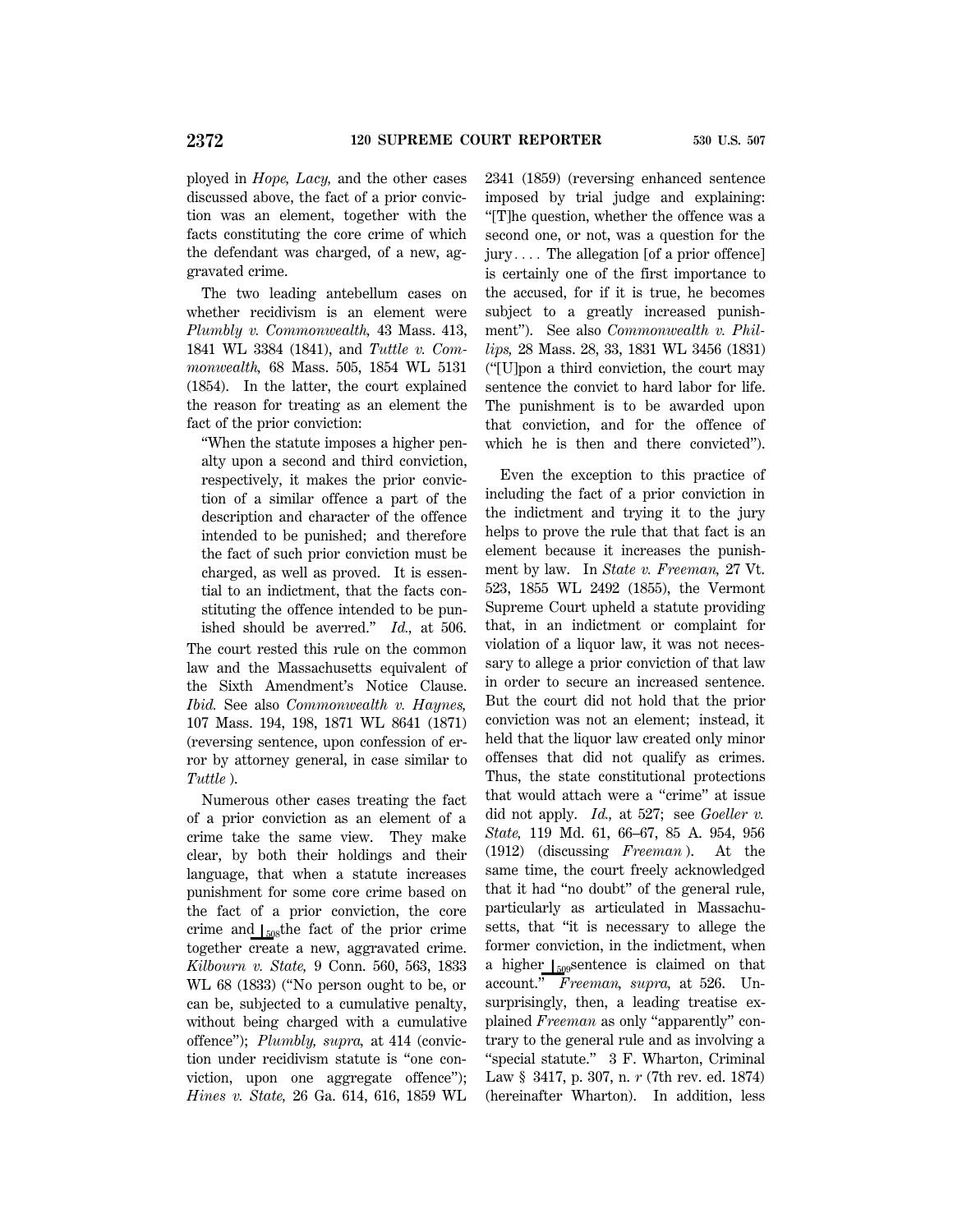ployed in *Hope, Lacy,* and the other cases discussed above, the fact of a prior conviction was an element, together with the facts constituting the core crime of which the defendant was charged, of a new, aggravated crime.

The two leading antebellum cases on whether recidivism is an element were *Plumbly v. Commonwealth,* 43 Mass. 413, 1841 WL 3384 (1841), and *Tuttle v. Commonwealth,* 68 Mass. 505, 1854 WL 5131 (1854). In the latter, the court explained the reason for treating as an element the fact of the prior conviction:

> "When the statute imposes a higher penalty upon a second and third conviction, respectively, it makes the prior conviction of a similar offence a part of the description and character of the offence intended to be punished; and therefore the fact of such prior conviction must be charged, as well as proved. It is essential to an indictment, that the facts constituting the offence intended to be punished should be averred." *Id.,* at 506.

The court rested this rule on the common law and the Massachusetts equivalent of the Sixth Amendment's Notice Clause. *Ibid.* See also *Commonwealth v. Haynes,* 107 Mass. 194, 198, 1871 WL 8641 (1871) (reversing sentence, upon confession of error by attorney general, in case similar to *Tuttle* ).

Numerous other cases treating the fact of a prior conviction as an element of a crime take the same view. They make clear, by both their holdings and their language, that when a statute increases punishment for some core crime based on the fact of a prior conviction, the core crime and ⌊508the fact of the prior crime together create a new, aggravated crime. *Kilbourn v. State,* 9 Conn. 560, 563, 1833 WL 68 (1833) ("No person ought to be, or can be, subjected to a cumulative penalty, without being charged with a cumulative offence"); *Plumbly, supra,* at 414 (conviction under recidivism statute is "one conviction, upon one aggregate offence"); *Hines v. State,* 26 Ga. 614, 616, 1859 WL 2341 (1859) (reversing enhanced sentence imposed by trial judge and explaining: "[T]he question, whether the offence was a second one, or not, was a question for the jury.... The allegation [of a prior offence] is certainly one of the first importance to the accused, for if it is true, he becomes subject to a greatly increased punishment"). See also *Commonwealth v. Phillips,* 28 Mass. 28, 33, 1831 WL 3456 (1831) ("[U]pon a third conviction, the court may sentence the convict to hard labor for life. The punishment is to be awarded upon that conviction, and for the offence of which he is then and there convicted").

Even the exception to this practice of including the fact of a prior conviction in the indictment and trying it to the jury helps to prove the rule that that fact is an element because it increases the punishment by law. In *State v. Freeman,* 27 Vt. 523, 1855 WL 2492 (1855), the Vermont Supreme Court upheld a statute providing that, in an indictment or complaint for violation of a liquor law, it was not necessary to allege a prior conviction of that law in order to secure an increased sentence. But the court did not hold that the prior conviction was not an element; instead, it held that the liquor law created only minor offenses that did not qualify as crimes. Thus, the state constitutional protections that would attach were a "crime" at issue did not apply. *Id.,* at 527; see *Goeller v. State,* 119 Md. 61, 66–67, 85 A. 954, 956 (1912) (discussing *Freeman* ). At the same time, the court freely acknowledged that it had "no doubt" of the general rule, particularly as articulated in Massachusetts, that "it is necessary to allege the former conviction, in the indictment, when a higher ⌊509sentence is claimed on that account." *Freeman, supra,* at 526. Unsurprisingly, then, a leading treatise explained *Freeman* as only "apparently" contrary to the general rule and as involving a "special statute." 3 F. Wharton, Criminal Law § 3417, p. 307, n. *r* (7th rev. ed. 1874) (hereinafter Wharton). In addition, less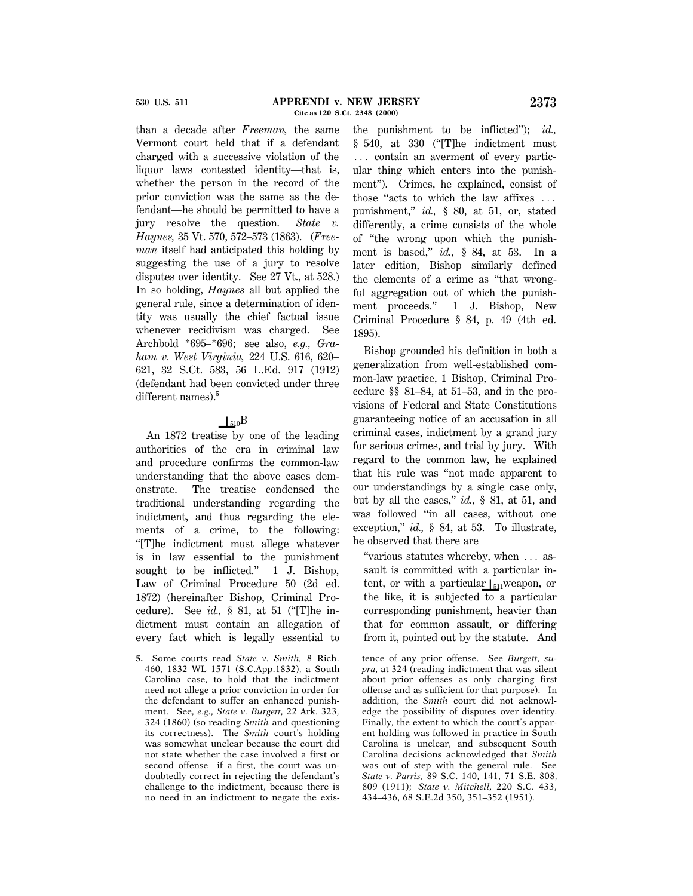than a decade after *Freeman*, the same Vermont court held that if a defendant charged with a successive violation of the liquor laws contested identity—that is, whether the person in the record of the prior conviction was the same as the defendant—he should be permitted to have a jury resolve the question. *State v. Haynes*, 35 Vt. 570, 572–573 (1863). (*Freeman* itself had anticipated this holding by suggesting the use of a jury to resolve disputes over identity. See 27 Vt., at 528.) In so holding, *Haynes* all but applied the general rule, since a determination of identity was usually the chief factual issue whenever recidivism was charged. See Archbold *695–*696; see also, *e.g., Graham v. West Virginia*, 224 U.S. 616, 620–621, 32 S.Ct. 583, 56 L.Ed. 917 (1912) (defendant had been convicted under three different names).[5]

⌊510B

An 1872 treatise by one of the leading authorities of the era in criminal law and procedure confirms the common-law understanding that the above cases demonstrate. The treatise condensed the traditional understanding regarding the indictment, and thus regarding the elements of a crime, to the following: "[T]he indictment must allege whatever is in law essential to the punishment sought to be inflicted." 1 J. Bishop, Law of Criminal Procedure 50 (2d ed. 1872) (hereinafter Bishop, Criminal Procedure). See *id.*, § 81, at 51 ("[T]he indictment must contain an allegation of every fact which is legally essential to the punishment to be inflicted"); *id.*, § 540, at 330 ("[T]he indictment must ... contain an averment of every particular thing which enters into the punishment"). Crimes, he explained, consist of those "acts to which the law affixes ... punishment," *id.*, § 80, at 51, or, stated differently, a crime consists of the whole of "the wrong upon which the punishment is based," *id.*, § 84, at 53. In a later edition, Bishop similarly defined the elements of a crime as "that wrongful aggregation out of which the punishment proceeds." 1 J. Bishop, New Criminal Procedure § 84, p. 49 (4th ed. 1895).

Bishop grounded his definition in both a generalization from well-established common-law practice, 1 Bishop, Criminal Procedure §§ 81–84, at 51–53, and in the provisions of Federal and State Constitutions guaranteeing notice of an accusation in all criminal cases, indictment by a grand jury for serious crimes, and trial by jury. With regard to the common law, he explained that his rule was "not made apparent to our understandings by a single case only, but by all the cases," *id.*, § 81, at 51, and was followed "in all cases, without one exception," *id.*, § 84, at 53. To illustrate, he observed that there are

> "various statutes whereby, when ... assault is committed with a particular intent, or with a particular ⌊511weapon, or the like, it is subjected to a particular corresponding punishment, heavier than that for common assault, or differing from it, pointed out by the statute. And

5. Some courts read *State v. Smith*, 8 Rich. 460, 1832 WL 1571 (S.C.App.1832), a South Carolina case, to hold that the indictment need not allege a prior conviction in order for the defendant to suffer an enhanced punishment. See, *e.g., State v. Burgett*, 22 Ark. 323, 324 (1860) (so reading *Smith* and questioning its correctness). The *Smith* court's holding was somewhat unclear because the court did not state whether the case involved a first or second offense—if a first, the court was undoubtedly correct in rejecting the defendant's challenge to the indictment, because there is no need in an indictment to negate the existence of any prior offense. See *Burgett, supra*, at 324 (reading indictment that was silent about prior offenses as only charging first offense and as sufficient for that purpose). In addition, the *Smith* court did not acknowledge the possibility of disputes over identity. Finally, the extent to which the court's apparent holding was followed in practice in South Carolina is unclear, and subsequent South Carolina decisions acknowledged that *Smith* was out of step with the general rule. See *State v. Parris*, 89 S.C. 140, 141, 71 S.E. 808, 809 (1911); *State v. Mitchell*, 220 S.C. 433, 434–436, 68 S.E.2d 350, 351–352 (1951).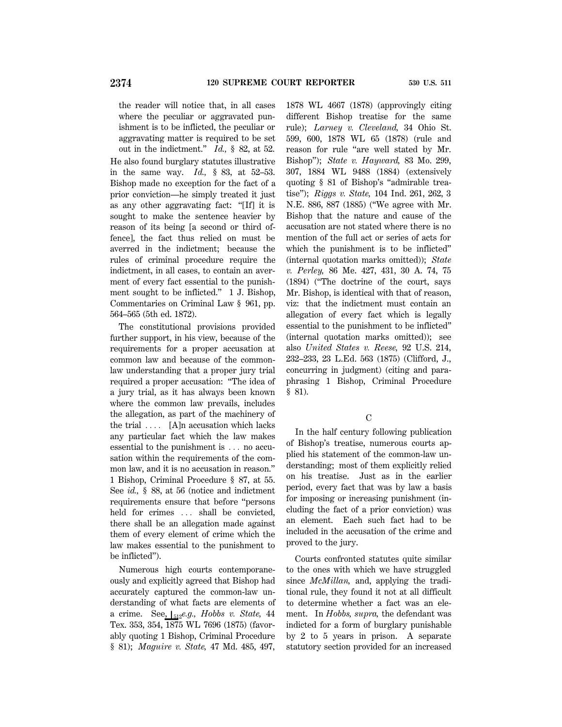the reader will notice that, in all cases where the peculiar or aggravated punishment is to be inflicted, the peculiar or aggravating matter is required to be set out in the indictment." *Id.,* § 82, at 52.

He also found burglary statutes illustrative in the same way. *Id.,* § 83, at 52–53. Bishop made no exception for the fact of a prior conviction—he simply treated it just as any other aggravating fact: "[If] it is sought to make the sentence heavier by reason of its being [a second or third offence], the fact thus relied on must be averred in the indictment; because the rules of criminal procedure require the indictment, in all cases, to contain an averment of every fact essential to the punishment sought to be inflicted." 1 J. Bishop, Commentaries on Criminal Law § 961, pp. 564–565 (5th ed. 1872).

The constitutional provisions provided further support, in his view, because of the requirements for a proper accusation at common law and because of the common-law understanding that a proper jury trial required a proper accusation: "The idea of a jury trial, as it has always been known where the common law prevails, includes the allegation, as part of the machinery of the trial .... [A]n accusation which lacks any particular fact which the law makes essential to the punishment is ... no accusation within the requirements of the common law, and it is no accusation in reason." 1 Bishop, Criminal Procedure § 87, at 55. See *id.,* § 88, at 56 (notice and indictment requirements ensure that before "persons held for crimes ... shall be convicted, there shall be an allegation made against them of every element of crime which the law makes essential to the punishment to be inflicted").

Numerous high courts contemporaneously and explicitly agreed that Bishop had accurately captured the common-law understanding of what facts are elements of a crime. See, *e.g., Hobbs v. State,* 44 Tex. 353, 354, 1875 WL 7696 (1875) (favorably quoting 1 Bishop, Criminal Procedure § 81); *Maguire v. State,* 47 Md. 485, 497, 1878 WL 4667 (1878) (approvingly citing different Bishop treatise for the same rule); *Larney v. Cleveland,* 34 Ohio St. 599, 600, 1878 WL 65 (1878) (rule and reason for rule "are well stated by Mr. Bishop"); *State v. Hayward,* 83 Mo. 299, 307, 1884 WL 9488 (1884) (extensively quoting § 81 of Bishop's "admirable treatise"); *Riggs v. State,* 104 Ind. 261, 262, 3 N.E. 886, 887 (1885) ("We agree with Mr. Bishop that the nature and cause of the accusation are not stated where there is no mention of the full act or series of acts for which the punishment is to be inflicted" (internal quotation marks omitted)); *State v. Perley,* 86 Me. 427, 431, 30 A. 74, 75 (1894) ("The doctrine of the court, says Mr. Bishop, is identical with that of reason, viz: that the indictment must contain an allegation of every fact which is legally essential to the punishment to be inflicted" (internal quotation marks omitted)); see also *United States v. Reese,* 92 U.S. 214, 232–233, 23 L.Ed. 563 (1875) (Clifford, J., concurring in judgment) (citing and paraphrasing 1 Bishop, Criminal Procedure § 81).

### C

In the half century following publication of Bishop's treatise, numerous courts applied his statement of the common-law understanding; most of them explicitly relied on his treatise. Just as in the earlier period, every fact that was by law a basis for imposing or increasing punishment (including the fact of a prior conviction) was an element. Each such fact had to be included in the accusation of the crime and proved to the jury.

Courts confronted statutes quite similar to the ones with which we have struggled since *McMillan,* and, applying the traditional rule, they found it not at all difficult to determine whether a fact was an element. In *Hobbs, supra,* the defendant was indicted for a form of burglary punishable by 2 to 5 years in prison. A separate statutory section provided for an increased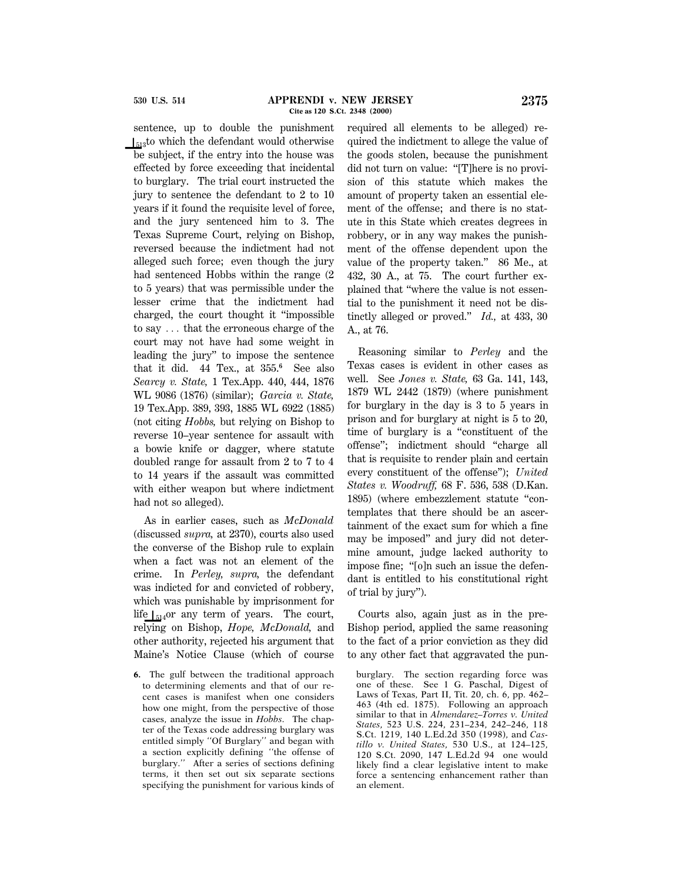sentence, up to double the punishment to which the defendant would otherwise be subject, if the entry into the house was effected by force exceeding that incidental to burglary. The trial court instructed the jury to sentence the defendant to 2 to 10 years if it found the requisite level of force, and the jury sentenced him to 3. The Texas Supreme Court, relying on Bishop, reversed because the indictment had not alleged such force; even though the jury had sentenced Hobbs within the range (2 to 5 years) that was permissible under the lesser crime that the indictment had charged, the court thought it "impossible to say . . . that the erroneous charge of the court may not have had some weight in leading the jury" to impose the sentence that it did. 44 Tex., at 355.[6] See also *Searcy v. State,* 1 Tex.App. 440, 444, 1876 WL 9086 (1876) (similar); *Garcia v. State,* 19 Tex.App. 389, 393, 1885 WL 6922 (1885) (not citing *Hobbs,* but relying on Bishop to reverse 10–year sentence for assault with a bowie knife or dagger, where statute doubled range for assault from 2 to 7 to 4 to 14 years if the assault was committed with either weapon but where indictment had not so alleged).

As in earlier cases, such as *McDonald* (discussed *supra,* at 2370), courts also used the converse of the Bishop rule to explain when a fact was not an element of the crime. In *Perley, supra,* the defendant was indicted for and convicted of robbery, which was punishable by imprisonment for life or any term of years. The court, relying on Bishop, *Hope, McDonald,* and other authority, rejected his argument that Maine's Notice Clause (which of course required all elements to be alleged) required the indictment to allege the value of the goods stolen, because the punishment did not turn on value: "[T]here is no provision of this statute which makes the amount of property taken an essential element of the offense; and there is no statute in this State which creates degrees in robbery, or in any way makes the punishment of the offense dependent upon the value of the property taken." 86 Me., at 432, 30 A., at 75. The court further explained that "where the value is not essential to the punishment it need not be distinctly alleged or proved." *Id.,* at 433, 30 A., at 76.

Reasoning similar to *Perley* and the Texas cases is evident in other cases as well. See *Jones v. State,* 63 Ga. 141, 143, 1879 WL 2442 (1879) (where punishment for burglary in the day is 3 to 5 years in prison and for burglary at night is 5 to 20, time of burglary is a "constituent of the offense"; indictment should "charge all that is requisite to render plain and certain every constituent of the offense"); *United States v. Woodruff,* 68 F. 536, 538 (D.Kan. 1895) (where embezzlement statute "contemplates that there should be an ascertainment of the exact sum for which a fine may be imposed" and jury did not determine amount, judge lacked authority to impose fine; "[o]n such an issue the defendant is entitled to his constitutional right of trial by jury").

Courts also, again just as in the pre-Bishop period, applied the same reasoning to the fact of a prior conviction as they did to any other fact that aggravated the pun-

6. The gulf between the traditional approach to determining elements and that of our recent cases is manifest when one considers how one might, from the perspective of those cases, analyze the issue in *Hobbs*. The chapter of the Texas code addressing burglary was entitled simply "Of Burglary" and began with a section explicitly defining "the offense of burglary." After a series of sections defining terms, it then set out six separate sections specifying the punishment for various kinds of burglary. The section regarding force was one of these. See 1 G. Paschal, Digest of Laws of Texas, Part II, Tit. 20, ch. 6, pp. 462–463 (4th ed. 1875). Following an approach similar to that in *Almendarez–Torres v. United States,* 523 U.S. 224, 231–234, 242–246, 118 S.Ct. 1219, 140 L.Ed.2d 350 (1998), and *Castillo v. United States,* 530 U.S., at 124–125, 120 S.Ct. 2090, 147 L.Ed.2d 94 one would likely find a clear legislative intent to make force a sentencing enhancement rather than an element.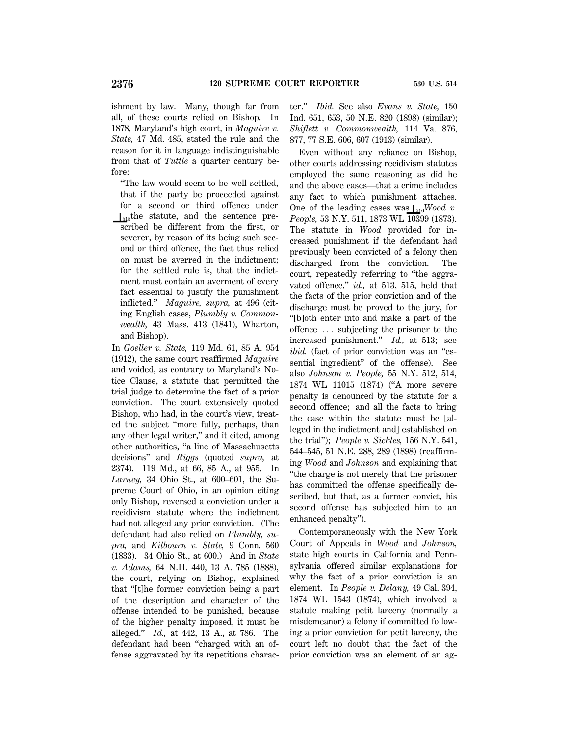ishment by law. Many, though far from all, of these courts relied on Bishop. In 1878, Maryland's high court, in *Maguire v. State,* 47 Md. 485, stated the rule and the reason for it in language indistinguishable from that of *Tuttle* a quarter century before:

> "The law would seem to be well settled, that if the party be proceeded against for a second or third offence under ⌊515the statute, and the sentence prescribed be different from the first, or severer, by reason of its being such second or third offence, the fact thus relied on must be averred in the indictment; for the settled rule is, that the indictment must contain an averment of every fact essential to justify the punishment inflicted." *Maguire, supra,* at 496 (citing English cases, *Plumbly v. Commonwealth,* 43 Mass. 413 (1841), Wharton, and Bishop).

In *Goeller v. State,* 119 Md. 61, 85 A. 954 (1912), the same court reaffirmed *Maguire* and voided, as contrary to Maryland's Notice Clause, a statute that permitted the trial judge to determine the fact of a prior conviction. The court extensively quoted Bishop, who had, in the court's view, treated the subject "more fully, perhaps, than any other legal writer," and it cited, among other authorities, "a line of Massachusetts decisions" and *Riggs* (quoted *supra,* at 2374). 119 Md., at 66, 85 A., at 955. In *Larney,* 34 Ohio St., at 600–601, the Supreme Court of Ohio, in an opinion citing only Bishop, reversed a conviction under a recidivism statute where the indictment had not alleged any prior conviction. (The defendant had also relied on *Plumbly, supra,* and *Kilbourn v. State,* 9 Conn. 560 (1833). 34 Ohio St., at 600.) And in *State v. Adams,* 64 N.H. 440, 13 A. 785 (1888), the court, relying on Bishop, explained that "[t]he former conviction being a part of the description and character of the offense intended to be punished, because of the higher penalty imposed, it must be alleged." *Id.,* at 442, 13 A., at 786. The defendant had been "charged with an offense aggravated by its repetitious character." *Ibid.* See also *Evans v. State,* 150 Ind. 651, 653, 50 N.E. 820 (1898) (similar); *Shiflett v. Commonwealth,* 114 Va. 876, 877, 77 S.E. 606, 607 (1913) (similar).

Even without any reliance on Bishop, other courts addressing recidivism statutes employed the same reasoning as did he and the above cases—that a crime includes any fact to which punishment attaches. One of the leading cases was ⌊516*Wood v. People,* 53 N.Y. 511, 1873 WL 10399 (1873). The statute in *Wood* provided for increased punishment if the defendant had previously been convicted of a felony then discharged from the conviction. The court, repeatedly referring to "the aggravated offence," *id.,* at 513, 515, held that the facts of the prior conviction and of the discharge must be proved to the jury, for "[b]oth enter into and make a part of the offence . . . subjecting the prisoner to the increased punishment." *Id.,* at 513; see *ibid.* (fact of prior conviction was an "essential ingredient" of the offense). See also *Johnson v. People,* 55 N.Y. 512, 514, 1874 WL 11015 (1874) ("A more severe penalty is denounced by the statute for a second offence; and all the facts to bring the case within the statute must be [alleged in the indictment and] established on the trial"); *People v. Sickles,* 156 N.Y. 541, 544–545, 51 N.E. 288, 289 (1898) (reaffirming *Wood* and *Johnson* and explaining that "the charge is not merely that the prisoner has committed the offense specifically described, but that, as a former convict, his second offense has subjected him to an enhanced penalty").

Contemporaneously with the New York Court of Appeals in *Wood* and *Johnson,* state high courts in California and Pennsylvania offered similar explanations for why the fact of a prior conviction is an element. In *People v. Delany,* 49 Cal. 394, 1874 WL 1543 (1874), which involved a statute making petit larceny (normally a misdemeanor) a felony if committed following a prior conviction for petit larceny, the court left no doubt that the fact of the prior conviction was an element of an ag-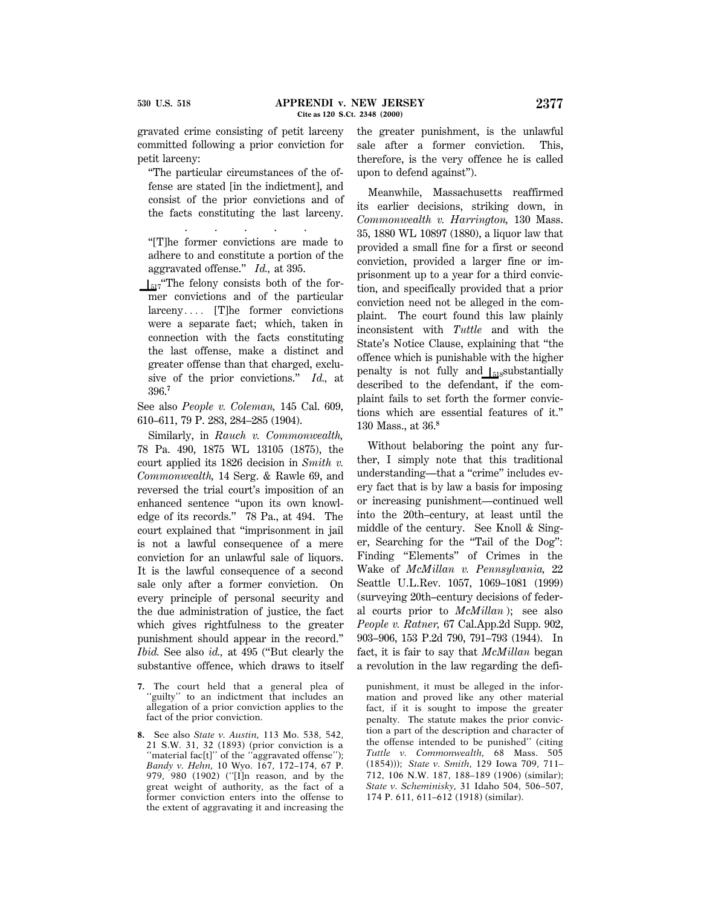gravated crime consisting of petit larceny committed following a prior conviction for petit larceny:

> "The particular circumstances of the offense are stated [in the indictment], and consist of the prior convictions and of the facts constituting the last larceny.
>
> . . . . .
>
> "[T]he former convictions are made to adhere to and constitute a portion of the aggravated offense." *Id.,* at 395.
>
> ⌊517"The felony consists both of the former convictions and of the particular larceny.... [T]he former convictions were a separate fact; which, taken in connection with the facts constituting the last offense, make a distinct and greater offense than that charged, exclusive of the prior convictions." *Id.,* at 396.[7]

See also *People v. Coleman,* 145 Cal. 609, 610–611, 79 P. 283, 284–285 (1904).

Similarly, in *Rauch v. Commonwealth,* 78 Pa. 490, 1875 WL 13105 (1875), the court applied its 1826 decision in *Smith v. Commonwealth,* 14 Serg. & Rawle 69, and reversed the trial court's imposition of an enhanced sentence "upon its own knowledge of its records." 78 Pa., at 494. The court explained that "imprisonment in jail is not a lawful consequence of a mere conviction for an unlawful sale of liquors. It is the lawful consequence of a second sale only after a former conviction. On every principle of personal security and the due administration of justice, the fact which gives rightfulness to the greater punishment should appear in the record." *Ibid.* See also *id.,* at 495 ("But clearly the substantive offence, which draws to itself the greater punishment, is the unlawful sale after a former conviction. This, therefore, is the very offence he is called upon to defend against").

Meanwhile, Massachusetts reaffirmed its earlier decisions, striking down, in *Commonwealth v. Harrington,* 130 Mass. 35, 1880 WL 10897 (1880), a liquor law that provided a small fine for a first or second conviction, provided a larger fine or imprisonment up to a year for a third conviction, and specifically provided that a prior conviction need not be alleged in the complaint. The court found this law plainly inconsistent with *Tuttle* and with the State's Notice Clause, explaining that "the offence which is punishable with the higher penalty is not fully and ⌊518substantially described to the defendant, if the complaint fails to set forth the former convictions which are essential features of it." 130 Mass., at 36.[8]

Without belaboring the point any further, I simply note that this traditional understanding—that a "crime" includes every fact that is by law a basis for imposing or increasing punishment—continued well into the 20th–century, at least until the middle of the century. See Knoll & Singer, Searching for the "Tail of the Dog": Finding "Elements" of Crimes in the Wake of *McMillan v. Pennsylvania,* 22 Seattle U.L.Rev. 1057, 1069–1081 (1999) (surveying 20th–century decisions of federal courts prior to *McMillan* ); see also *People v. Ratner,* 67 Cal.App.2d Supp. 902, 903–906, 153 P.2d 790, 791–793 (1944). In fact, it is fair to say that *McMillan* began a revolution in the law regarding the defi-

---

7. The court held that a general plea of "guilty" to an indictment that includes an allegation of a prior conviction applies to the fact of the prior conviction.

8. See also *State v. Austin,* 113 Mo. 538, 542, 21 S.W. 31, 32 (1893) (prior conviction is a "material fac[t]" of the "aggravated offense"); *Bandy v. Hehn,* 10 Wyo. 167, 172–174, 67 P. 979, 980 (1902) ("[I]n reason, and by the great weight of authority, as the fact of a former conviction enters into the offense to the extent of aggravating it and increasing the punishment, it must be alleged in the information and proved like any other material fact, if it is sought to impose the greater penalty. The statute makes the prior conviction a part of the description and character of the offense intended to be punished" (citing *Tuttle v. Commonwealth,* 68 Mass. 505 (1854))); *State v. Smith,* 129 Iowa 709, 711–712, 106 N.W. 187, 188–189 (1906) (similar); *State v. Scheminisky,* 31 Idaho 504, 506–507, 174 P. 611, 611–612 (1918) (similar).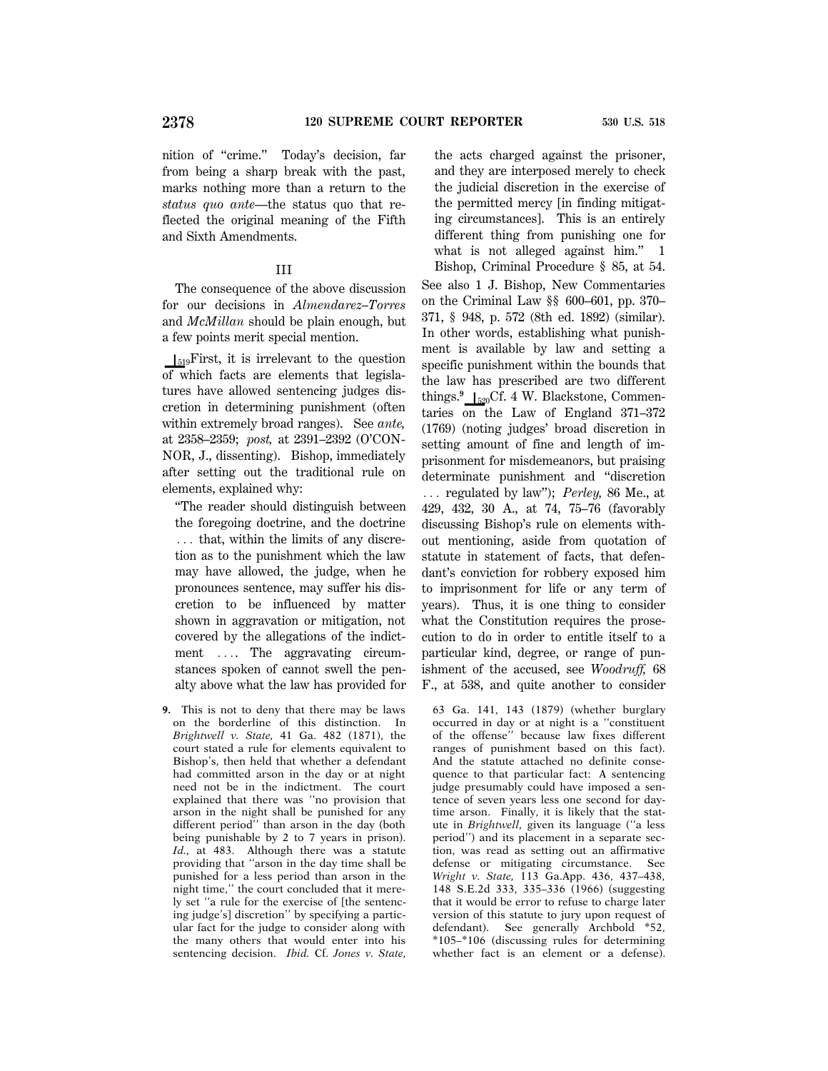nition of "crime." Today's decision, far from being a sharp break with the past, marks nothing more than a return to the *status quo ante*—the status quo that reflected the original meaning of the Fifth and Sixth Amendments.

### III

The consequence of the above discussion for our decisions in *Almendarez–Torres* and *McMillan* should be plain enough, but a few points merit special mention.

⌊519First, it is irrelevant to the question of which facts are elements that legislatures have allowed sentencing judges discretion in determining punishment (often within extremely broad ranges). See *ante,* at 2358–2359; *post,* at 2391–2392 (O'CONNOR, J., dissenting). Bishop, immediately after setting out the traditional rule on elements, explained why:

> "The reader should distinguish between the foregoing doctrine, and the doctrine . . . that, within the limits of any discretion as to the punishment which the law may have allowed, the judge, when he pronounces sentence, may suffer his discretion to be influenced by matter shown in aggravation or mitigation, not covered by the allegations of the indictment . . . . The aggravating circumstances spoken of cannot swell the penalty above what the law has provided for the acts charged against the prisoner, and they are interposed merely to check the judicial discretion in the exercise of the permitted mercy [in finding mitigating circumstances]. This is an entirely different thing from punishing one for what is not alleged against him." 1 Bishop, Criminal Procedure § 85, at 54.

See also 1 J. Bishop, New Commentaries on the Criminal Law §§ 600–601, pp. 370–371, § 948, p. 572 (8th ed. 1892) (similar). In other words, establishing what punishment is available by law and setting a specific punishment within the bounds that the law has prescribed are two different things.[9] ⌊520Cf. 4 W. Blackstone, Commentaries on the Law of England 371–372 (1769) (noting judges' broad discretion in setting amount of fine and length of imprisonment for misdemeanors, but praising determinate punishment and "discretion . . . regulated by law"); *Perley,* 86 Me., at 429, 432, 30 A., at 74, 75–76 (favorably discussing Bishop's rule on elements without mentioning, aside from quotation of statute in statement of facts, that defendant's conviction for robbery exposed him to imprisonment for life or any term of years). Thus, it is one thing to consider what the Constitution requires the prosecution to do in order to entitle itself to a particular kind, degree, or range of punishment of the accused, see *Woodruff,* 68 F., at 538, and quite another to consider

---

9. This is not to deny that there may be laws on the borderline of this distinction. In *Brightwell v. State,* 41 Ga. 482 (1871), the court stated a rule for elements equivalent to Bishop's, then held that whether a defendant had committed arson in the day or at night need not be in the indictment. The court explained that there was "no provision that arson in the night shall be punished for any different period" than arson in the day (both being punishable by 2 to 7 years in prison). *Id.,* at 483. Although there was a statute providing that "arson in the day time shall be punished for a less period than arson in the night time," the court concluded that it merely set "a rule for the exercise of [the sentencing judge's] discretion" by specifying a particular fact for the judge to consider along with the many others that would enter into his sentencing decision. *Ibid.* Cf. *Jones v. State,* 63 Ga. 141, 143 (1879) (whether burglary occurred in day or at night is a "constituent of the offense" because law fixes different ranges of punishment based on this fact). And the statute attached no definite consequence to that particular fact: A sentencing judge presumably could have imposed a sentence of seven years less one second for daytime arson. Finally, it is likely that the statute in *Brightwell,* given its language ("a less period") and its placement in a separate section, was read as setting out an affirmative defense or mitigating circumstance. See *Wright v. State,* 113 Ga.App. 436, 437–438, 148 S.E.2d 333, 335–336 (1966) (suggesting that it would be error to refuse to charge later version of this statute to jury upon request of defendant). See generally Archbold *52, *105–*106 (discussing rules for determining whether fact is an element or a defense).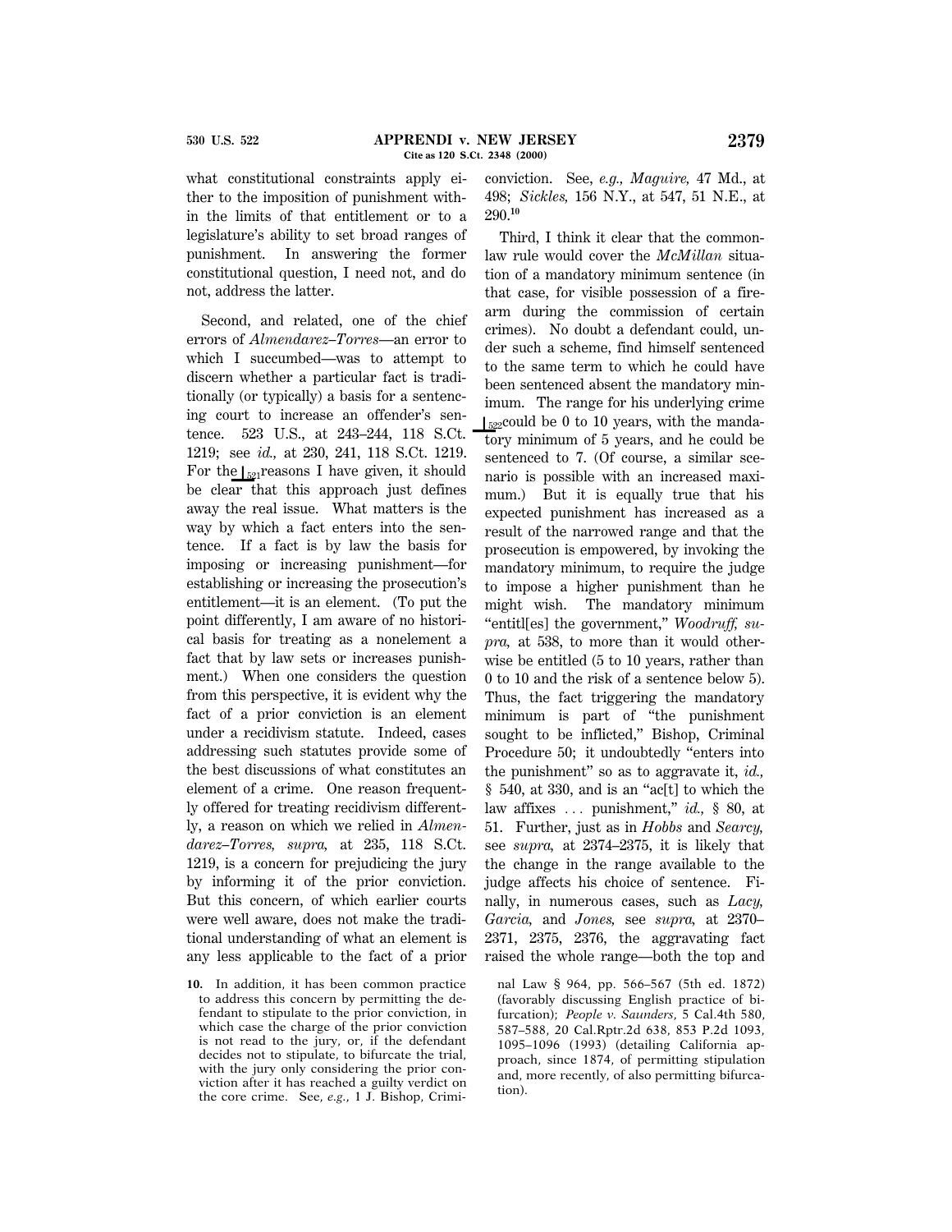what constitutional constraints apply either to the imposition of punishment within the limits of that entitlement or to a legislature's ability to set broad ranges of punishment. In answering the former constitutional question, I need not, and do not, address the latter.

Second, and related, one of the chief errors of *Almendarez–Torres*—an error to which I succumbed—was to attempt to discern whether a particular fact is traditionally (or typically) a basis for a sentencing court to increase an offender's sentence. 523 U.S., at 243–244, 118 S.Ct. 1219; see *id.,* at 230, 241, 118 S.Ct. 1219. For the ⌊521 reasons I have given, it should be clear that this approach just defines away the real issue. What matters is the way by which a fact enters into the sentence. If a fact is by law the basis for imposing or increasing punishment—for establishing or increasing the prosecution's entitlement—it is an element. (To put the point differently, I am aware of no historical basis for treating as a nonelement a fact that by law sets or increases punishment.) When one considers the question from this perspective, it is evident why the fact of a prior conviction is an element under a recidivism statute. Indeed, cases addressing such statutes provide some of the best discussions of what constitutes an element of a crime. One reason frequently offered for treating recidivism differently, a reason on which we relied in *Almendarez–Torres, supra,* at 235, 118 S.Ct. 1219, is a concern for prejudicing the jury by informing it of the prior conviction. But this concern, of which earlier courts were well aware, does not make the traditional understanding of what an element is any less applicable to the fact of a prior conviction. See, *e.g., Maguire,* 47 Md., at 498; *Sickles,* 156 N.Y., at 547, 51 N.E., at 290.[10]

Third, I think it clear that the common-law rule would cover the *McMillan* situation of a mandatory minimum sentence (in that case, for visible possession of a firearm during the commission of certain crimes). No doubt a defendant could, under such a scheme, find himself sentenced to the same term to which he could have been sentenced absent the mandatory minimum. The range for his underlying crime ⌊522 could be 0 to 10 years, with the mandatory minimum of 5 years, and he could be sentenced to 7. (Of course, a similar scenario is possible with an increased maximum.) But it is equally true that his expected punishment has increased as a result of the narrowed range and that the prosecution is empowered, by invoking the mandatory minimum, to require the judge to impose a higher punishment than he might wish. The mandatory minimum "entitl[es] the government," *Woodruff, supra,* at 538, to more than it would otherwise be entitled (5 to 10 years, rather than 0 to 10 and the risk of a sentence below 5). Thus, the fact triggering the mandatory minimum is part of "the punishment sought to be inflicted," Bishop, Criminal Procedure 50; it undoubtedly "enters into the punishment" so as to aggravate it, *id.,* § 540, at 330, and is an "ac[t] to which the law affixes ... punishment," *id.,* § 80, at 51. Further, just as in *Hobbs* and *Searcy,* see *supra,* at 2374–2375, it is likely that the change in the range available to the judge affects his choice of sentence. Finally, in numerous cases, such as *Lacy, Garcia,* and *Jones,* see *supra,* at 2370–2371, 2375, 2376, the aggravating fact raised the whole range—both the top and

---

**10.** In addition, it has been common practice to address this concern by permitting the defendant to stipulate to the prior conviction, in which case the charge of the prior conviction is not read to the jury, or, if the defendant decides not to stipulate, to bifurcate the trial, with the jury only considering the prior conviction after it has reached a guilty verdict on the core crime. See, *e.g.,* 1 J. Bishop, Criminal Law § 964, pp. 566–567 (5th ed. 1872) (favorably discussing English practice of bifurcation); *People v. Saunders,* 5 Cal.4th 580, 587–588, 20 Cal.Rptr.2d 638, 853 P.2d 1093, 1095–1096 (1993) (detailing California approach, since 1874, of permitting stipulation and, more recently, of also permitting bifurcation).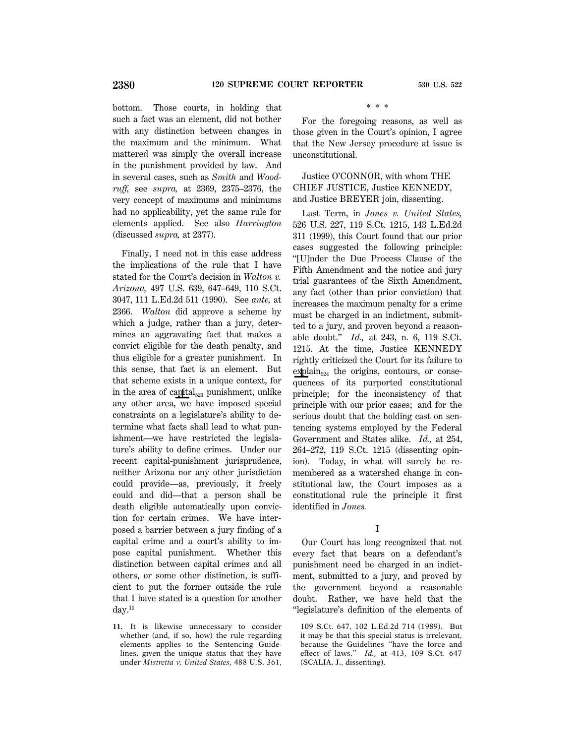bottom. Those courts, in holding that such a fact was an element, did not bother with any distinction between changes in the maximum and the minimum. What mattered was simply the overall increase in the punishment provided by law. And in several cases, such as *Smith* and *Woodruff,* see *supra,* at 2369, 2375–2376, the very concept of maximums and minimums had no applicability, yet the same rule for elements applied. See also *Harrington* (discussed *supra,* at 2377).

Finally, I need not in this case address the implications of the rule that I have stated for the Court's decision in *Walton v. Arizona,* 497 U.S. 639, 647–649, 110 S.Ct. 3047, 111 L.Ed.2d 511 (1990). See *ante,* at 2366. *Walton* did approve a scheme by which a judge, rather than a jury, determines an aggravating fact that makes a convict eligible for the death penalty, and thus eligible for a greater punishment. In this sense, that fact is an element. But that scheme exists in a unique context, for in the area of capital punishment, unlike any other area, we have imposed special constraints on a legislature's ability to determine what facts shall lead to what punishment—we have restricted the legislature's ability to define crimes. Under our recent capital-punishment jurisprudence, neither Arizona nor any other jurisdiction could provide—as, previously, it freely could and did—that a person shall be death eligible automatically upon conviction for certain crimes. We have interposed a barrier between a jury finding of a capital crime and a court's ability to impose capital punishment. Whether this distinction between capital crimes and all others, or some other distinction, is sufficient to put the former outside the rule that I have stated is a question for another day.[11]

\* \* \*

For the foregoing reasons, as well as those given in the Court's opinion, I agree that the New Jersey procedure at issue is unconstitutional.

Justice O'CONNOR, with whom THE CHIEF JUSTICE, Justice KENNEDY, and Justice BREYER join, dissenting.

Last Term, in *Jones v. United States,* 526 U.S. 227, 119 S.Ct. 1215, 143 L.Ed.2d 311 (1999), this Court found that our prior cases suggested the following principle: "[U]nder the Due Process Clause of the Fifth Amendment and the notice and jury trial guarantees of the Sixth Amendment, any fact (other than prior conviction) that increases the maximum penalty for a crime must be charged in an indictment, submitted to a jury, and proven beyond a reasonable doubt." *Id.,* at 243, n. 6, 119 S.Ct. 1215. At the time, Justice KENNEDY rightly criticized the Court for its failure to explain the origins, contours, or consequences of its purported constitutional principle; for the inconsistency of that principle with our prior cases; and for the serious doubt that the holding cast on sentencing systems employed by the Federal Government and States alike. *Id.,* at 254, 264–272, 119 S.Ct. 1215 (dissenting opinion). Today, in what will surely be remembered as a watershed change in constitutional law, the Court imposes as a constitutional rule the principle it first identified in *Jones.*

## I

Our Court has long recognized that not every fact that bears on a defendant's punishment need be charged in an indictment, submitted to a jury, and proved by the government beyond a reasonable doubt. Rather, we have held that the "legislature's definition of the elements of

---

11. It is likewise unnecessary to consider whether (and, if so, how) the rule regarding elements applies to the Sentencing Guidelines, given the unique status that they have under *Mistretta v. United States,* 488 U.S. 361, 109 S.Ct. 647, 102 L.Ed.2d 714 (1989). But it may be that this special status is irrelevant, because the Guidelines "have the force and effect of laws." *Id.,* at 413, 109 S.Ct. 647 (SCALIA, J., dissenting).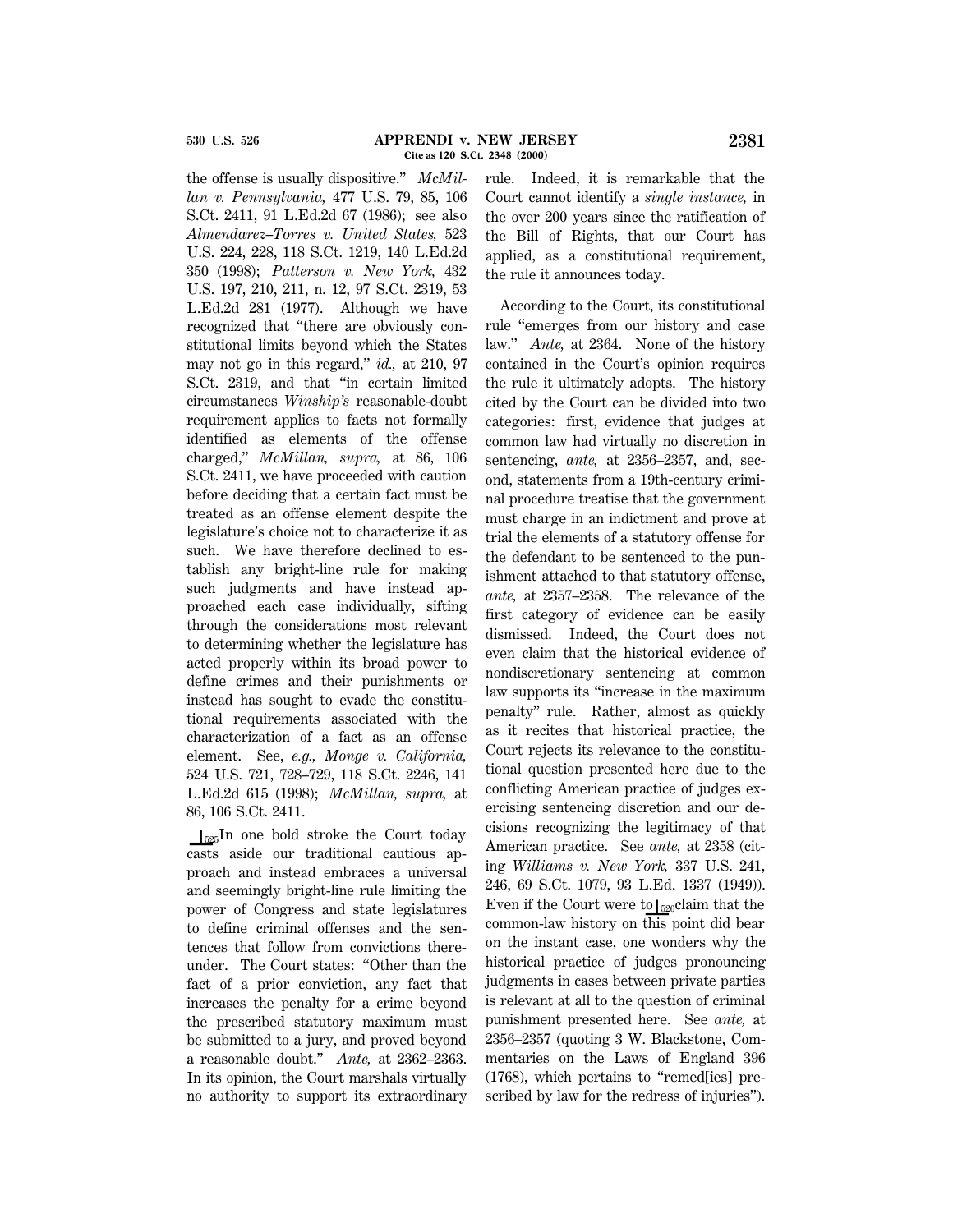the offense is usually dispositive." *McMillan v. Pennsylvania,* 477 U.S. 79, 85, 106 S.Ct. 2411, 91 L.Ed.2d 67 (1986); see also *Almendarez–Torres v. United States,* 523 U.S. 224, 228, 118 S.Ct. 1219, 140 L.Ed.2d 350 (1998); *Patterson v. New York,* 432 U.S. 197, 210, 211, n. 12, 97 S.Ct. 2319, 53 L.Ed.2d 281 (1977). Although we have recognized that "there are obviously constitutional limits beyond which the States may not go in this regard," *id.,* at 210, 97 S.Ct. 2319, and that "in certain limited circumstances *Winship's* reasonable-doubt requirement applies to facts not formally identified as elements of the offense charged," *McMillan, supra,* at 86, 106 S.Ct. 2411, we have proceeded with caution before deciding that a certain fact must be treated as an offense element despite the legislature's choice not to characterize it as such. We have therefore declined to establish any bright-line rule for making such judgments and have instead approached each case individually, sifting through the considerations most relevant to determining whether the legislature has acted properly within its broad power to define crimes and their punishments or instead has sought to evade the constitutional requirements associated with the characterization of a fact as an offense element. See, *e.g., Monge v. California,* 524 U.S. 721, 728–729, 118 S.Ct. 2246, 141 L.Ed.2d 615 (1998); *McMillan, supra,* at 86, 106 S.Ct. 2411.

⌊525In one bold stroke the Court today casts aside our traditional cautious approach and instead embraces a universal and seemingly bright-line rule limiting the power of Congress and state legislatures to define criminal offenses and the sentences that follow from convictions thereunder. The Court states: "Other than the fact of a prior conviction, any fact that increases the penalty for a crime beyond the prescribed statutory maximum must be submitted to a jury, and proved beyond a reasonable doubt." *Ante,* at 2362–2363. In its opinion, the Court marshals virtually no authority to support its extraordinary rule. Indeed, it is remarkable that the Court cannot identify a *single instance,* in the over 200 years since the ratification of the Bill of Rights, that our Court has applied, as a constitutional requirement, the rule it announces today.

According to the Court, its constitutional rule "emerges from our history and case law." *Ante,* at 2364. None of the history contained in the Court's opinion requires the rule it ultimately adopts. The history cited by the Court can be divided into two categories: first, evidence that judges at common law had virtually no discretion in sentencing, *ante,* at 2356–2357, and, second, statements from a 19th-century criminal procedure treatise that the government must charge in an indictment and prove at trial the elements of a statutory offense for the defendant to be sentenced to the punishment attached to that statutory offense, *ante,* at 2357–2358. The relevance of the first category of evidence can be easily dismissed. Indeed, the Court does not even claim that the historical evidence of nondiscretionary sentencing at common law supports its "increase in the maximum penalty" rule. Rather, almost as quickly as it recites that historical practice, the Court rejects its relevance to the constitutional question presented here due to the conflicting American practice of judges exercising sentencing discretion and our decisions recognizing the legitimacy of that American practice. See *ante,* at 2358 (citing *Williams v. New York,* 337 U.S. 241, 246, 69 S.Ct. 1079, 93 L.Ed. 1337 (1949)). Even if the Court were to⌊526claim that the common-law history on this point did bear on the instant case, one wonders why the historical practice of judges pronouncing judgments in cases between private parties is relevant at all to the question of criminal punishment presented here. See *ante,* at 2356–2357 (quoting 3 W. Blackstone, Commentaries on the Laws of England 396 (1768), which pertains to "remed[ies] prescribed by law for the redress of injuries").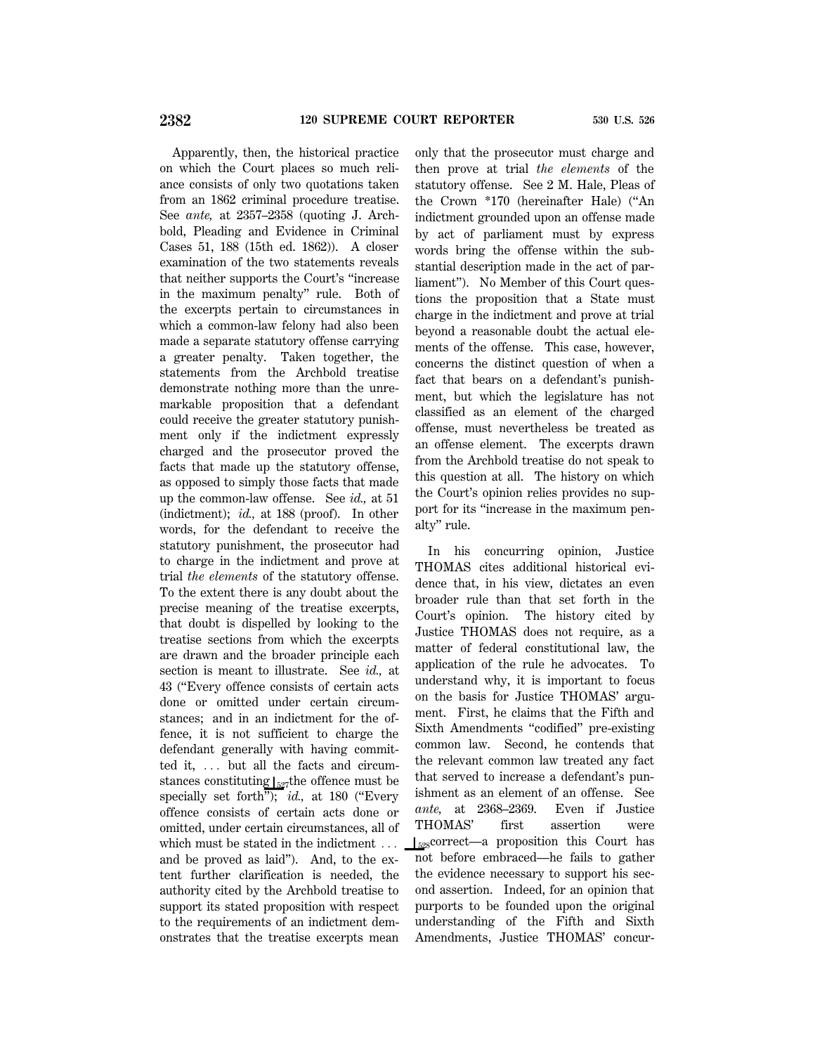Apparently, then, the historical practice on which the Court places so much reliance consists of only two quotations taken from an 1862 criminal procedure treatise. See *ante,* at 2357–2358 (quoting J. Archbold, Pleading and Evidence in Criminal Cases 51, 188 (15th ed. 1862)). A closer examination of the two statements reveals that neither supports the Court's "increase in the maximum penalty" rule. Both of the excerpts pertain to circumstances in which a common-law felony had also been made a separate statutory offense carrying a greater penalty. Taken together, the statements from the Archbold treatise demonstrate nothing more than the unremarkable proposition that a defendant could receive the greater statutory punishment only if the indictment expressly charged and the prosecutor proved the facts that made up the statutory offense, as opposed to simply those facts that made up the common-law offense. See *id.,* at 51 (indictment); *id.,* at 188 (proof). In other words, for the defendant to receive the statutory punishment, the prosecutor had to charge in the indictment and prove at trial *the elements* of the statutory offense. To the extent there is any doubt about the precise meaning of the treatise excerpts, that doubt is dispelled by looking to the treatise sections from which the excerpts are drawn and the broader principle each section is meant to illustrate. See *id.,* at 43 ("Every offence consists of certain acts done or omitted under certain circumstances; and in an indictment for the offence, it is not sufficient to charge the defendant generally with having committed it, ... but all the facts and circumstances constituting ⌊527 the offence must be specially set forth"); *id.,* at 180 ("Every offence consists of certain acts done or omitted, under certain circumstances, all of which must be stated in the indictment ... and be proved as laid"). And, to the extent further clarification is needed, the authority cited by the Archbold treatise to support its stated proposition with respect to the requirements of an indictment demonstrates that the treatise excerpts mean only that the prosecutor must charge and then prove at trial *the elements* of the statutory offense. See 2 M. Hale, Pleas of the Crown *170 (hereinafter Hale) ("An indictment grounded upon an offense made by act of parliament must by express words bring the offense within the substantial description made in the act of parliament"). No Member of this Court questions the proposition that a State must charge in the indictment and prove at trial beyond a reasonable doubt the actual elements of the offense. This case, however, concerns the distinct question of when a fact that bears on a defendant's punishment, but which the legislature has not classified as an element of the charged offense, must nevertheless be treated as an offense element. The excerpts drawn from the Archbold treatise do not speak to this question at all. The history on which the Court's opinion relies provides no support for its "increase in the maximum penalty" rule.

In his concurring opinion, Justice THOMAS cites additional historical evidence that, in his view, dictates an even broader rule than that set forth in the Court's opinion. The history cited by Justice THOMAS does not require, as a matter of federal constitutional law, the application of the rule he advocates. To understand why, it is important to focus on the basis for Justice THOMAS' argument. First, he claims that the Fifth and Sixth Amendments "codified" pre-existing common law. Second, he contends that the relevant common law treated any fact that served to increase a defendant's punishment as an element of an offense. See *ante,* at 2368–2369. Even if Justice THOMAS' first assertion were ⌊528 correct—a proposition this Court has not before embraced—he fails to gather the evidence necessary to support his second assertion. Indeed, for an opinion that purports to be founded upon the original understanding of the Fifth and Sixth Amendments, Justice THOMAS' concur-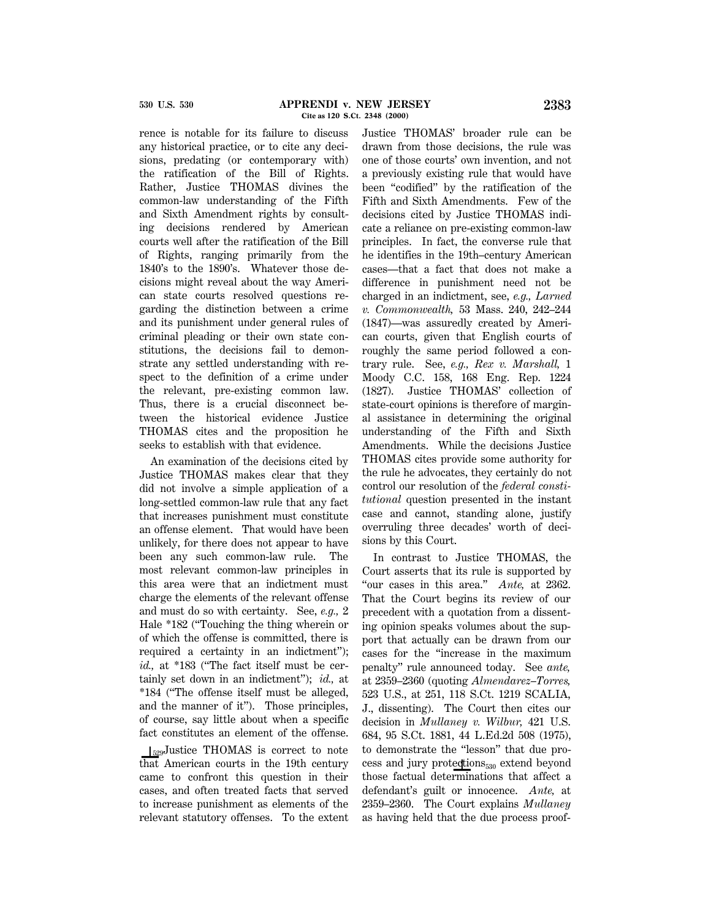rence is notable for its failure to discuss any historical practice, or to cite any decisions, predating (or contemporary with) the ratification of the Bill of Rights. Rather, Justice THOMAS divines the common-law understanding of the Fifth and Sixth Amendment rights by consulting decisions rendered by American courts well after the ratification of the Bill of Rights, ranging primarily from the 1840's to the 1890's. Whatever those decisions might reveal about the way American state courts resolved questions regarding the distinction between a crime and its punishment under general rules of criminal pleading or their own state constitutions, the decisions fail to demonstrate any settled understanding with respect to the definition of a crime under the relevant, pre-existing common law. Thus, there is a crucial disconnect between the historical evidence Justice THOMAS cites and the proposition he seeks to establish with that evidence.

An examination of the decisions cited by Justice THOMAS makes clear that they did not involve a simple application of a long-settled common-law rule that any fact that increases punishment must constitute an offense element. That would have been unlikely, for there does not appear to have been any such common-law rule. The most relevant common-law principles in this area were that an indictment must charge the elements of the relevant offense and must do so with certainty. See, *e.g.,* 2 Hale *182 ("Touching the thing wherein or of which the offense is committed, there is required a certainty in an indictment"); *id.,* at *183 ("The fact itself must be certainly set down in an indictment"); *id.,* at *184 ("The offense itself must be alleged, and the manner of it"). Those principles, of course, say little about when a specific fact constitutes an element of the offense.

[529] Justice THOMAS is correct to note that American courts in the 19th century came to confront this question in their cases, and often treated facts that served to increase punishment as elements of the relevant statutory offenses. To the extent Justice THOMAS' broader rule can be drawn from those decisions, the rule was one of those courts' own invention, and not a previously existing rule that would have been "codified" by the ratification of the Fifth and Sixth Amendments. Few of the decisions cited by Justice THOMAS indicate a reliance on pre-existing common-law principles. In fact, the converse rule that he identifies in the 19th–century American cases—that a fact that does not make a difference in punishment need not be charged in an indictment, see, *e.g., Larned v. Commonwealth,* 53 Mass. 240, 242–244 (1847)—was assuredly created by American courts, given that English courts of roughly the same period followed a contrary rule. See, *e.g., Rex v. Marshall,* 1 Moody C.C. 158, 168 Eng. Rep. 1224 (1827). Justice THOMAS' collection of state-court opinions is therefore of marginal assistance in determining the original understanding of the Fifth and Sixth Amendments. While the decisions Justice THOMAS cites provide some authority for the rule he advocates, they certainly do not control our resolution of the *federal constitutional* question presented in the instant case and cannot, standing alone, justify overruling three decades' worth of decisions by this Court.

In contrast to Justice THOMAS, the Court asserts that its rule is supported by "our cases in this area." *Ante,* at 2362. That the Court begins its review of our precedent with a quotation from a dissenting opinion speaks volumes about the support that actually can be drawn from our cases for the "increase in the maximum penalty" rule announced today. See *ante,* at 2359–2360 (quoting *Almendarez–Torres,* 523 U.S., at 251, 118 S.Ct. 1219 SCALIA, J., dissenting). The Court then cites our decision in *Mullaney v. Wilbur,* 421 U.S. 684, 95 S.Ct. 1881, 44 L.Ed.2d 508 (1975), to demonstrate the "lesson" that due process and jury protections [530] extend beyond those factual determinations that affect a defendant's guilt or innocence. *Ante,* at 2359–2360. The Court explains *Mullaney* as having held that the due process proof-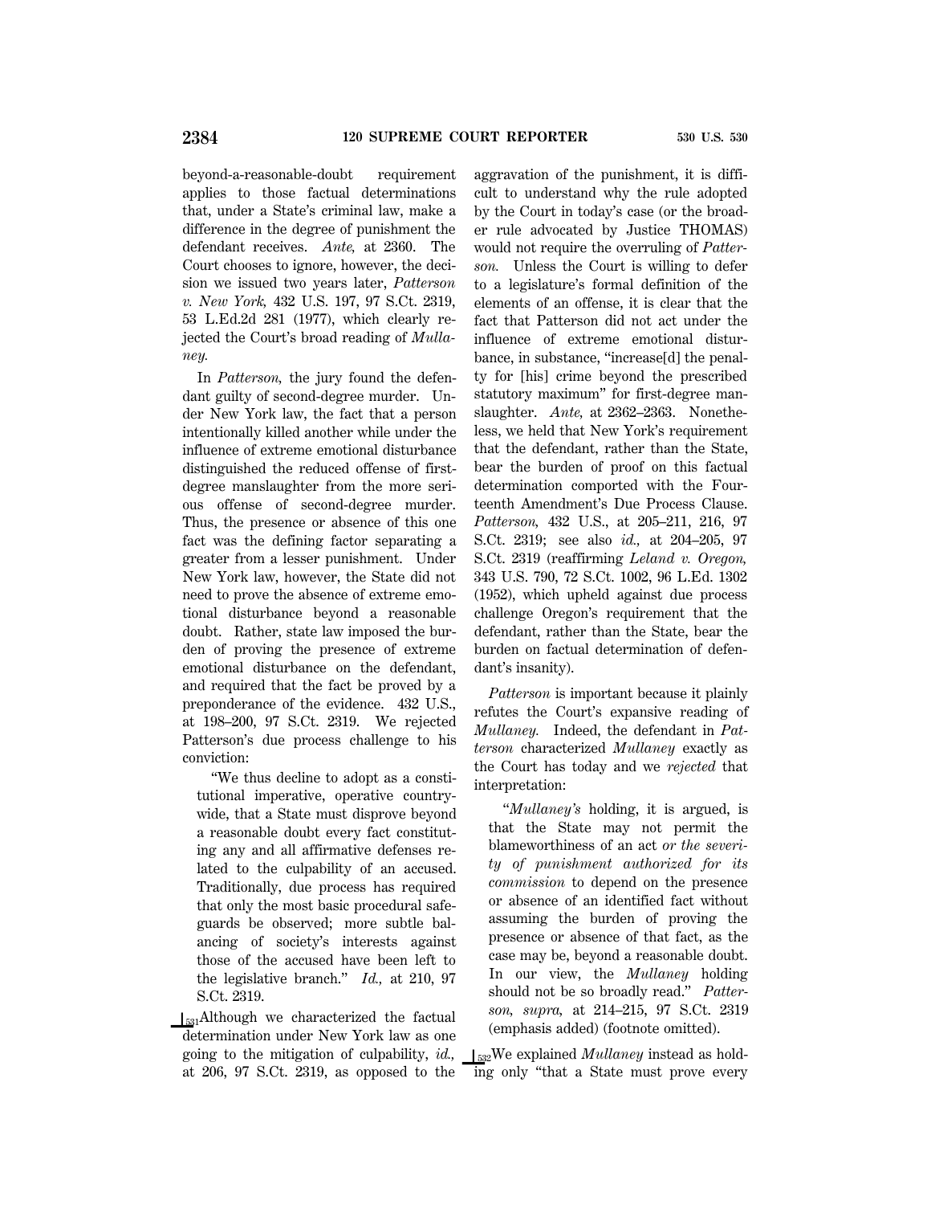beyond-a-reasonable-doubt requirement applies to those factual determinations that, under a State's criminal law, make a difference in the degree of punishment the defendant receives. *Ante,* at 2360. The Court chooses to ignore, however, the decision we issued two years later, *Patterson v. New York,* 432 U.S. 197, 97 S.Ct. 2319, 53 L.Ed.2d 281 (1977), which clearly rejected the Court's broad reading of *Mullaney.*

In *Patterson,* the jury found the defendant guilty of second-degree murder. Under New York law, the fact that a person intentionally killed another while under the influence of extreme emotional disturbance distinguished the reduced offense of first-degree manslaughter from the more serious offense of second-degree murder. Thus, the presence or absence of this one fact was the defining factor separating a greater from a lesser punishment. Under New York law, however, the State did not need to prove the absence of extreme emotional disturbance beyond a reasonable doubt. Rather, state law imposed the burden of proving the presence of extreme emotional disturbance on the defendant, and required that the fact be proved by a preponderance of the evidence. 432 U.S., at 198–200, 97 S.Ct. 2319. We rejected Patterson's due process challenge to his conviction:

> "We thus decline to adopt as a constitutional imperative, operative countrywide, that a State must disprove beyond a reasonable doubt every fact constituting any and all affirmative defenses related to the culpability of an accused. Traditionally, due process has required that only the most basic procedural safeguards be observed; more subtle balancing of society's interests against those of the accused have been left to the legislative branch." *Id.,* at 210, 97 S.Ct. 2319.

[531] Although we characterized the factual determination under New York law as one going to the mitigation of culpability, *id.,* at 206, 97 S.Ct. 2319, as opposed to the aggravation of the punishment, it is difficult to understand why the rule adopted by the Court in today's case (or the broader rule advocated by Justice THOMAS) would not require the overruling of *Patterson.* Unless the Court is willing to defer to a legislature's formal definition of the elements of an offense, it is clear that the fact that Patterson did not act under the influence of extreme emotional disturbance, in substance, "increase[d] the penalty for [his] crime beyond the prescribed statutory maximum" for first-degree manslaughter. *Ante,* at 2362–2363. Nonetheless, we held that New York's requirement that the defendant, rather than the State, bear the burden of proof on this factual determination comported with the Fourteenth Amendment's Due Process Clause. *Patterson,* 432 U.S., at 205–211, 216, 97 S.Ct. 2319; see also *id.,* at 204–205, 97 S.Ct. 2319 (reaffirming *Leland v. Oregon,* 343 U.S. 790, 72 S.Ct. 1002, 96 L.Ed. 1302 (1952), which upheld against due process challenge Oregon's requirement that the defendant, rather than the State, bear the burden on factual determination of defendant's insanity).

*Patterson* is important because it plainly refutes the Court's expansive reading of *Mullaney.* Indeed, the defendant in *Patterson* characterized *Mullaney* exactly as the Court has today and we *rejected* that interpretation:

> "*Mullaney's* holding, it is argued, is that the State may not permit the blameworthiness of an act *or the severity of punishment authorized for its commission* to depend on the presence or absence of an identified fact without assuming the burden of proving the presence or absence of that fact, as the case may be, beyond a reasonable doubt. In our view, the *Mullaney* holding should not be so broadly read." *Patterson, supra,* at 214–215, 97 S.Ct. 2319 (emphasis added) (footnote omitted).

[532] We explained *Mullaney* instead as holding only "that a State must prove every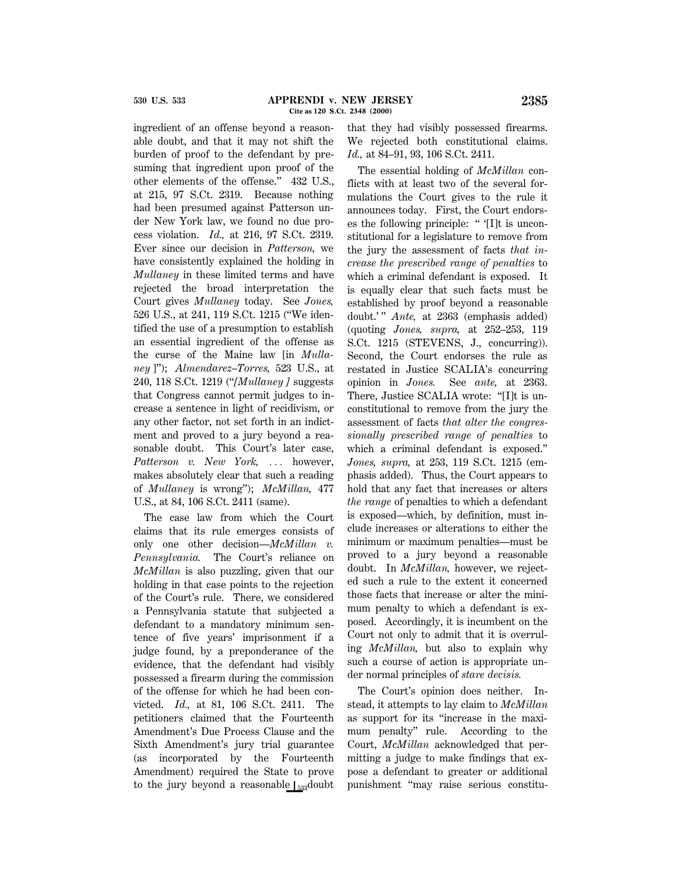ingredient of an offense beyond a reasonable doubt, and that it may not shift the burden of proof to the defendant by presuming that ingredient upon proof of the other elements of the offense." 432 U.S., at 215, 97 S.Ct. 2319. Because nothing had been presumed against Patterson under New York law, we found no due process violation. *Id.,* at 216, 97 S.Ct. 2319. Ever since our decision in *Patterson,* we have consistently explained the holding in *Mullaney* in these limited terms and have rejected the broad interpretation the Court gives *Mullaney* today. See *Jones,* 526 U.S., at 241, 119 S.Ct. 1215 ("We identified the use of a presumption to establish an essential ingredient of the offense as the curse of the Maine law [in *Mullaney* ]"); *Almendarez–Torres,* 523 U.S., at 240, 118 S.Ct. 1219 ("*[Mullaney ]* suggests that Congress cannot permit judges to increase a sentence in light of recidivism, or any other factor, not set forth in an indictment and proved to a jury beyond a reasonable doubt. This Court's later case, *Patterson v. New York,* ... however, makes absolutely clear that such a reading of *Mullaney* is wrong"); *McMillan,* 477 U.S., at 84, 106 S.Ct. 2411 (same).

The case law from which the Court claims that its rule emerges consists of only one other decision—*McMillan v. Pennsylvania.* The Court's reliance on *McMillan* is also puzzling, given that our holding in that case points to the rejection of the Court's rule. There, we considered a Pennsylvania statute that subjected a defendant to a mandatory minimum sentence of five years' imprisonment if a judge found, by a preponderance of the evidence, that the defendant had visibly possessed a firearm during the commission of the offense for which he had been convicted. *Id.,* at 81, 106 S.Ct. 2411. The petitioners claimed that the Fourteenth Amendment's Due Process Clause and the Sixth Amendment's jury trial guarantee (as incorporated by the Fourteenth Amendment) required the State to prove to the jury beyond a reasonable doubt that they had visibly possessed firearms. We rejected both constitutional claims. *Id.,* at 84–91, 93, 106 S.Ct. 2411.

The essential holding of *McMillan* conflicts with at least two of the several formulations the Court gives to the rule it announces today. First, the Court endorses the following principle: " '[I]t is unconstitutional for a legislature to remove from the jury the assessment of facts *that increase the prescribed range of penalties* to which a criminal defendant is exposed. It is equally clear that such facts must be established by proof beyond a reasonable doubt.' " *Ante,* at 2363 (emphasis added) (quoting *Jones, supra,* at 252–253, 119 S.Ct. 1215 (STEVENS, J., concurring)). Second, the Court endorses the rule as restated in Justice SCALIA's concurring opinion in *Jones.* See *ante,* at 2363. There, Justice SCALIA wrote: "[I]t is unconstitutional to remove from the jury the assessment of facts *that alter the congressionally prescribed range of penalties* to which a criminal defendant is exposed." *Jones, supra,* at 253, 119 S.Ct. 1215 (emphasis added). Thus, the Court appears to hold that any fact that increases or alters *the range* of penalties to which a defendant is exposed—which, by definition, must include increases or alterations to either the minimum or maximum penalties—must be proved to a jury beyond a reasonable doubt. In *McMillan,* however, we rejected such a rule to the extent it concerned those facts that increase or alter the minimum penalty to which a defendant is exposed. Accordingly, it is incumbent on the Court not only to admit that it is overruling *McMillan,* but also to explain why such a course of action is appropriate under normal principles of *stare decisis.*

The Court's opinion does neither. Instead, it attempts to lay claim to *McMillan* as support for its "increase in the maximum penalty" rule. According to the Court, *McMillan* acknowledged that permitting a judge to make findings that expose a defendant to greater or additional punishment "may raise serious constitu-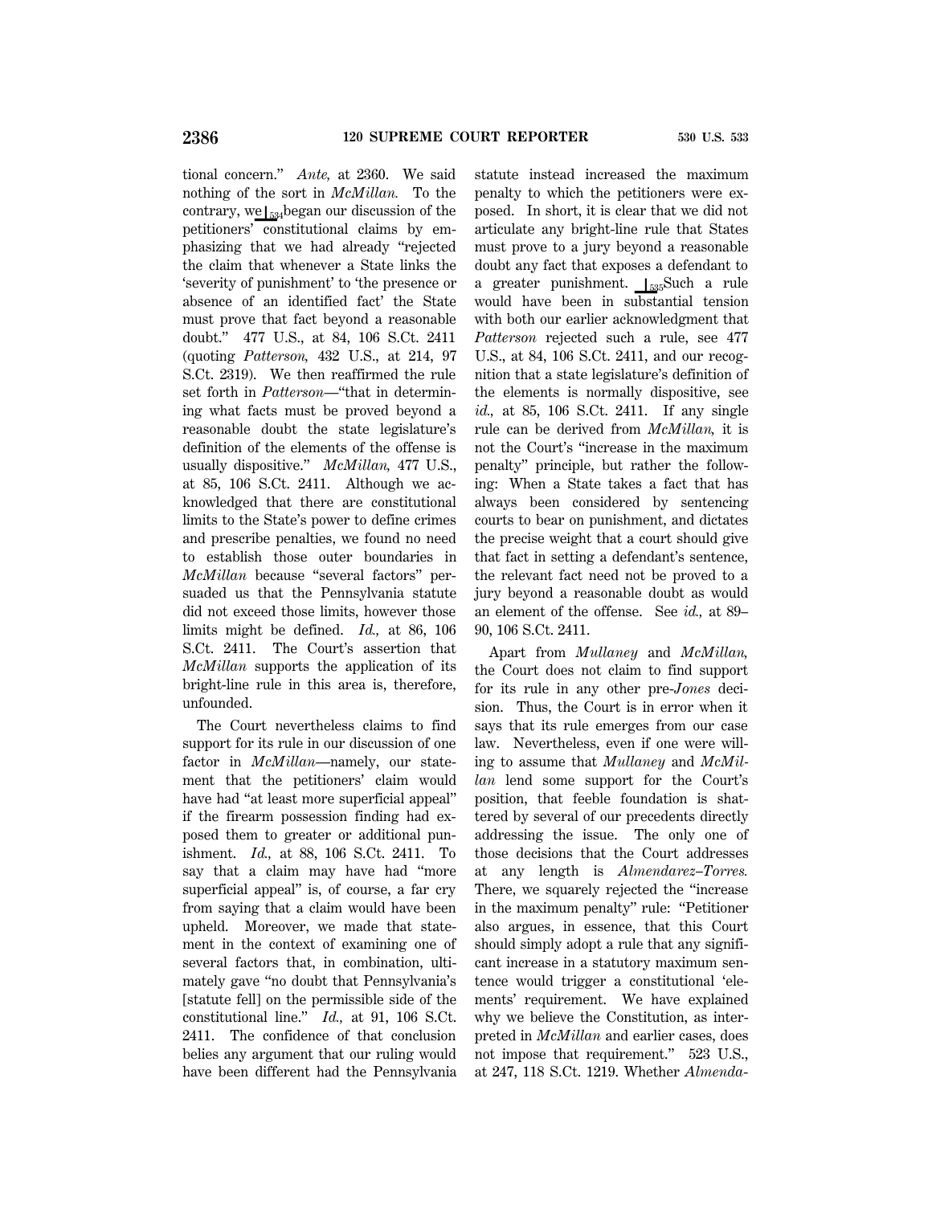tional concern." *Ante,* at 2360. We said nothing of the sort in *McMillan.* To the contrary, we ⌊534began our discussion of the petitioners' constitutional claims by emphasizing that we had already "rejected the claim that whenever a State links the 'severity of punishment' to 'the presence or absence of an identified fact' the State must prove that fact beyond a reasonable doubt." 477 U.S., at 84, 106 S.Ct. 2411 (quoting *Patterson,* 432 U.S., at 214, 97 S.Ct. 2319). We then reaffirmed the rule set forth in *Patterson*—"that in determining what facts must be proved beyond a reasonable doubt the state legislature's definition of the elements of the offense is usually dispositive." *McMillan,* 477 U.S., at 85, 106 S.Ct. 2411. Although we acknowledged that there are constitutional limits to the State's power to define crimes and prescribe penalties, we found no need to establish those outer boundaries in *McMillan* because "several factors" persuaded us that the Pennsylvania statute did not exceed those limits, however those limits might be defined. *Id.,* at 86, 106 S.Ct. 2411. The Court's assertion that *McMillan* supports the application of its bright-line rule in this area is, therefore, unfounded.

The Court nevertheless claims to find support for its rule in our discussion of one factor in *McMillan*—namely, our statement that the petitioners' claim would have had "at least more superficial appeal" if the firearm possession finding had exposed them to greater or additional punishment. *Id.,* at 88, 106 S.Ct. 2411. To say that a claim may have had "more superficial appeal" is, of course, a far cry from saying that a claim would have been upheld. Moreover, we made that statement in the context of examining one of several factors that, in combination, ultimately gave "no doubt that Pennsylvania's [statute fell] on the permissible side of the constitutional line." *Id.,* at 91, 106 S.Ct. 2411. The confidence of that conclusion belies any argument that our ruling would have been different had the Pennsylvania statute instead increased the maximum penalty to which the petitioners were exposed. In short, it is clear that we did not articulate any bright-line rule that States must prove to a jury beyond a reasonable doubt any fact that exposes a defendant to a greater punishment. ⌊535Such a rule would have been in substantial tension with both our earlier acknowledgment that *Patterson* rejected such a rule, see 477 U.S., at 84, 106 S.Ct. 2411, and our recognition that a state legislature's definition of the elements is normally dispositive, see *id.,* at 85, 106 S.Ct. 2411. If any single rule can be derived from *McMillan,* it is not the Court's "increase in the maximum penalty" principle, but rather the following: When a State takes a fact that has always been considered by sentencing courts to bear on punishment, and dictates the precise weight that a court should give that fact in setting a defendant's sentence, the relevant fact need not be proved to a jury beyond a reasonable doubt as would an element of the offense. See *id.,* at 89–90, 106 S.Ct. 2411.

Apart from *Mullaney* and *McMillan,* the Court does not claim to find support for its rule in any other pre-*Jones* decision. Thus, the Court is in error when it says that its rule emerges from our case law. Nevertheless, even if one were willing to assume that *Mullaney* and *McMillan* lend some support for the Court's position, that feeble foundation is shattered by several of our precedents directly addressing the issue. The only one of those decisions that the Court addresses at any length is *Almendarez–Torres.* There, we squarely rejected the "increase in the maximum penalty" rule: "Petitioner also argues, in essence, that this Court should simply adopt a rule that any significant increase in a statutory maximum sentence would trigger a constitutional 'elements' requirement. We have explained why we believe the Constitution, as interpreted in *McMillan* and earlier cases, does not impose that requirement." 523 U.S., at 247, 118 S.Ct. 1219. Whether *Almenda-*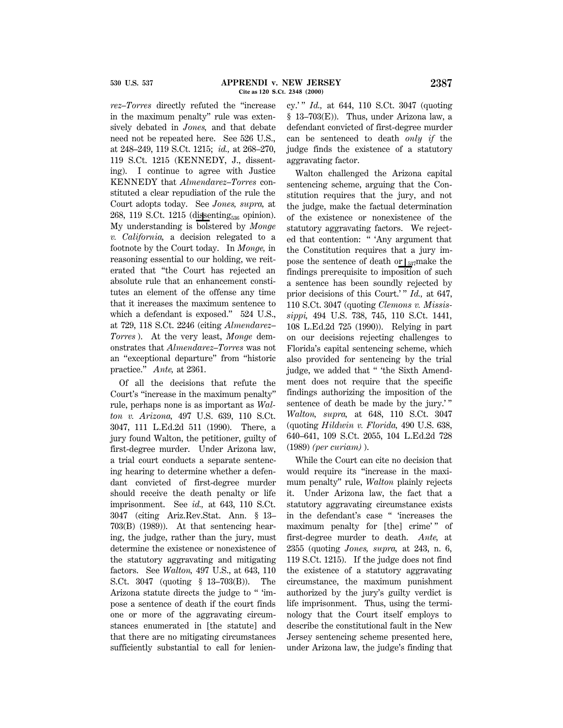rez–Torres directly refuted the "increase in the maximum penalty" rule was extensively debated in *Jones,* and that debate need not be repeated here. See 526 U.S., at 248–249, 119 S.Ct. 1215; *id.,* at 268–270, 119 S.Ct. 1215 (KENNEDY, J., dissenting). I continue to agree with Justice KENNEDY that *Almendarez–Torres* constituted a clear repudiation of the rule the Court adopts today. See *Jones, supra,* at 268, 119 S.Ct. 1215 (dissenting 536 opinion). My understanding is bolstered by *Monge v. California,* a decision relegated to a footnote by the Court today. In *Monge,* in reasoning essential to our holding, we reiterated that "the Court has rejected an absolute rule that an enhancement constitutes an element of the offense any time that it increases the maximum sentence to which a defendant is exposed." 524 U.S., at 729, 118 S.Ct. 2246 (citing *Almendarez–Torres* ). At the very least, *Monge* demonstrates that *Almendarez–Torres* was not an "exceptional departure" from "historic practice." *Ante,* at 2361.

Of all the decisions that refute the Court's "increase in the maximum penalty" rule, perhaps none is as important as *Walton v. Arizona,* 497 U.S. 639, 110 S.Ct. 3047, 111 L.Ed.2d 511 (1990). There, a jury found Walton, the petitioner, guilty of first-degree murder. Under Arizona law, a trial court conducts a separate sentencing hearing to determine whether a defendant convicted of first-degree murder should receive the death penalty or life imprisonment. See *id.,* at 643, 110 S.Ct. 3047 (citing Ariz.Rev.Stat. Ann. § 13–703(B) (1989)). At that sentencing hearing, the judge, rather than the jury, must determine the existence or nonexistence of the statutory aggravating and mitigating factors. See *Walton,* 497 U.S., at 643, 110 S.Ct. 3047 (quoting § 13–703(B)). The Arizona statute directs the judge to " 'impose a sentence of death if the court finds one or more of the aggravating circumstances enumerated in [the statute] and that there are no mitigating circumstances sufficiently substantial to call for leniency.' " *Id.,* at 644, 110 S.Ct. 3047 (quoting § 13–703(E)). Thus, under Arizona law, a defendant convicted of first-degree murder can be sentenced to death *only if* the judge finds the existence of a statutory aggravating factor.

Walton challenged the Arizona capital sentencing scheme, arguing that the Constitution requires that the jury, and not the judge, make the factual determination of the existence or nonexistence of the statutory aggravating factors. We rejected that contention: " 'Any argument that the Constitution requires that a jury impose the sentence of death or 537 make the findings prerequisite to imposition of such a sentence has been soundly rejected by prior decisions of this Court.' " *Id.,* at 647, 110 S.Ct. 3047 (quoting *Clemons v. Mississippi,* 494 U.S. 738, 745, 110 S.Ct. 1441, 108 L.Ed.2d 725 (1990)). Relying in part on our decisions rejecting challenges to Florida's capital sentencing scheme, which also provided for sentencing by the trial judge, we added that " 'the Sixth Amendment does not require that the specific findings authorizing the imposition of the sentence of death be made by the jury.' " *Walton, supra,* at 648, 110 S.Ct. 3047 (quoting *Hildwin v. Florida,* 490 U.S. 638, 640–641, 109 S.Ct. 2055, 104 L.Ed.2d 728 (1989) *(per curiam)* ).

While the Court can cite no decision that would require its "increase in the maximum penalty" rule, *Walton* plainly rejects it. Under Arizona law, the fact that a statutory aggravating circumstance exists in the defendant's case " 'increases the maximum penalty for [the] crime' " of first-degree murder to death. *Ante,* at 2355 (quoting *Jones, supra,* at 243, n. 6, 119 S.Ct. 1215). If the judge does not find the existence of a statutory aggravating circumstance, the maximum punishment authorized by the jury's guilty verdict is life imprisonment. Thus, using the terminology that the Court itself employs to describe the constitutional fault in the New Jersey sentencing scheme presented here, under Arizona law, the judge's finding that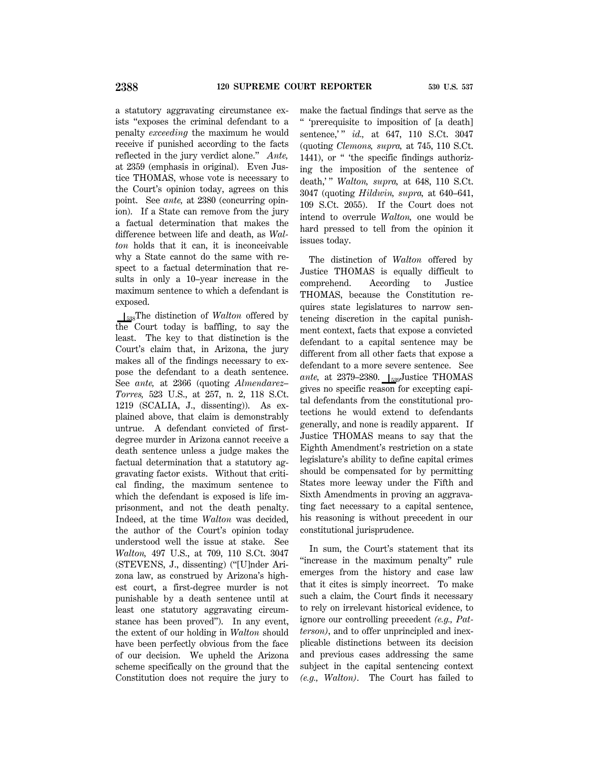a statutory aggravating circumstance exists "exposes the criminal defendant to a penalty *exceeding* the maximum he would receive if punished according to the facts reflected in the jury verdict alone." *Ante,* at 2359 (emphasis in original). Even Justice THOMAS, whose vote is necessary to the Court's opinion today, agrees on this point. See *ante,* at 2380 (concurring opinion). If a State can remove from the jury a factual determination that makes the difference between life and death, as *Walton* holds that it can, it is inconceivable why a State cannot do the same with respect to a factual determination that results in only a 10–year increase in the maximum sentence to which a defendant is exposed.

538The distinction of *Walton* offered by the Court today is baffling, to say the least. The key to that distinction is the Court's claim that, in Arizona, the jury makes all of the findings necessary to expose the defendant to a death sentence. See *ante,* at 2366 (quoting *Almendarez–Torres,* 523 U.S., at 257, n. 2, 118 S.Ct. 1219 (SCALIA, J., dissenting)). As explained above, that claim is demonstrably untrue. A defendant convicted of first-degree murder in Arizona cannot receive a death sentence unless a judge makes the factual determination that a statutory aggravating factor exists. Without that critical finding, the maximum sentence to which the defendant is exposed is life imprisonment, and not the death penalty. Indeed, at the time *Walton* was decided, the author of the Court's opinion today understood well the issue at stake. See *Walton,* 497 U.S., at 709, 110 S.Ct. 3047 (STEVENS, J., dissenting) ("[U]nder Arizona law, as construed by Arizona's highest court, a first-degree murder is not punishable by a death sentence until at least one statutory aggravating circumstance has been proved"). In any event, the extent of our holding in *Walton* should have been perfectly obvious from the face of our decision. We upheld the Arizona scheme specifically on the ground that the Constitution does not require the jury to make the factual findings that serve as the " 'prerequisite to imposition of [a death] sentence,' " *id.,* at 647, 110 S.Ct. 3047 (quoting *Clemons, supra,* at 745, 110 S.Ct. 1441), or " 'the specific findings authorizing the imposition of the sentence of death,' " *Walton, supra,* at 648, 110 S.Ct. 3047 (quoting *Hildwin, supra,* at 640–641, 109 S.Ct. 2055). If the Court does not intend to overrule *Walton,* one would be hard pressed to tell from the opinion it issues today.

The distinction of *Walton* offered by Justice THOMAS is equally difficult to comprehend. According to Justice THOMAS, because the Constitution requires state legislatures to narrow sentencing discretion in the capital punishment context, facts that expose a convicted defendant to a capital sentence may be different from all other facts that expose a defendant to a more severe sentence. See *ante,* at 2379–2380. 539Justice THOMAS gives no specific reason for excepting capital defendants from the constitutional protections he would extend to defendants generally, and none is readily apparent. If Justice THOMAS means to say that the Eighth Amendment's restriction on a state legislature's ability to define capital crimes should be compensated for by permitting States more leeway under the Fifth and Sixth Amendments in proving an aggravating fact necessary to a capital sentence, his reasoning is without precedent in our constitutional jurisprudence.

In sum, the Court's statement that its "increase in the maximum penalty" rule emerges from the history and case law that it cites is simply incorrect. To make such a claim, the Court finds it necessary to rely on irrelevant historical evidence, to ignore our controlling precedent *(e.g., Patterson)*, and to offer unprincipled and inexplicable distinctions between its decision and previous cases addressing the same subject in the capital sentencing context *(e.g., Walton)*. The Court has failed to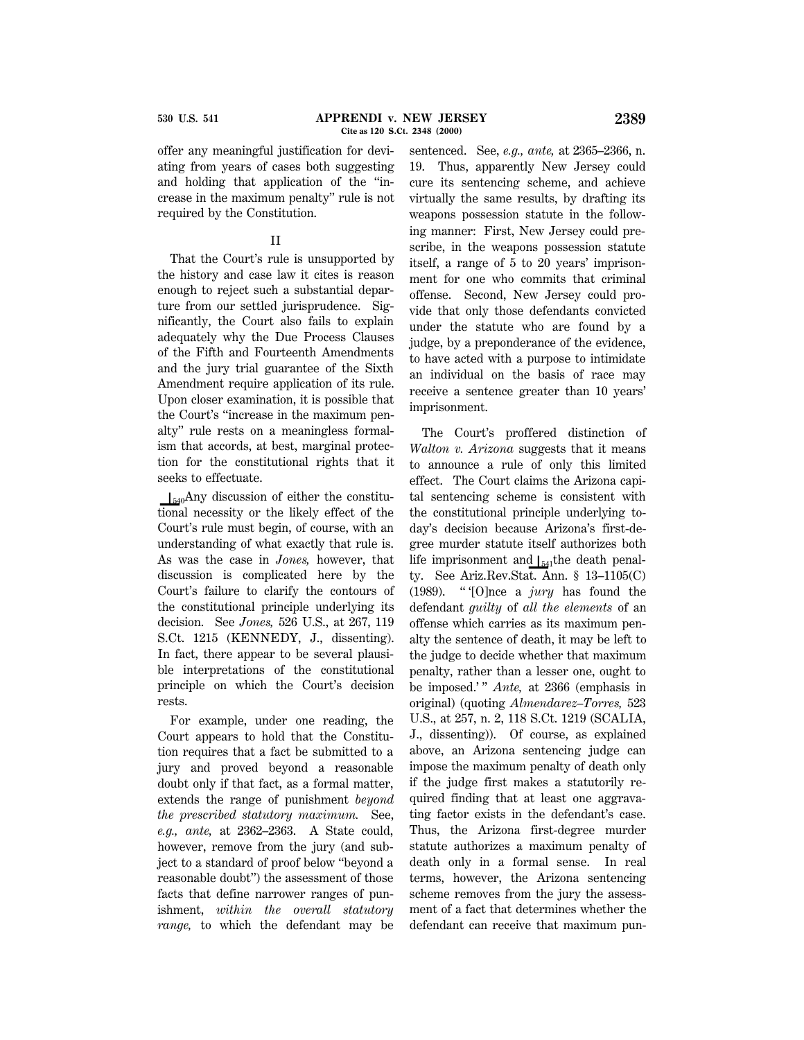offer any meaningful justification for deviating from years of cases both suggesting and holding that application of the "increase in the maximum penalty" rule is not required by the Constitution.

## II

That the Court's rule is unsupported by the history and case law it cites is reason enough to reject such a substantial departure from our settled jurisprudence. Significantly, the Court also fails to explain adequately why the Due Process Clauses of the Fifth and Fourteenth Amendments and the jury trial guarantee of the Sixth Amendment require application of its rule. Upon closer examination, it is possible that the Court's "increase in the maximum penalty" rule rests on a meaningless formalism that accords, at best, marginal protection for the constitutional rights that it seeks to effectuate.

⌊540 Any discussion of either the constitutional necessity or the likely effect of the Court's rule must begin, of course, with an understanding of what exactly that rule is. As was the case in *Jones,* however, that discussion is complicated here by the Court's failure to clarify the contours of the constitutional principle underlying its decision. See *Jones,* 526 U.S., at 267, 119 S.Ct. 1215 (KENNEDY, J., dissenting). In fact, there appear to be several plausible interpretations of the constitutional principle on which the Court's decision rests.

For example, under one reading, the Court appears to hold that the Constitution requires that a fact be submitted to a jury and proved beyond a reasonable doubt only if that fact, as a formal matter, extends the range of punishment *beyond the prescribed statutory maximum.* See, *e.g., ante,* at 2362–2363. A State could, however, remove from the jury (and subject to a standard of proof below "beyond a reasonable doubt") the assessment of those facts that define narrower ranges of punishment, *within the overall statutory range,* to which the defendant may be sentenced. See, *e.g., ante,* at 2365–2366, n. 19. Thus, apparently New Jersey could cure its sentencing scheme, and achieve virtually the same results, by drafting its weapons possession statute in the following manner: First, New Jersey could prescribe, in the weapons possession statute itself, a range of 5 to 20 years' imprisonment for one who commits that criminal offense. Second, New Jersey could provide that only those defendants convicted under the statute who are found by a judge, by a preponderance of the evidence, to have acted with a purpose to intimidate an individual on the basis of race may receive a sentence greater than 10 years' imprisonment.

The Court's proffered distinction of *Walton v. Arizona* suggests that it means to announce a rule of only this limited effect. The Court claims the Arizona capital sentencing scheme is consistent with the constitutional principle underlying today's decision because Arizona's first-degree murder statute itself authorizes both life imprisonment and ⌊541 the death penalty. See Ariz.Rev.Stat. Ann. § 13–1105(C) (1989). " '[O]nce a *jury* has found the defendant *guilty* of *all the elements* of an offense which carries as its maximum penalty the sentence of death, it may be left to the judge to decide whether that maximum penalty, rather than a lesser one, ought to be imposed.' " *Ante,* at 2366 (emphasis in original) (quoting *Almendarez–Torres,* 523 U.S., at 257, n. 2, 118 S.Ct. 1219 (SCALIA, J., dissenting)). Of course, as explained above, an Arizona sentencing judge can impose the maximum penalty of death only if the judge first makes a statutorily required finding that at least one aggravating factor exists in the defendant's case. Thus, the Arizona first-degree murder statute authorizes a maximum penalty of death only in a formal sense. In real terms, however, the Arizona sentencing scheme removes from the jury the assessment of a fact that determines whether the defendant can receive that maximum pun-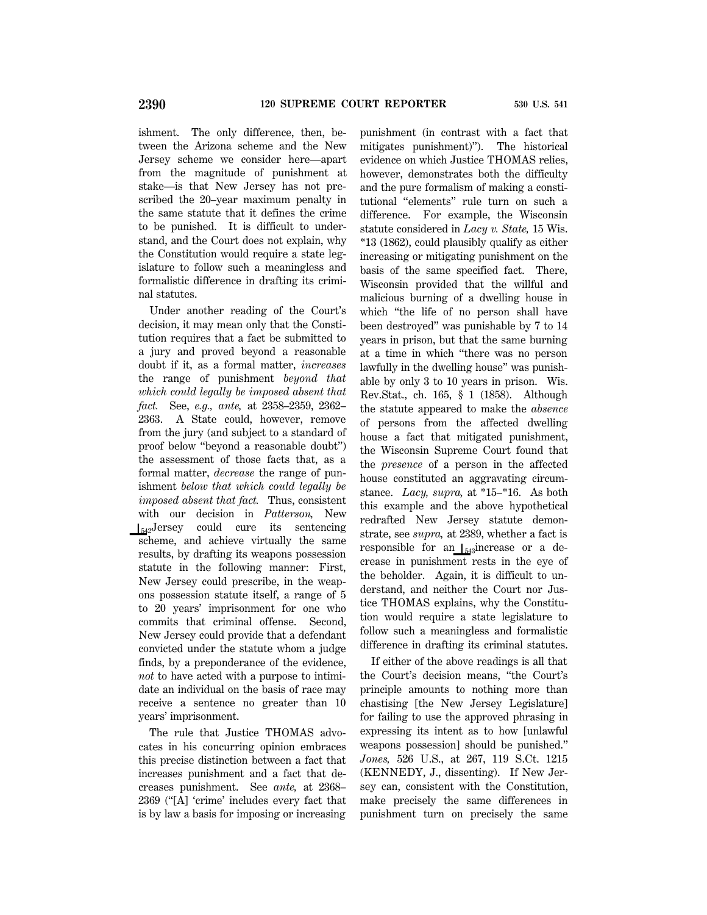ishment. The only difference, then, between the Arizona scheme and the New Jersey scheme we consider here—apart from the magnitude of punishment at stake—is that New Jersey has not prescribed the 20–year maximum penalty in the same statute that it defines the crime to be punished. It is difficult to understand, and the Court does not explain, why the Constitution would require a state legislature to follow such a meaningless and formalistic difference in drafting its criminal statutes.

Under another reading of the Court's decision, it may mean only that the Constitution requires that a fact be submitted to a jury and proved beyond a reasonable doubt if it, as a formal matter, *increases* the range of punishment *beyond that which could legally be imposed absent that fact.* See, *e.g., ante,* at 2358–2359, 2362–2363. A State could, however, remove from the jury (and subject to a standard of proof below "beyond a reasonable doubt") the assessment of those facts that, as a formal matter, *decrease* the range of punishment *below that which could legally be imposed absent that fact.* Thus, consistent with our decision in *Patterson,* New ⊥542Jersey could cure its sentencing scheme, and achieve virtually the same results, by drafting its weapons possession statute in the following manner: First, New Jersey could prescribe, in the weapons possession statute itself, a range of 5 to 20 years' imprisonment for one who commits that criminal offense. Second, New Jersey could provide that a defendant convicted under the statute whom a judge finds, by a preponderance of the evidence, *not* to have acted with a purpose to intimidate an individual on the basis of race may receive a sentence no greater than 10 years' imprisonment.

The rule that Justice THOMAS advocates in his concurring opinion embraces this precise distinction between a fact that increases punishment and a fact that decreases punishment. See *ante,* at 2368–2369 ("[A] 'crime' includes every fact that is by law a basis for imposing or increasing punishment (in contrast with a fact that mitigates punishment)"). The historical evidence on which Justice THOMAS relies, however, demonstrates both the difficulty and the pure formalism of making a constitutional "elements" rule turn on such a difference. For example, the Wisconsin statute considered in *Lacy v. State,* 15 Wis. *13 (1862), could plausibly qualify as either increasing or mitigating punishment on the basis of the same specified fact. There, Wisconsin provided that the willful and malicious burning of a dwelling house in which "the life of no person shall have been destroyed" was punishable by 7 to 14 years in prison, but that the same burning at a time in which "there was no person lawfully in the dwelling house" was punishable by only 3 to 10 years in prison. Wis. Rev.Stat., ch. 165, § 1 (1858). Although the statute appeared to make the *absence* of persons from the affected dwelling house a fact that mitigated punishment, the Wisconsin Supreme Court found that the *presence* of a person in the affected house constituted an aggravating circumstance. *Lacy, supra,* at *15–*16. As both this example and the above hypothetical redrafted New Jersey statute demonstrate, see *supra,* at 2389, whether a fact is responsible for an ⊥543increase or a decrease in punishment rests in the eye of the beholder. Again, it is difficult to understand, and neither the Court nor Justice THOMAS explains, why the Constitution would require a state legislature to follow such a meaningless and formalistic difference in drafting its criminal statutes.

If either of the above readings is all that the Court's decision means, "the Court's principle amounts to nothing more than chastising [the New Jersey Legislature] for failing to use the approved phrasing in expressing its intent as to how [unlawful weapons possession] should be punished." *Jones,* 526 U.S., at 267, 119 S.Ct. 1215 (KENNEDY, J., dissenting). If New Jersey can, consistent with the Constitution, make precisely the same differences in punishment turn on precisely the same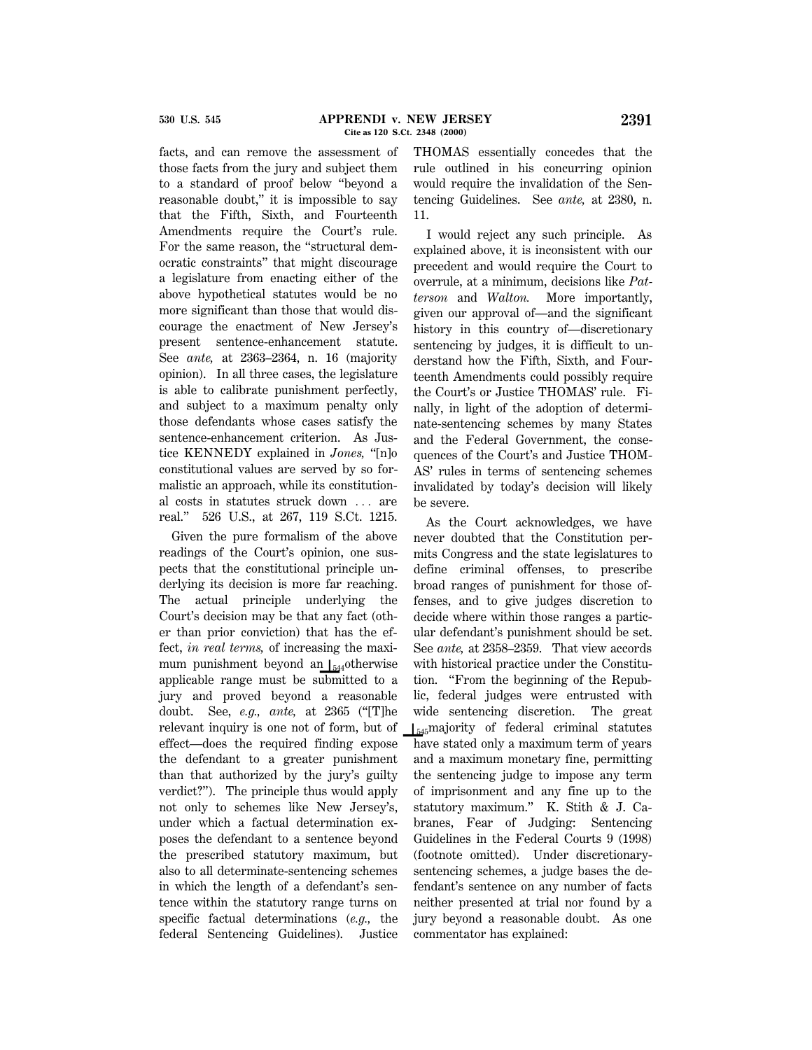facts, and can remove the assessment of those facts from the jury and subject them to a standard of proof below "beyond a reasonable doubt," it is impossible to say that the Fifth, Sixth, and Fourteenth Amendments require the Court's rule. For the same reason, the "structural democratic constraints" that might discourage a legislature from enacting either of the above hypothetical statutes would be no more significant than those that would discourage the enactment of New Jersey's present sentence-enhancement statute. See *ante,* at 2363–2364, n. 16 (majority opinion). In all three cases, the legislature is able to calibrate punishment perfectly, and subject to a maximum penalty only those defendants whose cases satisfy the sentence-enhancement criterion. As Justice KENNEDY explained in *Jones,* "[n]o constitutional values are served by so formalistic an approach, while its constitutional costs in statutes struck down ... are real." 526 U.S., at 267, 119 S.Ct. 1215.

Given the pure formalism of the above readings of the Court's opinion, one suspects that the constitutional principle underlying its decision is more far reaching. The actual principle underlying the Court's decision may be that any fact (other than prior conviction) that has the effect, *in real terms,* of increasing the maximum punishment beyond an ⌊544 otherwise applicable range must be submitted to a jury and proved beyond a reasonable doubt. See, *e.g., ante,* at 2365 ("[T]he relevant inquiry is one not of form, but of effect—does the required finding expose the defendant to a greater punishment than that authorized by the jury's guilty verdict?"). The principle thus would apply not only to schemes like New Jersey's, under which a factual determination exposes the defendant to a sentence beyond the prescribed statutory maximum, but also to all determinate-sentencing schemes in which the length of a defendant's sentence within the statutory range turns on specific factual determinations (*e.g.,* the federal Sentencing Guidelines). Justice THOMAS essentially concedes that the rule outlined in his concurring opinion would require the invalidation of the Sentencing Guidelines. See *ante,* at 2380, n. 11.

I would reject any such principle. As explained above, it is inconsistent with our precedent and would require the Court to overrule, at a minimum, decisions like *Patterson* and *Walton.* More importantly, given our approval of—and the significant history in this country of—discretionary sentencing by judges, it is difficult to understand how the Fifth, Sixth, and Fourteenth Amendments could possibly require the Court's or Justice THOMAS' rule. Finally, in light of the adoption of determinate-sentencing schemes by many States and the Federal Government, the consequences of the Court's and Justice THOMAS' rules in terms of sentencing schemes invalidated by today's decision will likely be severe.

As the Court acknowledges, we have never doubted that the Constitution permits Congress and the state legislatures to define criminal offenses, to prescribe broad ranges of punishment for those offenses, and to give judges discretion to decide where within those ranges a particular defendant's punishment should be set. See *ante,* at 2358–2359. That view accords with historical practice under the Constitution. "From the beginning of the Republic, federal judges were entrusted with wide sentencing discretion. The great ⌊545 majority of federal criminal statutes have stated only a maximum term of years and a maximum monetary fine, permitting the sentencing judge to impose any term of imprisonment and any fine up to the statutory maximum." K. Stith & J. Cabranes, Fear of Judging: Sentencing Guidelines in the Federal Courts 9 (1998) (footnote omitted). Under discretionary-sentencing schemes, a judge bases the defendant's sentence on any number of facts neither presented at trial nor found by a jury beyond a reasonable doubt. As one commentator has explained: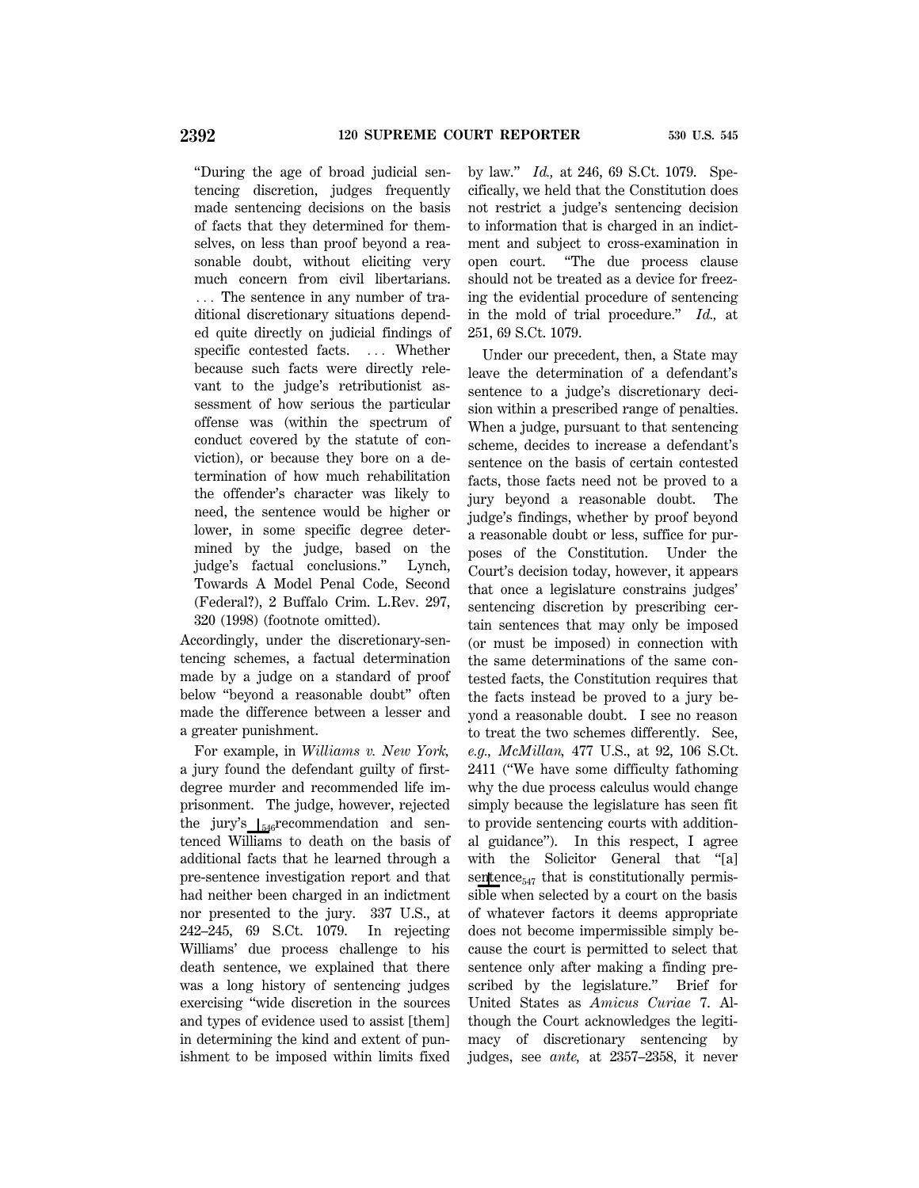"During the age of broad judicial sentencing discretion, judges frequently made sentencing decisions on the basis of facts that they determined for themselves, on less than proof beyond a reasonable doubt, without eliciting very much concern from civil libertarians. ... The sentence in any number of traditional discretionary situations depended quite directly on judicial findings of specific contested facts. ... Whether because such facts were directly relevant to the judge's retributionist assessment of how serious the particular offense was (within the spectrum of conduct covered by the statute of conviction), or because they bore on a determination of how much rehabilitation the offender's character was likely to need, the sentence would be higher or lower, in some specific degree determined by the judge, based on the judge's factual conclusions." Lynch, Towards A Model Penal Code, Second (Federal?), 2 Buffalo Crim. L.Rev. 297, 320 (1998) (footnote omitted).

Accordingly, under the discretionary-sentencing schemes, a factual determination made by a judge on a standard of proof below "beyond a reasonable doubt" often made the difference between a lesser and a greater punishment.

For example, in *Williams v. New York,* a jury found the defendant guilty of first-degree murder and recommended life imprisonment. The judge, however, rejected the jury's recommendation and sentenced Williams to death on the basis of additional facts that he learned through a pre-sentence investigation report and that had neither been charged in an indictment nor presented to the jury. 337 U.S., at 242–245, 69 S.Ct. 1079. In rejecting Williams' due process challenge to his death sentence, we explained that there was a long history of sentencing judges exercising "wide discretion in the sources and types of evidence used to assist [them] in determining the kind and extent of punishment to be imposed within limits fixed by law." *Id.,* at 246, 69 S.Ct. 1079. Specifically, we held that the Constitution does not restrict a judge's sentencing decision to information that is charged in an indictment and subject to cross-examination in open court. "The due process clause should not be treated as a device for freezing the evidential procedure of sentencing in the mold of trial procedure." *Id.,* at 251, 69 S.Ct. 1079.

Under our precedent, then, a State may leave the determination of a defendant's sentence to a judge's discretionary decision within a prescribed range of penalties. When a judge, pursuant to that sentencing scheme, decides to increase a defendant's sentence on the basis of certain contested facts, those facts need not be proved to a jury beyond a reasonable doubt. The judge's findings, whether by proof beyond a reasonable doubt or less, suffice for purposes of the Constitution. Under the Court's decision today, however, it appears that once a legislature constrains judges' sentencing discretion by prescribing certain sentences that may only be imposed (or must be imposed) in connection with the same determinations of the same contested facts, the Constitution requires that the facts instead be proved to a jury beyond a reasonable doubt. I see no reason to treat the two schemes differently. See, *e.g., McMillan,* 477 U.S., at 92, 106 S.Ct. 2411 ("We have some difficulty fathoming why the due process calculus would change simply because the legislature has seen fit to provide sentencing courts with additional guidance"). In this respect, I agree with the Solicitor General that "[a] sentence that is constitutionally permissible when selected by a court on the basis of whatever factors it deems appropriate does not become impermissible simply because the court is permitted to select that sentence only after making a finding prescribed by the legislature." Brief for United States as *Amicus Curiae* 7. Although the Court acknowledges the legitimacy of discretionary sentencing by judges, see *ante,* at 2357–2358, it never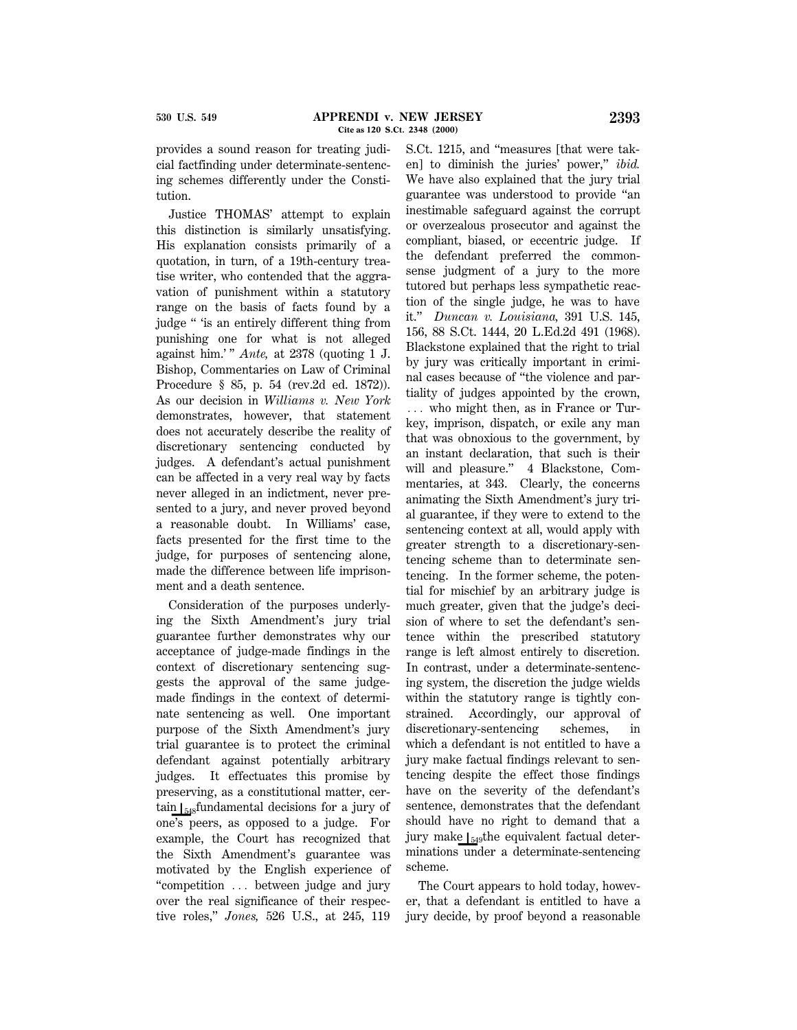provides a sound reason for treating judicial factfinding under determinate-sentencing schemes differently under the Constitution.

Justice THOMAS' attempt to explain this distinction is similarly unsatisfying. His explanation consists primarily of a quotation, in turn, of a 19th-century treatise writer, who contended that the aggravation of punishment within a statutory range on the basis of facts found by a judge " 'is an entirely different thing from punishing one for what is not alleged against him.' " *Ante,* at 2378 (quoting 1 J. Bishop, Commentaries on Law of Criminal Procedure § 85, p. 54 (rev.2d ed. 1872)). As our decision in *Williams v. New York* demonstrates, however, that statement does not accurately describe the reality of discretionary sentencing conducted by judges. A defendant's actual punishment can be affected in a very real way by facts never alleged in an indictment, never presented to a jury, and never proved beyond a reasonable doubt. In Williams' case, facts presented for the first time to the judge, for purposes of sentencing alone, made the difference between life imprisonment and a death sentence.

Consideration of the purposes underlying the Sixth Amendment's jury trial guarantee further demonstrates why our acceptance of judge-made findings in the context of discretionary sentencing suggests the approval of the same judge-made findings in the context of determinate sentencing as well. One important purpose of the Sixth Amendment's jury trial guarantee is to protect the criminal defendant against potentially arbitrary judges. It effectuates this promise by preserving, as a constitutional matter, certain ⌊548 fundamental decisions for a jury of one's peers, as opposed to a judge. For example, the Court has recognized that the Sixth Amendment's guarantee was motivated by the English experience of "competition ... between judge and jury over the real significance of their respective roles," *Jones,* 526 U.S., at 245, 119 S.Ct. 1215, and "measures [that were taken] to diminish the juries' power," *ibid.* We have also explained that the jury trial guarantee was understood to provide "an inestimable safeguard against the corrupt or overzealous prosecutor and against the compliant, biased, or eccentric judge. If the defendant preferred the common-sense judgment of a jury to the more tutored but perhaps less sympathetic reaction of the single judge, he was to have it." *Duncan v. Louisiana,* 391 U.S. 145, 156, 88 S.Ct. 1444, 20 L.Ed.2d 491 (1968). Blackstone explained that the right to trial by jury was critically important in criminal cases because of "the violence and partiality of judges appointed by the crown, ... who might then, as in France or Turkey, imprison, dispatch, or exile any man that was obnoxious to the government, by an instant declaration, that such is their will and pleasure." 4 Blackstone, Commentaries, at 343. Clearly, the concerns animating the Sixth Amendment's jury trial guarantee, if they were to extend to the sentencing context at all, would apply with greater strength to a discretionary-sentencing scheme than to determinate sentencing. In the former scheme, the potential for mischief by an arbitrary judge is much greater, given that the judge's decision of where to set the defendant's sentence within the prescribed statutory range is left almost entirely to discretion. In contrast, under a determinate-sentencing system, the discretion the judge wields within the statutory range is tightly constrained. Accordingly, our approval of discretionary-sentencing schemes, in which a defendant is not entitled to have a jury make factual findings relevant to sentencing despite the effect those findings have on the severity of the defendant's sentence, demonstrates that the defendant should have no right to demand that a jury make ⌊549 the equivalent factual determinations under a determinate-sentencing scheme.

The Court appears to hold today, however, that a defendant is entitled to have a jury decide, by proof beyond a reasonable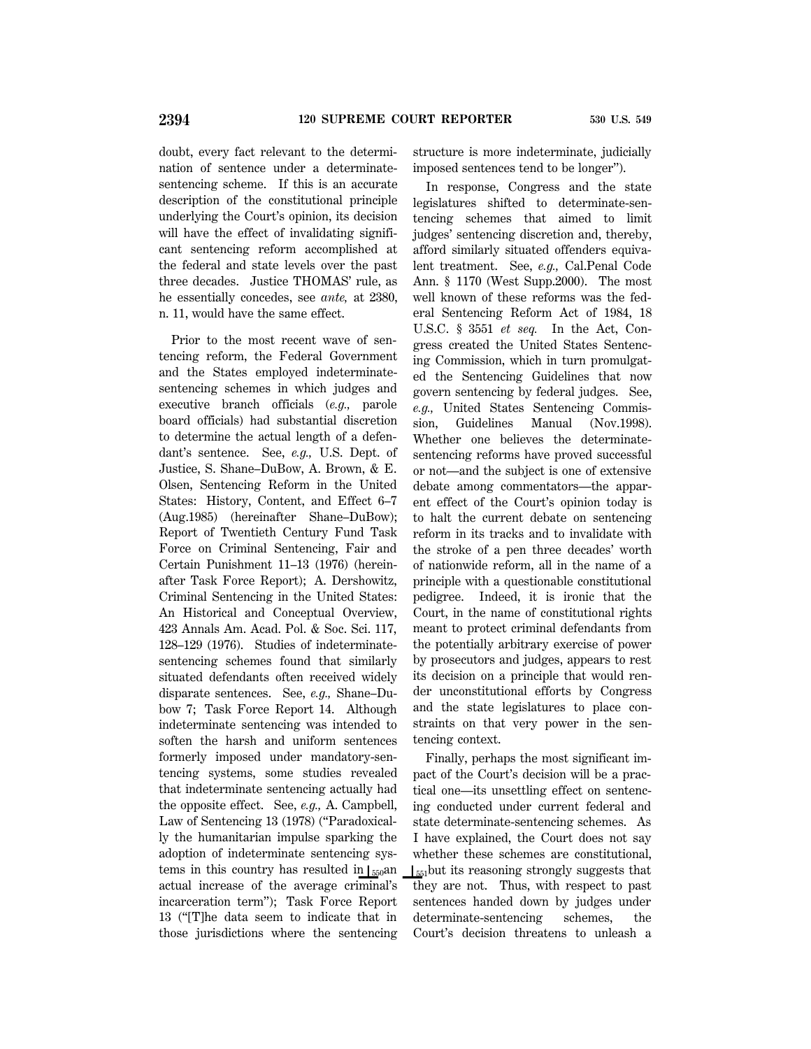doubt, every fact relevant to the determination of sentence under a determinate-sentencing scheme. If this is an accurate description of the constitutional principle underlying the Court's opinion, its decision will have the effect of invalidating significant sentencing reform accomplished at the federal and state levels over the past three decades. Justice THOMAS' rule, as he essentially concedes, see *ante,* at 2380, n. 11, would have the same effect.

Prior to the most recent wave of sentencing reform, the Federal Government and the States employed indeterminate-sentencing schemes in which judges and executive branch officials (*e.g.,* parole board officials) had substantial discretion to determine the actual length of a defendant's sentence. See, *e.g.,* U.S. Dept. of Justice, S. Shane–DuBow, A. Brown, & E. Olsen, Sentencing Reform in the United States: History, Content, and Effect 6–7 (Aug.1985) (hereinafter Shane–DuBow); Report of Twentieth Century Fund Task Force on Criminal Sentencing, Fair and Certain Punishment 11–13 (1976) (hereinafter Task Force Report); A. Dershowitz, Criminal Sentencing in the United States: An Historical and Conceptual Overview, 423 Annals Am. Acad. Pol. & Soc. Sci. 117, 128–129 (1976). Studies of indeterminate-sentencing schemes found that similarly situated defendants often received widely disparate sentences. See, *e.g.,* Shane–Dubow 7; Task Force Report 14. Although indeterminate sentencing was intended to soften the harsh and uniform sentences formerly imposed under mandatory-sentencing systems, some studies revealed that indeterminate sentencing actually had the opposite effect. See, *e.g.,* A. Campbell, Law of Sentencing 13 (1978) ("Paradoxically the humanitarian impulse sparking the adoption of indeterminate sentencing systems in this country has resulted in ⌊550an actual increase of the average criminal's incarceration term"); Task Force Report 13 ("[T]he data seem to indicate that in those jurisdictions where the sentencing structure is more indeterminate, judicially imposed sentences tend to be longer").

In response, Congress and the state legislatures shifted to determinate-sentencing schemes that aimed to limit judges' sentencing discretion and, thereby, afford similarly situated offenders equivalent treatment. See, *e.g.,* Cal.Penal Code Ann. § 1170 (West Supp.2000). The most well known of these reforms was the federal Sentencing Reform Act of 1984, 18 U.S.C. § 3551 *et seq.* In the Act, Congress created the United States Sentencing Commission, which in turn promulgated the Sentencing Guidelines that now govern sentencing by federal judges. See, *e.g.,* United States Sentencing Commission, Guidelines Manual (Nov.1998). Whether one believes the determinate-sentencing reforms have proved successful or not—and the subject is one of extensive debate among commentators—the apparent effect of the Court's opinion today is to halt the current debate on sentencing reform in its tracks and to invalidate with the stroke of a pen three decades' worth of nationwide reform, all in the name of a principle with a questionable constitutional pedigree. Indeed, it is ironic that the Court, in the name of constitutional rights meant to protect criminal defendants from the potentially arbitrary exercise of power by prosecutors and judges, appears to rest its decision on a principle that would render unconstitutional efforts by Congress and the state legislatures to place constraints on that very power in the sentencing context.

Finally, perhaps the most significant impact of the Court's decision will be a practical one—its unsettling effect on sentencing conducted under current federal and state determinate-sentencing schemes. As I have explained, the Court does not say whether these schemes are constitutional, ⌊551but its reasoning strongly suggests that they are not. Thus, with respect to past sentences handed down by judges under determinate-sentencing schemes, the Court's decision threatens to unleash a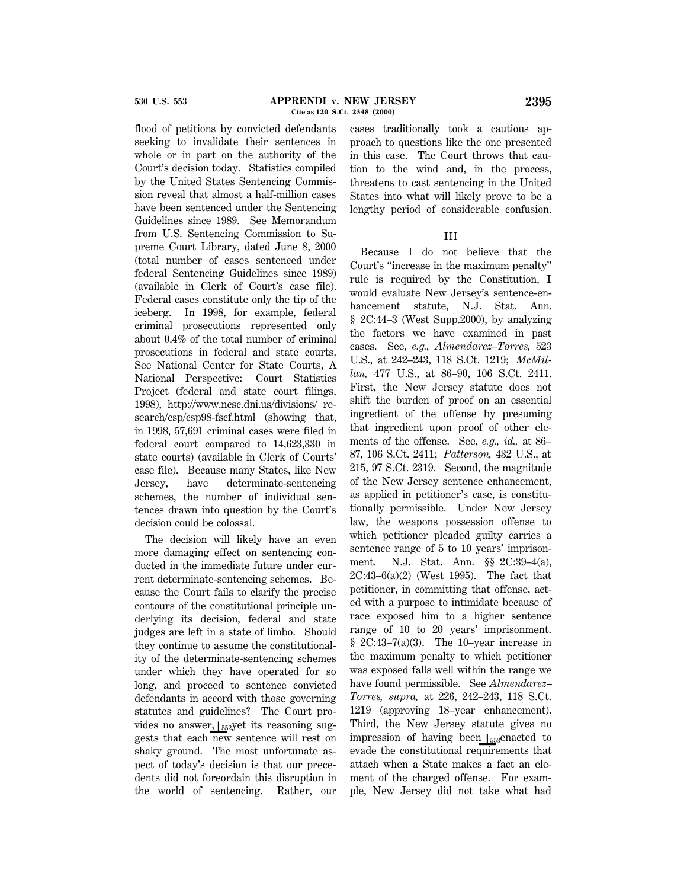flood of petitions by convicted defendants seeking to invalidate their sentences in whole or in part on the authority of the Court's decision today. Statistics compiled by the United States Sentencing Commission reveal that almost a half-million cases have been sentenced under the Sentencing Guidelines since 1989. See Memorandum from U.S. Sentencing Commission to Supreme Court Library, dated June 8, 2000 (total number of cases sentenced under federal Sentencing Guidelines since 1989) (available in Clerk of Court's case file). Federal cases constitute only the tip of the iceberg. In 1998, for example, federal criminal prosecutions represented only about 0.4% of the total number of criminal prosecutions in federal and state courts. See National Center for State Courts, A National Perspective: Court Statistics Project (federal and state court filings, 1998), http://www.ncsc.dni.us/divisions/research/csp/csp98-fscf.html (showing that, in 1998, 57,691 criminal cases were filed in federal court compared to 14,623,330 in state courts) (available in Clerk of Courts' case file). Because many States, like New Jersey, have determinate-sentencing schemes, the number of individual sentences drawn into question by the Court's decision could be colossal.

The decision will likely have an even more damaging effect on sentencing conducted in the immediate future under current determinate-sentencing schemes. Because the Court fails to clarify the precise contours of the constitutional principle underlying its decision, federal and state judges are left in a state of limbo. Should they continue to assume the constitutionality of the determinate-sentencing schemes under which they have operated for so long, and proceed to sentence convicted defendants in accord with those governing statutes and guidelines? The Court provides no answer, ⌊552 yet its reasoning suggests that each new sentence will rest on shaky ground. The most unfortunate aspect of today's decision is that our precedents did not foreordain this disruption in the world of sentencing. Rather, our cases traditionally took a cautious approach to questions like the one presented in this case. The Court throws that caution to the wind and, in the process, threatens to cast sentencing in the United States into what will likely prove to be a lengthy period of considerable confusion.

## III

Because I do not believe that the Court's "increase in the maximum penalty" rule is required by the Constitution, I would evaluate New Jersey's sentence-enhancement statute, N.J. Stat. Ann. § 2C:44–3 (West Supp.2000), by analyzing the factors we have examined in past cases. See, *e.g., Almendarez–Torres,* 523 U.S., at 242–243, 118 S.Ct. 1219; *McMillan,* 477 U.S., at 86–90, 106 S.Ct. 2411. First, the New Jersey statute does not shift the burden of proof on an essential ingredient of the offense by presuming that ingredient upon proof of other elements of the offense. See, *e.g., id.,* at 86–87, 106 S.Ct. 2411; *Patterson,* 432 U.S., at 215, 97 S.Ct. 2319. Second, the magnitude of the New Jersey sentence enhancement, as applied in petitioner's case, is constitutionally permissible. Under New Jersey law, the weapons possession offense to which petitioner pleaded guilty carries a sentence range of 5 to 10 years' imprisonment. N.J. Stat. Ann. §§ 2C:39–4(a), 2C:43–6(a)(2) (West 1995). The fact that petitioner, in committing that offense, acted with a purpose to intimidate because of race exposed him to a higher sentence range of 10 to 20 years' imprisonment. § 2C:43–7(a)(3). The 10–year increase in the maximum penalty to which petitioner was exposed falls well within the range we have found permissible. See *Almendarez–Torres, supra,* at 226, 242–243, 118 S.Ct. 1219 (approving 18–year enhancement). Third, the New Jersey statute gives no impression of having been ⌊553 enacted to evade the constitutional requirements that attach when a State makes a fact an element of the charged offense. For example, New Jersey did not take what had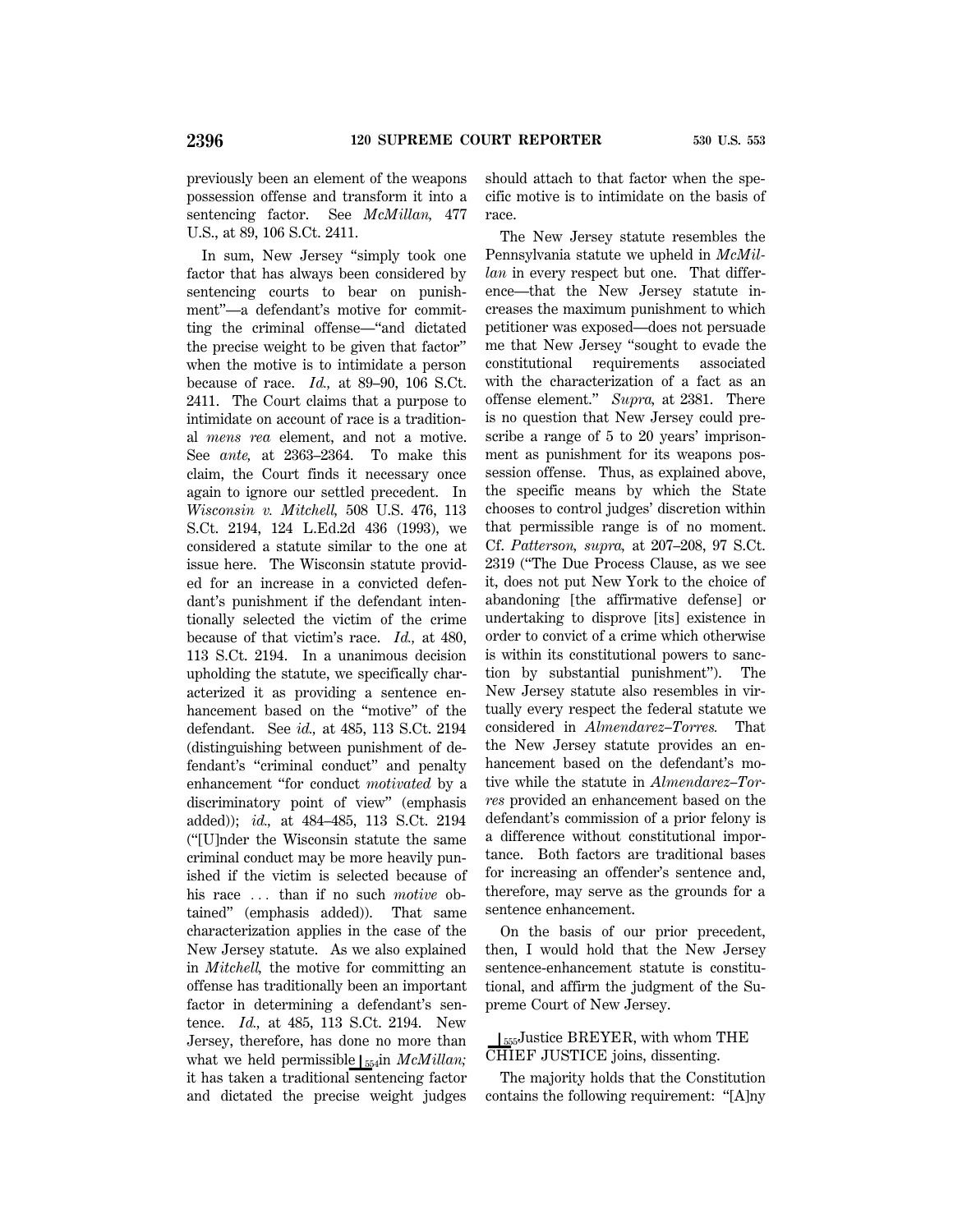previously been an element of the weapons possession offense and transform it into a sentencing factor. See *McMillan,* 477 U.S., at 89, 106 S.Ct. 2411.

In sum, New Jersey "simply took one factor that has always been considered by sentencing courts to bear on punishment"—a defendant's motive for committing the criminal offense—"and dictated the precise weight to be given that factor" when the motive is to intimidate a person because of race. *Id.,* at 89–90, 106 S.Ct. 2411. The Court claims that a purpose to intimidate on account of race is a traditional *mens rea* element, and not a motive. See *ante,* at 2363–2364. To make this claim, the Court finds it necessary once again to ignore our settled precedent. In *Wisconsin v. Mitchell,* 508 U.S. 476, 113 S.Ct. 2194, 124 L.Ed.2d 436 (1993), we considered a statute similar to the one at issue here. The Wisconsin statute provided for an increase in a convicted defendant's punishment if the defendant intentionally selected the victim of the crime because of that victim's race. *Id.,* at 480, 113 S.Ct. 2194. In a unanimous decision upholding the statute, we specifically characterized it as providing a sentence enhancement based on the "motive" of the defendant. See *id.,* at 485, 113 S.Ct. 2194 (distinguishing between punishment of defendant's "criminal conduct" and penalty enhancement "for conduct *motivated* by a discriminatory point of view" (emphasis added)); *id.,* at 484–485, 113 S.Ct. 2194 ("[U]nder the Wisconsin statute the same criminal conduct may be more heavily punished if the victim is selected because of his race ... than if no such *motive* obtained" (emphasis added)). That same characterization applies in the case of the New Jersey statute. As we also explained in *Mitchell,* the motive for committing an offense has traditionally been an important factor in determining a defendant's sentence. *Id.,* at 485, 113 S.Ct. 2194. New Jersey, therefore, has done no more than what we held permissible ⌊554 in *McMillan;* it has taken a traditional sentencing factor and dictated the precise weight judges should attach to that factor when the specific motive is to intimidate on the basis of race.

The New Jersey statute resembles the Pennsylvania statute we upheld in *McMillan* in every respect but one. That difference—that the New Jersey statute increases the maximum punishment to which petitioner was exposed—does not persuade me that New Jersey "sought to evade the constitutional requirements associated with the characterization of a fact as an offense element." *Supra,* at 2381. There is no question that New Jersey could prescribe a range of 5 to 20 years' imprisonment as punishment for its weapons possession offense. Thus, as explained above, the specific means by which the State chooses to control judges' discretion within that permissible range is of no moment. Cf. *Patterson, supra,* at 207–208, 97 S.Ct. 2319 ("The Due Process Clause, as we see it, does not put New York to the choice of abandoning [the affirmative defense] or undertaking to disprove [its] existence in order to convict of a crime which otherwise is within its constitutional powers to sanction by substantial punishment"). The New Jersey statute also resembles in virtually every respect the federal statute we considered in *Almendarez–Torres.* That the New Jersey statute provides an enhancement based on the defendant's motive while the statute in *Almendarez–Torres* provided an enhancement based on the defendant's commission of a prior felony is a difference without constitutional importance. Both factors are traditional bases for increasing an offender's sentence and, therefore, may serve as the grounds for a sentence enhancement.

On the basis of our prior precedent, then, I would hold that the New Jersey sentence-enhancement statute is constitutional, and affirm the judgment of the Supreme Court of New Jersey.

⌊555 Justice BREYER, with whom THE CHIEF JUSTICE joins, dissenting.

The majority holds that the Constitution contains the following requirement: "[A]ny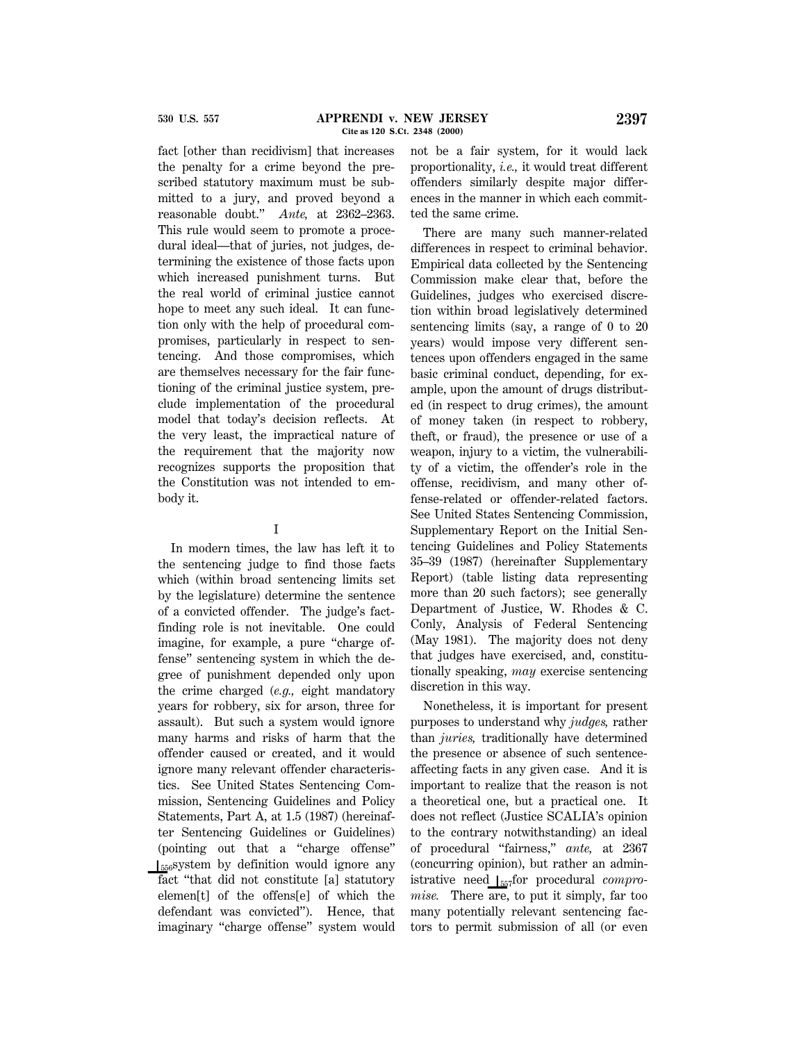fact [other than recidivism] that increases the penalty for a crime beyond the prescribed statutory maximum must be submitted to a jury, and proved beyond a reasonable doubt." *Ante,* at 2362–2363. This rule would seem to promote a procedural ideal—that of juries, not judges, determining the existence of those facts upon which increased punishment turns. But the real world of criminal justice cannot hope to meet any such ideal. It can function only with the help of procedural compromises, particularly in respect to sentencing. And those compromises, which are themselves necessary for the fair functioning of the criminal justice system, preclude implementation of the procedural model that today's decision reflects. At the very least, the impractical nature of the requirement that the majority now recognizes supports the proposition that the Constitution was not intended to embody it.

## I

In modern times, the law has left it to the sentencing judge to find those facts which (within broad sentencing limits set by the legislature) determine the sentence of a convicted offender. The judge's factfinding role is not inevitable. One could imagine, for example, a pure "charge offense" sentencing system in which the degree of punishment depended only upon the crime charged (*e.g.,* eight mandatory years for robbery, six for arson, three for assault). But such a system would ignore many harms and risks of harm that the offender caused or created, and it would ignore many relevant offender characteristics. See United States Sentencing Commission, Sentencing Guidelines and Policy Statements, Part A, at 1.5 (1987) (hereinafter Sentencing Guidelines or Guidelines) (pointing out that a "charge offense" ⌊556system by definition would ignore any fact "that did not constitute [a] statutory elemen[t] of the offens[e] of which the defendant was convicted"). Hence, that imaginary "charge offense" system would not be a fair system, for it would lack proportionality, *i.e.,* it would treat different offenders similarly despite major differences in the manner in which each committed the same crime.

There are many such manner-related differences in respect to criminal behavior. Empirical data collected by the Sentencing Commission make clear that, before the Guidelines, judges who exercised discretion within broad legislatively determined sentencing limits (say, a range of 0 to 20 years) would impose very different sentences upon offenders engaged in the same basic criminal conduct, depending, for example, upon the amount of drugs distributed (in respect to drug crimes), the amount of money taken (in respect to robbery, theft, or fraud), the presence or use of a weapon, injury to a victim, the vulnerability of a victim, the offender's role in the offense, recidivism, and many other offense-related or offender-related factors. See United States Sentencing Commission, Supplementary Report on the Initial Sentencing Guidelines and Policy Statements 35–39 (1987) (hereinafter Supplementary Report) (table listing data representing more than 20 such factors); see generally Department of Justice, W. Rhodes & C. Conly, Analysis of Federal Sentencing (May 1981). The majority does not deny that judges have exercised, and, constitutionally speaking, *may* exercise sentencing discretion in this way.

Nonetheless, it is important for present purposes to understand why *judges,* rather than *juries,* traditionally have determined the presence or absence of such sentence-affecting facts in any given case. And it is important to realize that the reason is not a theoretical one, but a practical one. It does not reflect (Justice SCALIA's opinion to the contrary notwithstanding) an ideal of procedural "fairness," *ante,* at 2367 (concurring opinion), but rather an administrative need ⌊557for procedural *compromise.* There are, to put it simply, far too many potentially relevant sentencing factors to permit submission of all (or even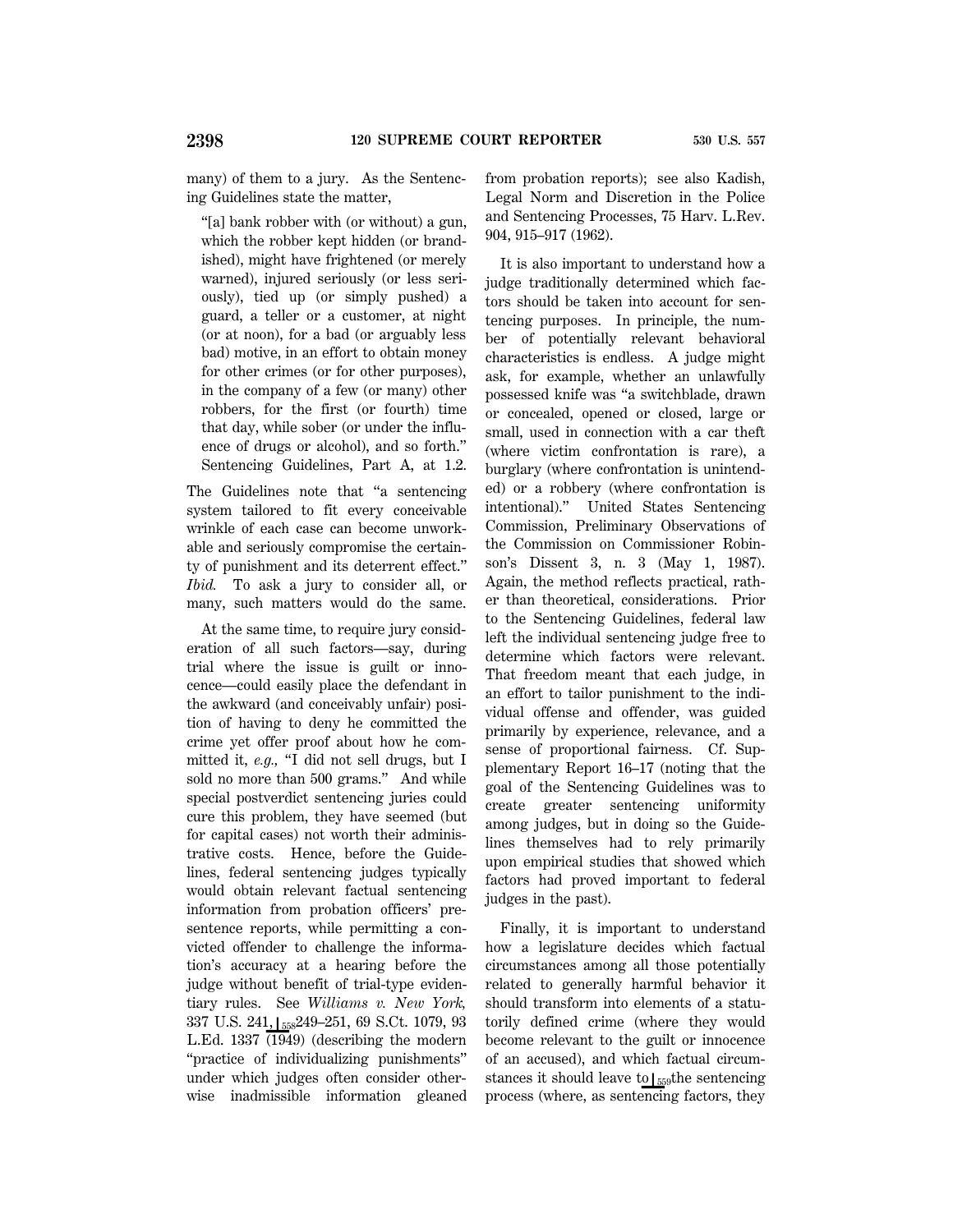many) of them to a jury. As the Sentencing Guidelines state the matter,

> "[a] bank robber with (or without) a gun, which the robber kept hidden (or brandished), might have frightened (or merely warned), injured seriously (or less seriously), tied up (or simply pushed) a guard, a teller or a customer, at night (or at noon), for a bad (or arguably less bad) motive, in an effort to obtain money for other crimes (or for other purposes), in the company of a few (or many) other robbers, for the first (or fourth) time that day, while sober (or under the influence of drugs or alcohol), and so forth." Sentencing Guidelines, Part A, at 1.2.

The Guidelines note that "a sentencing system tailored to fit every conceivable wrinkle of each case can become unworkable and seriously compromise the certainty of punishment and its deterrent effect." *Ibid.* To ask a jury to consider all, or many, such matters would do the same.

At the same time, to require jury consideration of all such factors—say, during trial where the issue is guilt or innocence—could easily place the defendant in the awkward (and conceivably unfair) position of having to deny he committed the crime yet offer proof about how he committed it, *e.g.,* "I did not sell drugs, but I sold no more than 500 grams." And while special postverdict sentencing juries could cure this problem, they have seemed (but for capital cases) not worth their administrative costs. Hence, before the Guidelines, federal sentencing judges typically would obtain relevant factual sentencing information from probation officers' presentence reports, while permitting a convicted offender to challenge the information's accuracy at a hearing before the judge without benefit of trial-type evidentiary rules. See *Williams v. New York,* 337 U.S. 241, ⌊558 249–251, 69 S.Ct. 1079, 93 L.Ed. 1337 (1949) (describing the modern "practice of individualizing punishments" under which judges often consider otherwise inadmissible information gleaned from probation reports); see also Kadish, Legal Norm and Discretion in the Police and Sentencing Processes, 75 Harv. L.Rev. 904, 915–917 (1962).

It is also important to understand how a judge traditionally determined which factors should be taken into account for sentencing purposes. In principle, the number of potentially relevant behavioral characteristics is endless. A judge might ask, for example, whether an unlawfully possessed knife was "a switchblade, drawn or concealed, opened or closed, large or small, used in connection with a car theft (where victim confrontation is rare), a burglary (where confrontation is unintended) or a robbery (where confrontation is intentional)." United States Sentencing Commission, Preliminary Observations of the Commission on Commissioner Robinson's Dissent 3, n. 3 (May 1, 1987). Again, the method reflects practical, rather than theoretical, considerations. Prior to the Sentencing Guidelines, federal law left the individual sentencing judge free to determine which factors were relevant. That freedom meant that each judge, in an effort to tailor punishment to the individual offense and offender, was guided primarily by experience, relevance, and a sense of proportional fairness. Cf. Supplementary Report 16–17 (noting that the goal of the Sentencing Guidelines was to create greater sentencing uniformity among judges, but in doing so the Guidelines themselves had to rely primarily upon empirical studies that showed which factors had proved important to federal judges in the past).

Finally, it is important to understand how a legislature decides which factual circumstances among all those potentially related to generally harmful behavior it should transform into elements of a statutorily defined crime (where they would become relevant to the guilt or innocence of an accused), and which factual circumstances it should leave to ⌊559 the sentencing process (where, as sentencing factors, they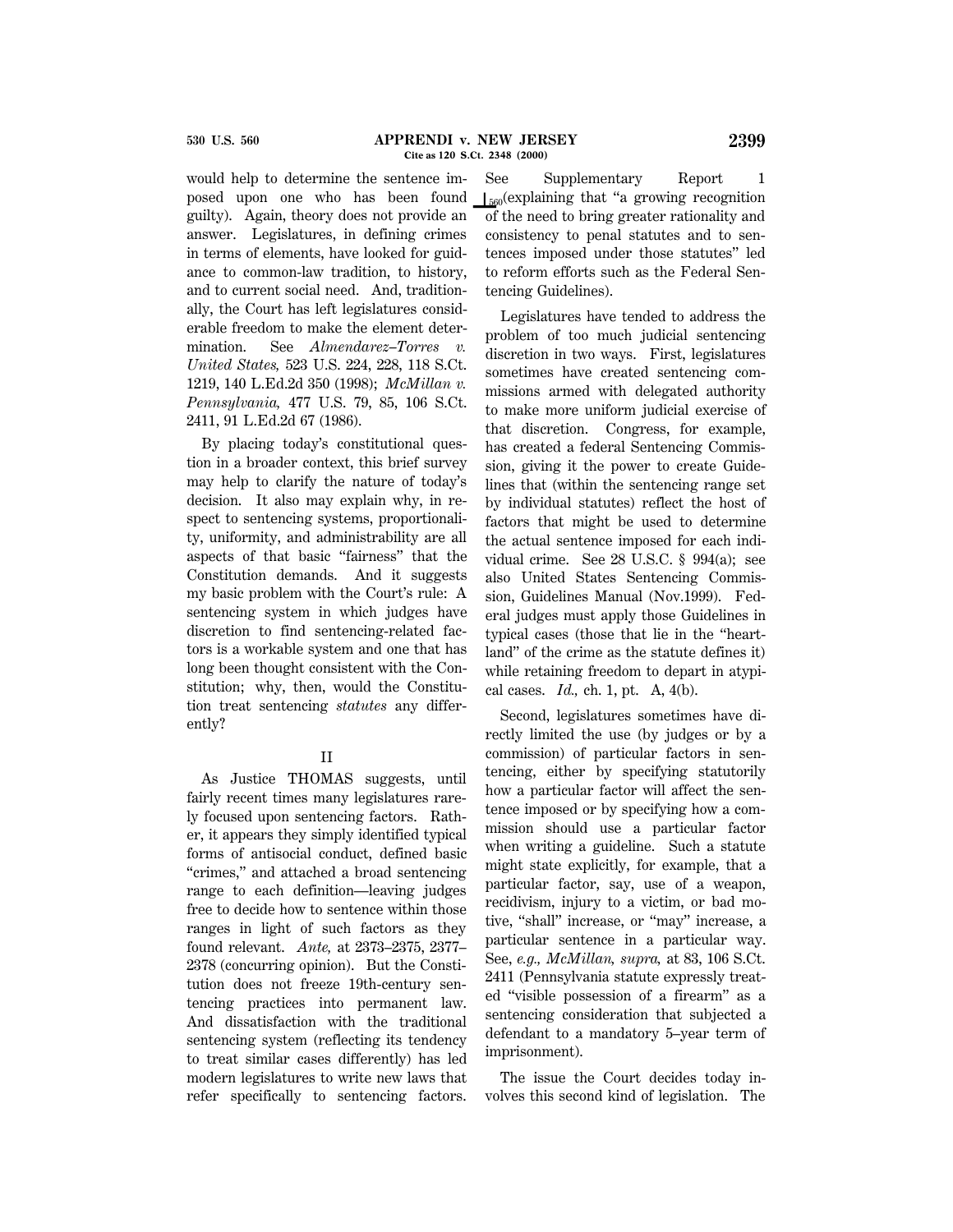would help to determine the sentence imposed upon one who has been found guilty). Again, theory does not provide an answer. Legislatures, in defining crimes in terms of elements, have looked for guidance to common-law tradition, to history, and to current social need. And, traditionally, the Court has left legislatures considerable freedom to make the element determination. See *Almendarez–Torres v. United States,* 523 U.S. 224, 228, 118 S.Ct. 1219, 140 L.Ed.2d 350 (1998); *McMillan v. Pennsylvania,* 477 U.S. 79, 85, 106 S.Ct. 2411, 91 L.Ed.2d 67 (1986).

By placing today's constitutional question in a broader context, this brief survey may help to clarify the nature of today's decision. It also may explain why, in respect to sentencing systems, proportionality, uniformity, and administrability are all aspects of that basic "fairness" that the Constitution demands. And it suggests my basic problem with the Court's rule: A sentencing system in which judges have discretion to find sentencing-related factors is a workable system and one that has long been thought consistent with the Constitution; why, then, would the Constitution treat sentencing *statutes* any differently?

## II

As Justice THOMAS suggests, until fairly recent times many legislatures rarely focused upon sentencing factors. Rather, it appears they simply identified typical forms of antisocial conduct, defined basic "crimes," and attached a broad sentencing range to each definition—leaving judges free to decide how to sentence within those ranges in light of such factors as they found relevant. *Ante,* at 2373–2375, 2377–2378 (concurring opinion). But the Constitution does not freeze 19th-century sentencing practices into permanent law. And dissatisfaction with the traditional sentencing system (reflecting its tendency to treat similar cases differently) has led modern legislatures to write new laws that refer specifically to sentencing factors. See Supplementary Report 1 (explaining that "a growing recognition of the need to bring greater rationality and consistency to penal statutes and to sentences imposed under those statutes" led to reform efforts such as the Federal Sentencing Guidelines).

Legislatures have tended to address the problem of too much judicial sentencing discretion in two ways. First, legislatures sometimes have created sentencing commissions armed with delegated authority to make more uniform judicial exercise of that discretion. Congress, for example, has created a federal Sentencing Commission, giving it the power to create Guidelines that (within the sentencing range set by individual statutes) reflect the host of factors that might be used to determine the actual sentence imposed for each individual crime. See 28 U.S.C. § 994(a); see also United States Sentencing Commission, Guidelines Manual (Nov.1999). Federal judges must apply those Guidelines in typical cases (those that lie in the "heartland" of the crime as the statute defines it) while retaining freedom to depart in atypical cases. *Id.,* ch. 1, pt. A, 4(b).

Second, legislatures sometimes have directly limited the use (by judges or by a commission) of particular factors in sentencing, either by specifying statutorily how a particular factor will affect the sentence imposed or by specifying how a commission should use a particular factor when writing a guideline. Such a statute might state explicitly, for example, that a particular factor, say, use of a weapon, recidivism, injury to a victim, or bad motive, "shall" increase, or "may" increase, a particular sentence in a particular way. See, *e.g., McMillan, supra,* at 83, 106 S.Ct. 2411 (Pennsylvania statute expressly treated "visible possession of a firearm" as a sentencing consideration that subjected a defendant to a mandatory 5–year term of imprisonment).

The issue the Court decides today involves this second kind of legislation. The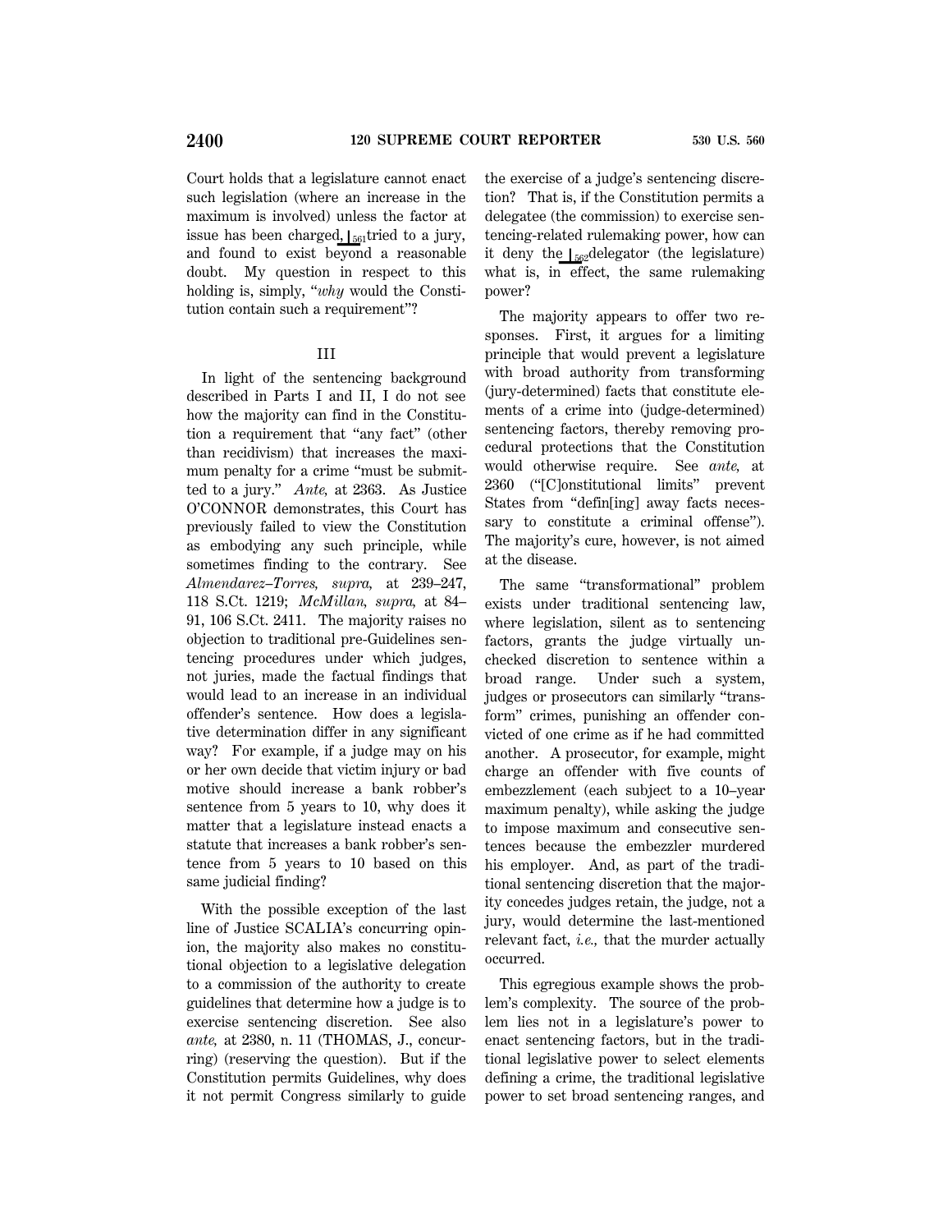Court holds that a legislature cannot enact such legislation (where an increase in the maximum is involved) unless the factor at issue has been charged, ⌊561tried to a jury, and found to exist beyond a reasonable doubt. My question in respect to this holding is, simply, "*why* would the Constitution contain such a requirement"?

### III

In light of the sentencing background described in Parts I and II, I do not see how the majority can find in the Constitution a requirement that "any fact" (other than recidivism) that increases the maximum penalty for a crime "must be submitted to a jury." *Ante,* at 2363. As Justice O'CONNOR demonstrates, this Court has previously failed to view the Constitution as embodying any such principle, while sometimes finding to the contrary. See *Almendarez–Torres, supra,* at 239–247, 118 S.Ct. 1219; *McMillan, supra,* at 84–91, 106 S.Ct. 2411. The majority raises no objection to traditional pre-Guidelines sentencing procedures under which judges, not juries, made the factual findings that would lead to an increase in an individual offender's sentence. How does a legislative determination differ in any significant way? For example, if a judge may on his or her own decide that victim injury or bad motive should increase a bank robber's sentence from 5 years to 10, why does it matter that a legislature instead enacts a statute that increases a bank robber's sentence from 5 years to 10 based on this same judicial finding?

With the possible exception of the last line of Justice SCALIA's concurring opinion, the majority also makes no constitutional objection to a legislative delegation to a commission of the authority to create guidelines that determine how a judge is to exercise sentencing discretion. See also *ante,* at 2380, n. 11 (THOMAS, J., concurring) (reserving the question). But if the Constitution permits Guidelines, why does it not permit Congress similarly to guide the exercise of a judge's sentencing discretion? That is, if the Constitution permits a delegatee (the commission) to exercise sentencing-related rulemaking power, how can it deny the ⌊562delegator (the legislature) what is, in effect, the same rulemaking power?

The majority appears to offer two responses. First, it argues for a limiting principle that would prevent a legislature with broad authority from transforming (jury-determined) facts that constitute elements of a crime into (judge-determined) sentencing factors, thereby removing procedural protections that the Constitution would otherwise require. See *ante,* at 2360 ("[C]onstitutional limits" prevent States from "defin[ing] away facts necessary to constitute a criminal offense"). The majority's cure, however, is not aimed at the disease.

The same "transformational" problem exists under traditional sentencing law, where legislation, silent as to sentencing factors, grants the judge virtually unchecked discretion to sentence within a broad range. Under such a system, judges or prosecutors can similarly "transform" crimes, punishing an offender convicted of one crime as if he had committed another. A prosecutor, for example, might charge an offender with five counts of embezzlement (each subject to a 10–year maximum penalty), while asking the judge to impose maximum and consecutive sentences because the embezzler murdered his employer. And, as part of the traditional sentencing discretion that the majority concedes judges retain, the judge, not a jury, would determine the last-mentioned relevant fact, *i.e.,* that the murder actually occurred.

This egregious example shows the problem's complexity. The source of the problem lies not in a legislature's power to enact sentencing factors, but in the traditional legislative power to select elements defining a crime, the traditional legislative power to set broad sentencing ranges, and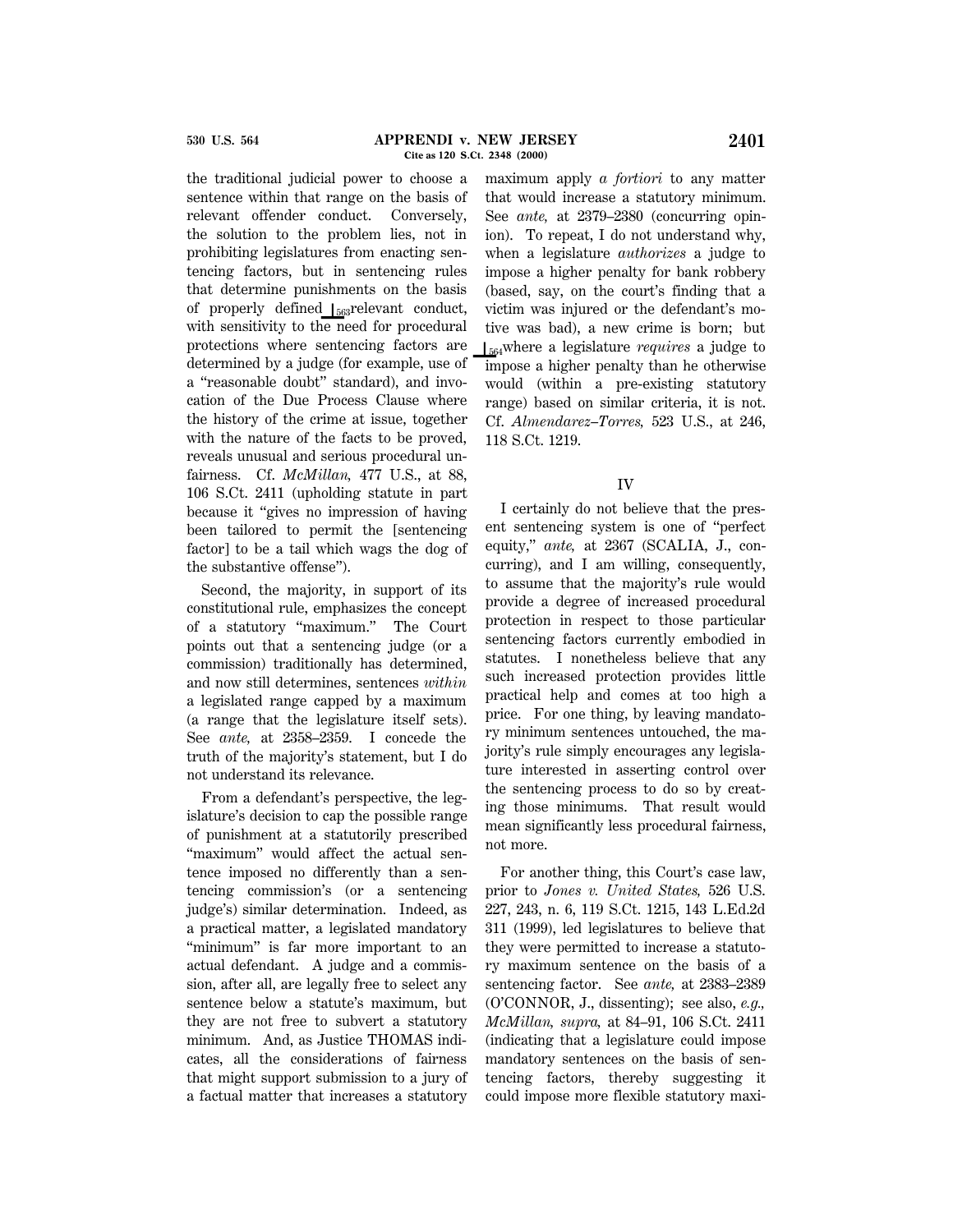the traditional judicial power to choose a sentence within that range on the basis of relevant offender conduct. Conversely, the solution to the problem lies, not in prohibiting legislatures from enacting sentencing factors, but in sentencing rules that determine punishments on the basis of properly defined relevant conduct, with sensitivity to the need for procedural protections where sentencing factors are determined by a judge (for example, use of a "reasonable doubt" standard), and invocation of the Due Process Clause where the history of the crime at issue, together with the nature of the facts to be proved, reveals unusual and serious procedural unfairness. Cf. *McMillan,* 477 U.S., at 88, 106 S.Ct. 2411 (upholding statute in part because it "gives no impression of having been tailored to permit the [sentencing factor] to be a tail which wags the dog of the substantive offense").

Second, the majority, in support of its constitutional rule, emphasizes the concept of a statutory "maximum." The Court points out that a sentencing judge (or a commission) traditionally has determined, and now still determines, sentences *within* a legislated range capped by a maximum (a range that the legislature itself sets). See *ante,* at 2358–2359. I concede the truth of the majority's statement, but I do not understand its relevance.

From a defendant's perspective, the legislature's decision to cap the possible range of punishment at a statutorily prescribed "maximum" would affect the actual sentence imposed no differently than a sentencing commission's (or a sentencing judge's) similar determination. Indeed, as a practical matter, a legislated mandatory "minimum" is far more important to an actual defendant. A judge and a commission, after all, are legally free to select any sentence below a statute's maximum, but they are not free to subvert a statutory minimum. And, as Justice THOMAS indicates, all the considerations of fairness that might support submission to a jury of a factual matter that increases a statutory maximum apply *a fortiori* to any matter that would increase a statutory minimum. See *ante,* at 2379–2380 (concurring opinion). To repeat, I do not understand why, when a legislature *authorizes* a judge to impose a higher penalty for bank robbery (based, say, on the court's finding that a victim was injured or the defendant's motive was bad), a new crime is born; but where a legislature *requires* a judge to impose a higher penalty than he otherwise would (within a pre-existing statutory range) based on similar criteria, it is not. Cf. *Almendarez–Torres,* 523 U.S., at 246, 118 S.Ct. 1219.

## IV

I certainly do not believe that the present sentencing system is one of "perfect equity," *ante,* at 2367 (SCALIA, J., concurring), and I am willing, consequently, to assume that the majority's rule would provide a degree of increased procedural protection in respect to those particular sentencing factors currently embodied in statutes. I nonetheless believe that any such increased protection provides little practical help and comes at too high a price. For one thing, by leaving mandatory minimum sentences untouched, the majority's rule simply encourages any legislature interested in asserting control over the sentencing process to do so by creating those minimums. That result would mean significantly less procedural fairness, not more.

For another thing, this Court's case law, prior to *Jones v. United States,* 526 U.S. 227, 243, n. 6, 119 S.Ct. 1215, 143 L.Ed.2d 311 (1999), led legislatures to believe that they were permitted to increase a statutory maximum sentence on the basis of a sentencing factor. See *ante,* at 2383–2389 (O'CONNOR, J., dissenting); see also, *e.g., McMillan, supra,* at 84–91, 106 S.Ct. 2411 (indicating that a legislature could impose mandatory sentences on the basis of sentencing factors, thereby suggesting it could impose more flexible statutory maxi-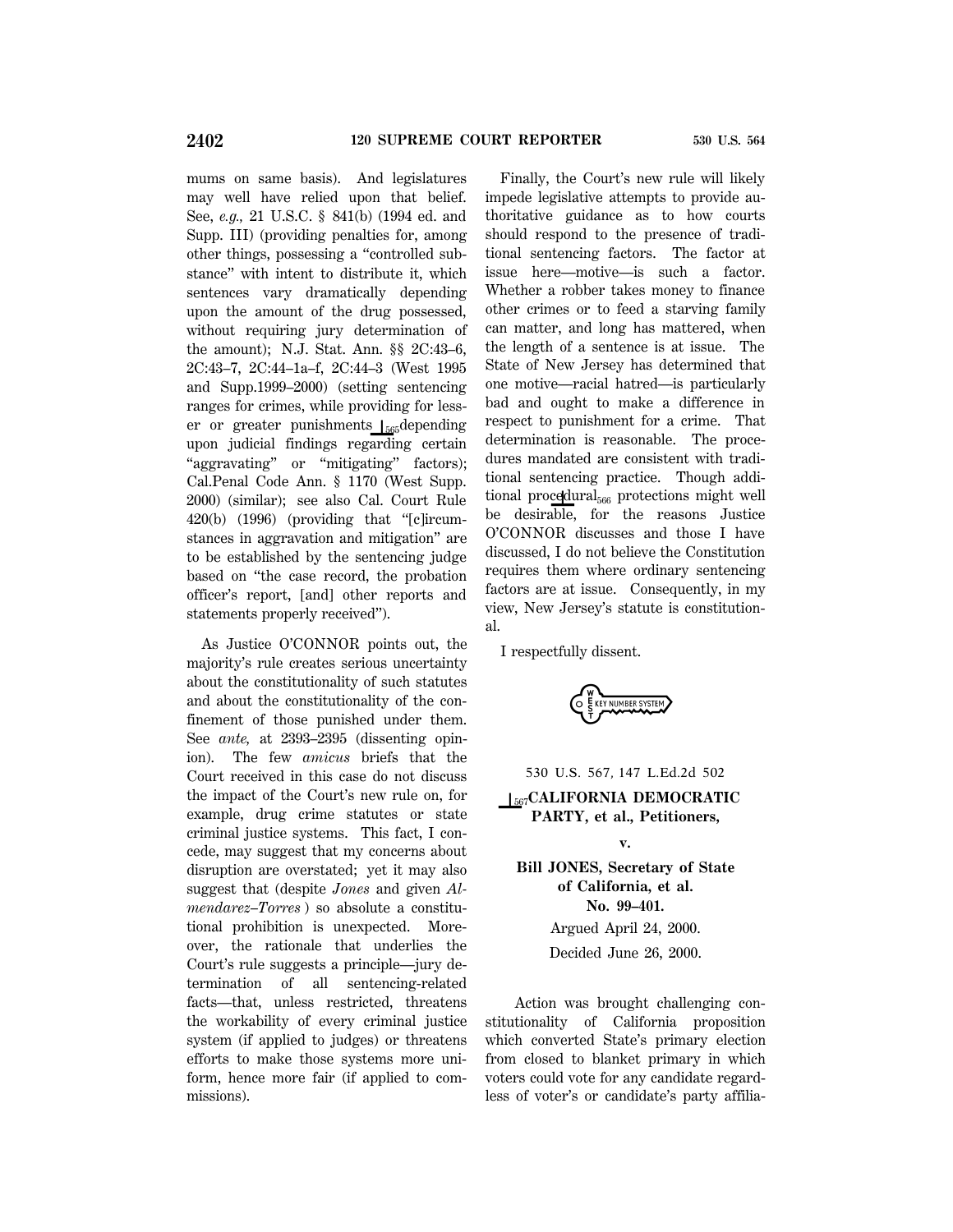mums on same basis). And legislatures may well have relied upon that belief. See, *e.g.,* 21 U.S.C. § 841(b) (1994 ed. and Supp. III) (providing penalties for, among other things, possessing a "controlled substance" with intent to distribute it, which sentences vary dramatically depending upon the amount of the drug possessed, without requiring jury determination of the amount); N.J. Stat. Ann. §§ 2C:43–6, 2C:43–7, 2C:44–1a–f, 2C:44–3 (West 1995 and Supp.1999–2000) (setting sentencing ranges for crimes, while providing for lesser or greater punishments ⌊565 depending upon judicial findings regarding certain "aggravating" or "mitigating" factors); Cal.Penal Code Ann. § 1170 (West Supp. 2000) (similar); see also Cal. Court Rule 420(b) (1996) (providing that "[c]ircumstances in aggravation and mitigation" are to be established by the sentencing judge based on "the case record, the probation officer's report, [and] other reports and statements properly received").

As Justice O'CONNOR points out, the majority's rule creates serious uncertainty about the constitutionality of such statutes and about the constitutionality of the confinement of those punished under them. See *ante,* at 2393–2395 (dissenting opinion). The few *amicus* briefs that the Court received in this case do not discuss the impact of the Court's new rule on, for example, drug crime statutes or state criminal justice systems. This fact, I concede, may suggest that my concerns about disruption are overstated; yet it may also suggest that (despite *Jones* and given *Almendarez–Torres* ) so absolute a constitutional prohibition is unexpected. Moreover, the rationale that underlies the Court's rule suggests a principle—jury determination of all sentencing-related facts—that, unless restricted, threatens the workability of every criminal justice system (if applied to judges) or threatens efforts to make those systems more uniform, hence more fair (if applied to commissions).

Finally, the Court's new rule will likely impede legislative attempts to provide authoritative guidance as to how courts should respond to the presence of traditional sentencing factors. The factor at issue here—motive—is such a factor. Whether a robber takes money to finance other crimes or to feed a starving family can matter, and long has mattered, when the length of a sentence is at issue. The State of New Jersey has determined that one motive—racial hatred—is particularly bad and ought to make a difference in respect to punishment for a crime. That determination is reasonable. The procedures mandated are consistent with traditional sentencing practice. Though additional proce⌊566dural protections might well be desirable, for the reasons Justice O'CONNOR discusses and those I have discussed, I do not believe the Constitution requires them where ordinary sentencing factors are at issue. Consequently, in my view, New Jersey's statute is constitutional.

I respectfully dissent.

530 U.S. 567, 147 L.Ed.2d 502

**⌊567 CALIFORNIA DEMOCRATIC PARTY, et al., Petitioners,**

**v.**

**Bill JONES, Secretary of State of California, et al.**

**No. 99–401.**

Argued April 24, 2000.

Decided June 26, 2000.

Action was brought challenging constitutionality of California proposition which converted State's primary election from closed to blanket primary in which voters could vote for any candidate regardless of voter's or candidate's party affilia-